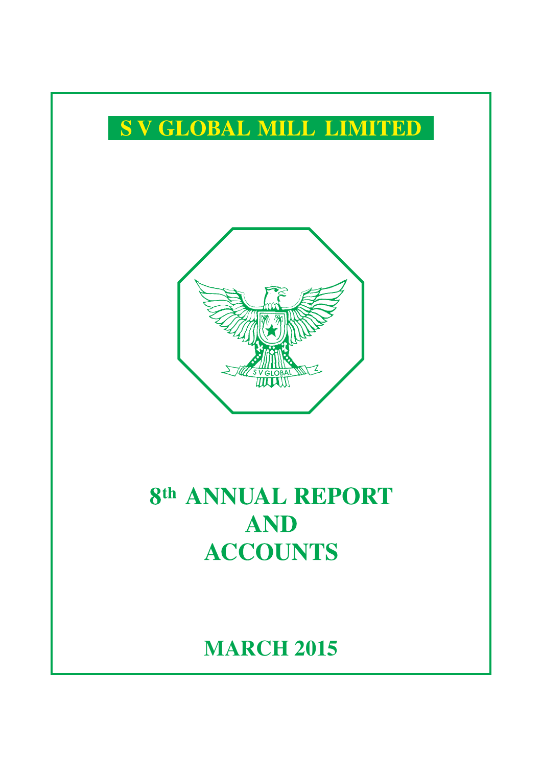# S V GLOBAL MILL LIMITED

# 8th ANNUAL REPORT AND ACCOUNTS

## MARCH 2015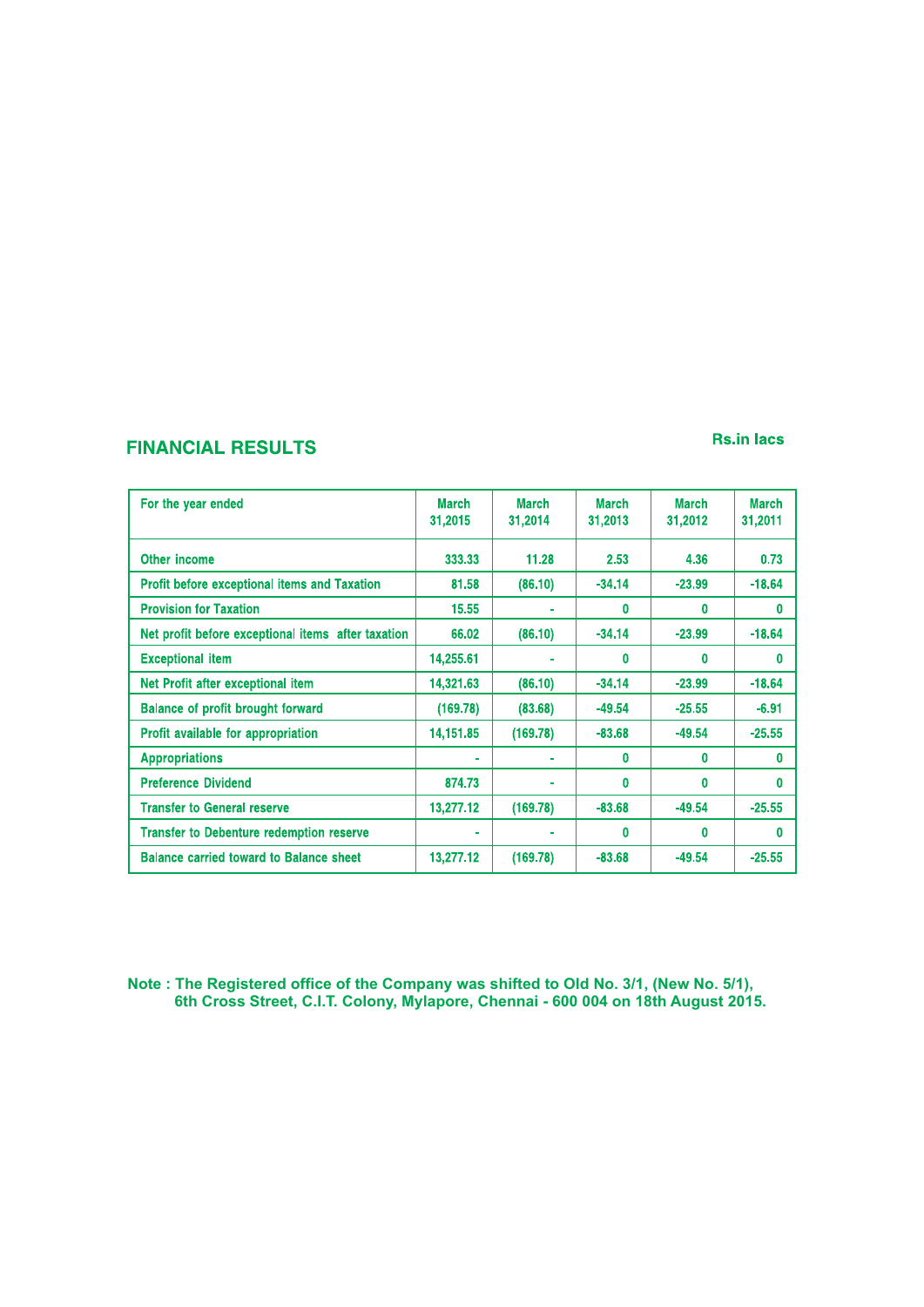## FINANCIAL RESULTS

Rs.in lacs

| For the year ended | March 31,2015 | March 31,2014 | March 31,2013 | March 31,2012 | March 31,2011 |
|---|---|---|---|---|---|
| Other income | 333.33 | 11.28 | 2.53 | 4.36 | 0.73 |
| Profit before exceptional items and Taxation | 81.58 | (86.10) | -34.14 | -23.99 | -18.64 |
| Provision for Taxation | 15.55 | - | 0 | 0 | 0 |
| Net profit before exceptional items after taxation | 66.02 | (86.10) | -34.14 | -23.99 | -18.64 |
| Exceptional item | 14,255.61 | - | 0 | 0 | 0 |
| Net Profit after exceptional item | 14,321.63 | (86.10) | -34.14 | -23.99 | -18.64 |
| Balance of profit brought forward | (169.78) | (83.68) | -49.54 | -25.55 | -6.91 |
| Profit available for appropriation | 14,151.85 | (169.78) | -83.68 | -49.54 | -25.55 |
| Appropriations | - | - | 0 | 0 | 0 |
| Preference Dividend | 874.73 | - | 0 | 0 | 0 |
| Transfer to General reserve | 13,277.12 | (169.78) | -83.68 | -49.54 | -25.55 |
| Transfer to Debenture redemption reserve | - | - | 0 | 0 | 0 |
| Balance carried toward to Balance sheet | 13,277.12 | (169.78) | -83.68 | -49.54 | -25.55 |

**Note : The Registered office of the Company was shifted to Old No. 3/1, (New No. 5/1), 6th Cross Street, C.I.T. Colony, Mylapore, Chennai - 600 004 on 18th August 2015.**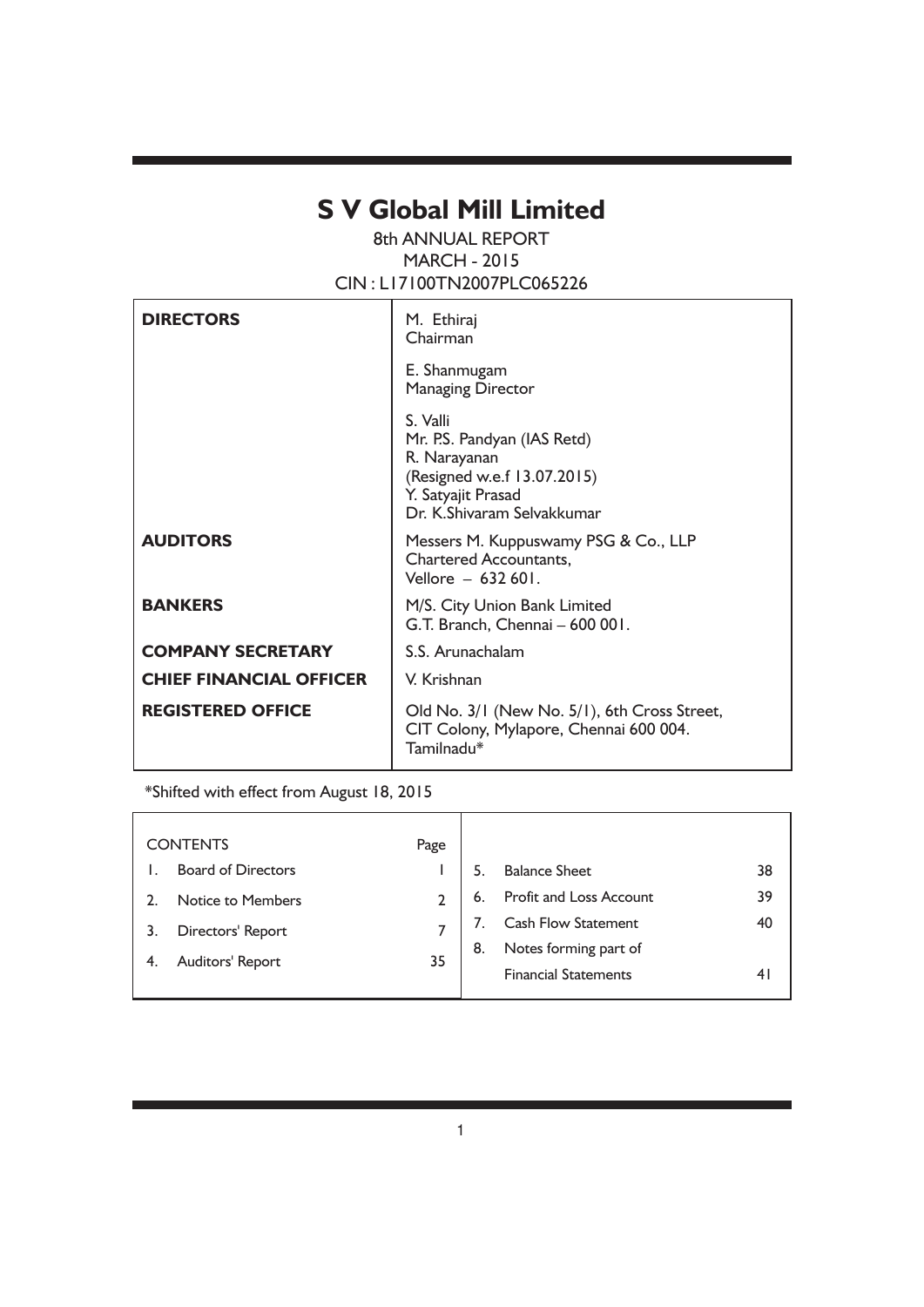# S V Global Mill Limited

8th ANNUAL REPORT
MARCH - 2015
CIN : L17100TN2007PLC065226

| | |
|---|---|
| **DIRECTORS** | M. Ethiraj<br>Chairman<br><br>E. Shanmugam<br>Managing Director<br><br>S. Valli<br>Mr. P.S. Pandyan (IAS Retd)<br>R. Narayanan<br>(Resigned w.e.f 13.07.2015)<br>Y. Satyajit Prasad<br>Dr. K.Shivaram Selvakkumar |
| **AUDITORS** | Messers M. Kuppuswamy PSG & Co., LLP<br>Chartered Accountants,<br>Vellore – 632 601. |
| **BANKERS** | M/S. City Union Bank Limited<br>G.T. Branch, Chennai – 600 001. |
| **COMPANY SECRETARY** | S.S. Arunachalam |
| **CHIEF FINANCIAL OFFICER** | V. Krishnan |
| **REGISTERED OFFICE** | Old No. 3/1 (New No. 5/1), 6th Cross Street,<br>CIT Colony, Mylapore, Chennai 600 004.<br>Tamilnadu* |

*Shifted with effect from August 18, 2015

| CONTENTS | | Page |
|---|---|---|
| 1. | Board of Directors | 1 |
| 2. | Notice to Members | 2 |
| 3. | Directors' Report | 7 |
| 4. | Auditors' Report | 35 |
| 5. | Balance Sheet | 38 |
| 6. | Profit and Loss Account | 39 |
| 7. | Cash Flow Statement | 40 |
| 8. | Notes forming part of Financial Statements | 41 |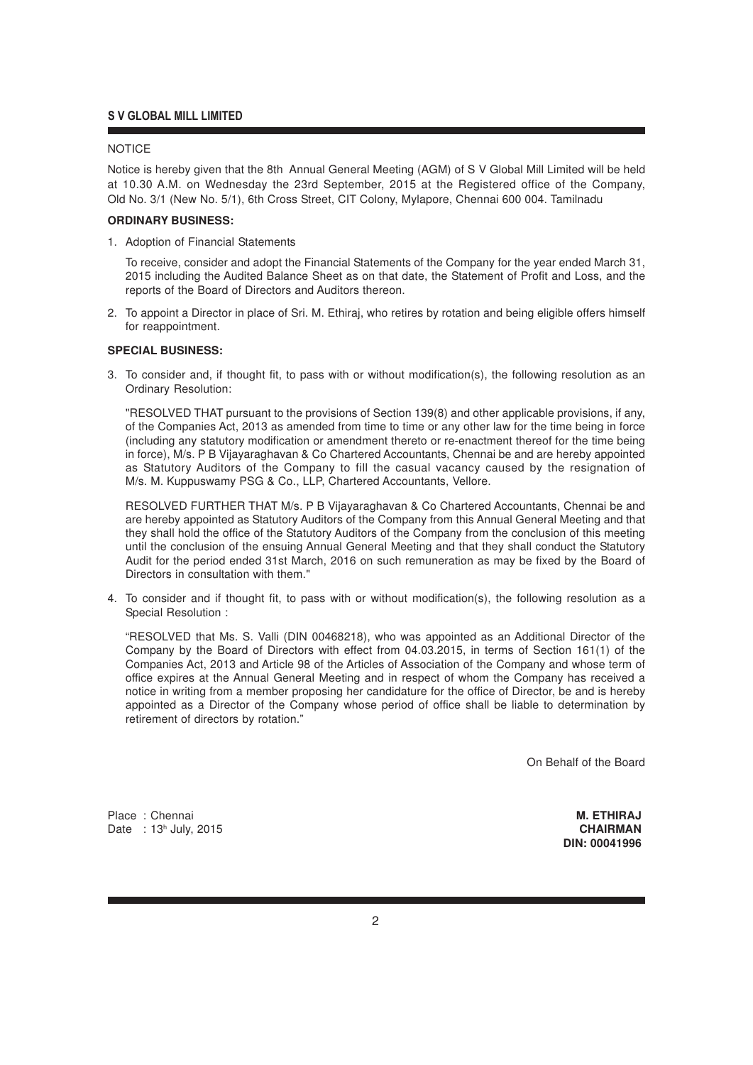NOTICE

Notice is hereby given that the 8th Annual General Meeting (AGM) of S V Global Mill Limited will be held at 10.30 A.M. on Wednesday the 23rd September, 2015 at the Registered office of the Company, Old No. 3/1 (New No. 5/1), 6th Cross Street, CIT Colony, Mylapore, Chennai 600 004. Tamilnadu

**ORDINARY BUSINESS:**

1. Adoption of Financial Statements

   To receive, consider and adopt the Financial Statements of the Company for the year ended March 31, 2015 including the Audited Balance Sheet as on that date, the Statement of Profit and Loss, and the reports of the Board of Directors and Auditors thereon.

2. To appoint a Director in place of Sri. M. Ethiraj, who retires by rotation and being eligible offers himself for reappointment.

**SPECIAL BUSINESS:**

3. To consider and, if thought fit, to pass with or without modification(s), the following resolution as an Ordinary Resolution:

   "RESOLVED THAT pursuant to the provisions of Section 139(8) and other applicable provisions, if any, of the Companies Act, 2013 as amended from time to time or any other law for the time being in force (including any statutory modification or amendment thereto or re-enactment thereof for the time being in force), M/s. P B Vijayaraghavan & Co Chartered Accountants, Chennai be and are hereby appointed as Statutory Auditors of the Company to fill the casual vacancy caused by the resignation of M/s. M. Kuppuswamy PSG & Co., LLP, Chartered Accountants, Vellore.

   RESOLVED FURTHER THAT M/s. P B Vijayaraghavan & Co Chartered Accountants, Chennai be and are hereby appointed as Statutory Auditors of the Company from this Annual General Meeting and that they shall hold the office of the Statutory Auditors of the Company from the conclusion of this meeting until the conclusion of the ensuing Annual General Meeting and that they shall conduct the Statutory Audit for the period ended 31st March, 2016 on such remuneration as may be fixed by the Board of Directors in consultation with them."

4. To consider and if thought fit, to pass with or without modification(s), the following resolution as a Special Resolution :

   "RESOLVED that Ms. S. Valli (DIN 00468218), who was appointed as an Additional Director of the Company by the Board of Directors with effect from 04.03.2015, in terms of Section 161(1) of the Companies Act, 2013 and Article 98 of the Articles of Association of the Company and whose term of office expires at the Annual General Meeting and in respect of whom the Company has received a notice in writing from a member proposing her candidature for the office of Director, be and is hereby appointed as a Director of the Company whose period of office shall be liable to determination by retirement of directors by rotation."

On Behalf of the Board

Place : Chennai
Date : 13h July, 2015

**M. ETHIRAJ**
**CHAIRMAN**
**DIN: 00041996**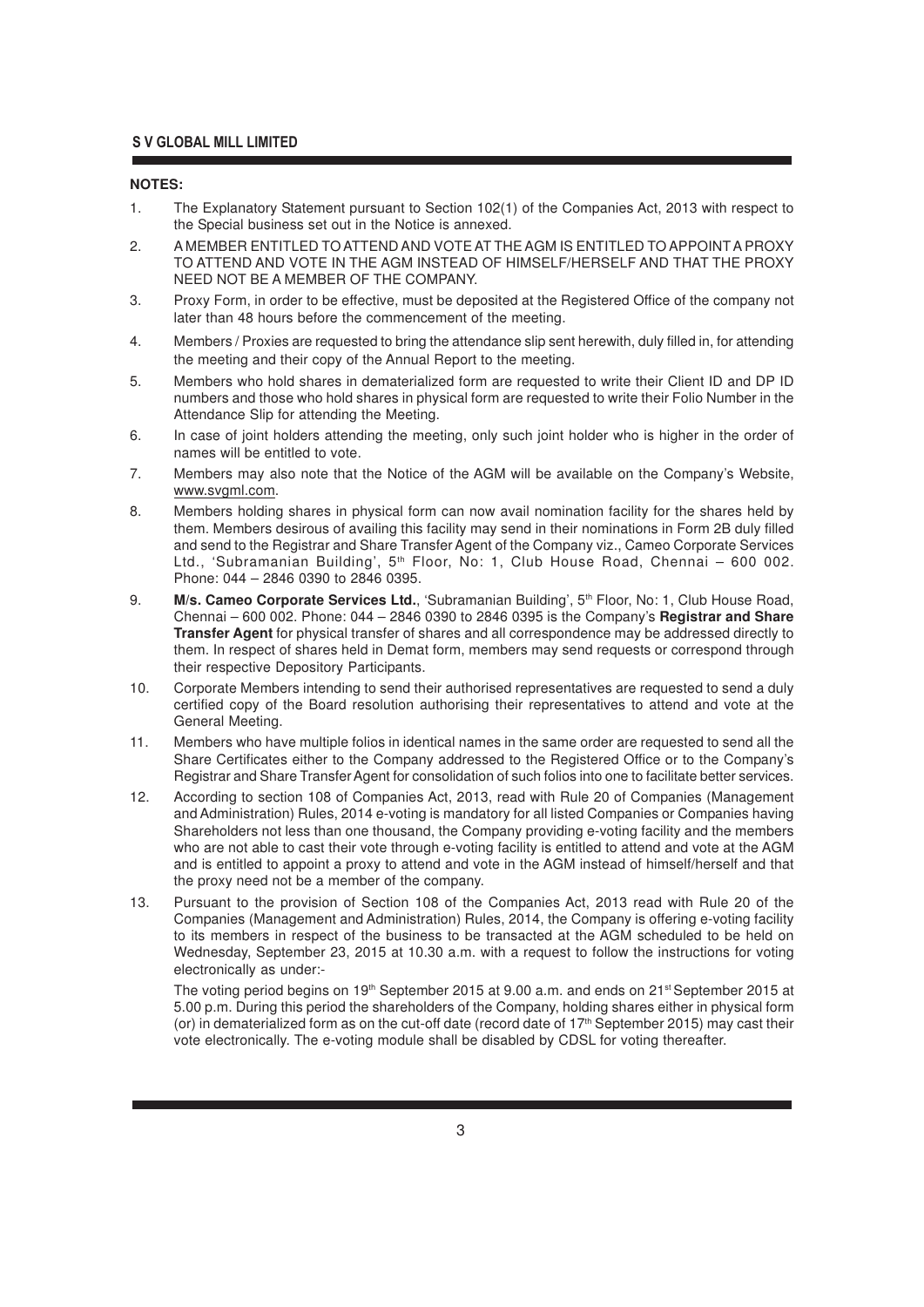**NOTES:**

1. The Explanatory Statement pursuant to Section 102(1) of the Companies Act, 2013 with respect to the Special business set out in the Notice is annexed.

2. A MEMBER ENTITLED TO ATTEND AND VOTE AT THE AGM IS ENTITLED TO APPOINT A PROXY TO ATTEND AND VOTE IN THE AGM INSTEAD OF HIMSELF/HERSELF AND THAT THE PROXY NEED NOT BE A MEMBER OF THE COMPANY.

3. Proxy Form, in order to be effective, must be deposited at the Registered Office of the company not later than 48 hours before the commencement of the meeting.

4. Members / Proxies are requested to bring the attendance slip sent herewith, duly filled in, for attending the meeting and their copy of the Annual Report to the meeting.

5. Members who hold shares in dematerialized form are requested to write their Client ID and DP ID numbers and those who hold shares in physical form are requested to write their Folio Number in the Attendance Slip for attending the Meeting.

6. In case of joint holders attending the meeting, only such joint holder who is higher in the order of names will be entitled to vote.

7. Members may also note that the Notice of the AGM will be available on the Company's Website, www.svgml.com.

8. Members holding shares in physical form can now avail nomination facility for the shares held by them. Members desirous of availing this facility may send in their nominations in Form 2B duly filled and send to the Registrar and Share Transfer Agent of the Company viz., Cameo Corporate Services Ltd., 'Subramanian Building', 5th Floor, No: 1, Club House Road, Chennai – 600 002. Phone: 044 – 2846 0390 to 2846 0395.

9. **M/s. Cameo Corporate Services Ltd.**, 'Subramanian Building', 5th Floor, No: 1, Club House Road, Chennai – 600 002. Phone: 044 – 2846 0390 to 2846 0395 is the Company's **Registrar and Share Transfer Agent** for physical transfer of shares and all correspondence may be addressed directly to them. In respect of shares held in Demat form, members may send requests or correspond through their respective Depository Participants.

10. Corporate Members intending to send their authorised representatives are requested to send a duly certified copy of the Board resolution authorising their representatives to attend and vote at the General Meeting.

11. Members who have multiple folios in identical names in the same order are requested to send all the Share Certificates either to the Company addressed to the Registered Office or to the Company's Registrar and Share Transfer Agent for consolidation of such folios into one to facilitate better services.

12. According to section 108 of Companies Act, 2013, read with Rule 20 of Companies (Management and Administration) Rules, 2014 e-voting is mandatory for all listed Companies or Companies having Shareholders not less than one thousand, the Company providing e-voting facility and the members who are not able to cast their vote through e-voting facility is entitled to attend and vote at the AGM and is entitled to appoint a proxy to attend and vote in the AGM instead of himself/herself and that the proxy need not be a member of the company.

13. Pursuant to the provision of Section 108 of the Companies Act, 2013 read with Rule 20 of the Companies (Management and Administration) Rules, 2014, the Company is offering e-voting facility to its members in respect of the business to be transacted at the AGM scheduled to be held on Wednesday, September 23, 2015 at 10.30 a.m. with a request to follow the instructions for voting electronically as under:-

    The voting period begins on 19th September 2015 at 9.00 a.m. and ends on 21st September 2015 at 5.00 p.m. During this period the shareholders of the Company, holding shares either in physical form (or) in dematerialized form as on the cut-off date (record date of 17th September 2015) may cast their vote electronically. The e-voting module shall be disabled by CDSL for voting thereafter.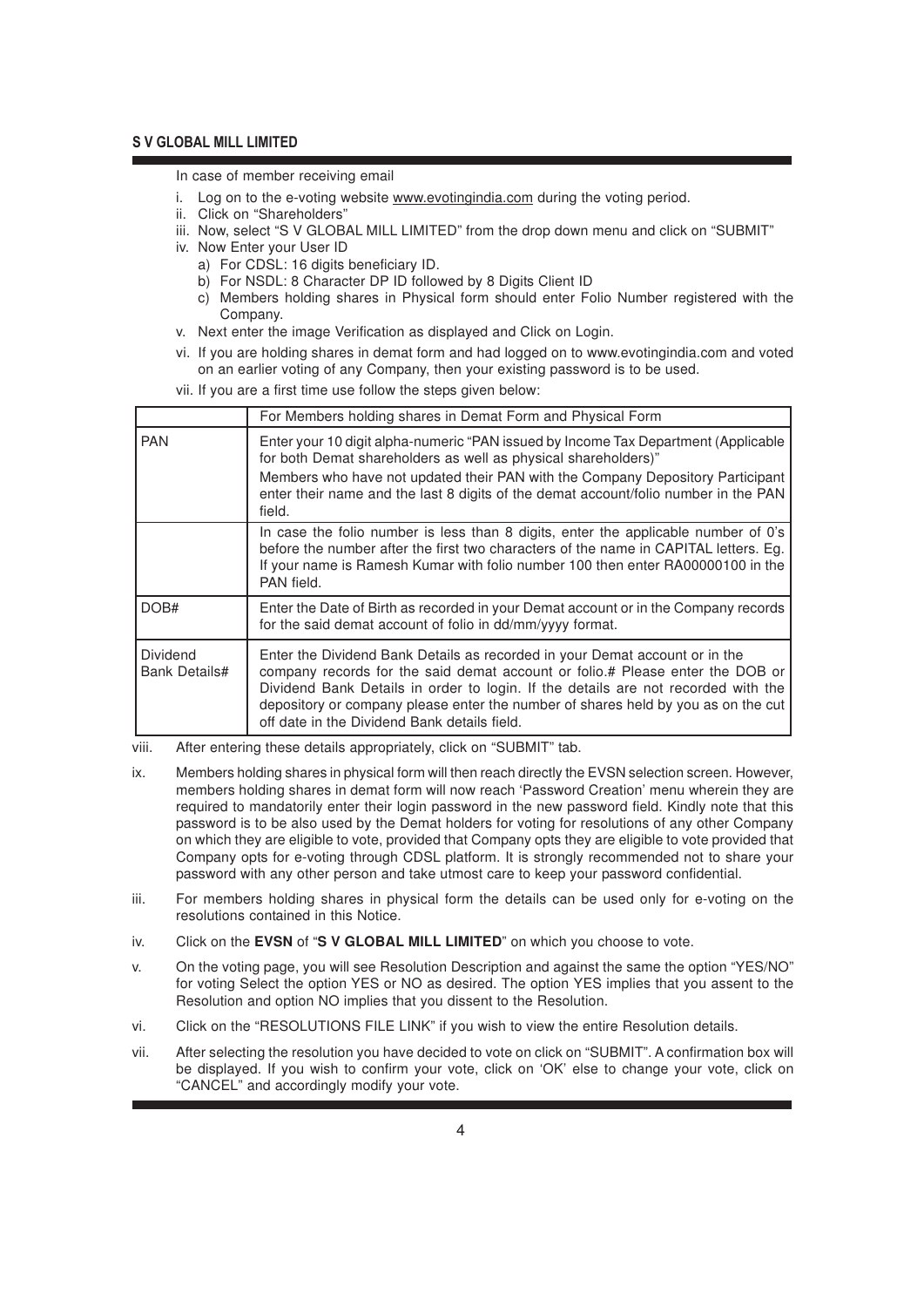In case of member receiving email

i. Log on to the e-voting website www.evotingindia.com during the voting period.
ii. Click on "Shareholders"
iii. Now, select "S V GLOBAL MILL LIMITED" from the drop down menu and click on "SUBMIT"
iv. Now Enter your User ID
   a) For CDSL: 16 digits beneficiary ID.
   b) For NSDL: 8 Character DP ID followed by 8 Digits Client ID
   c) Members holding shares in Physical form should enter Folio Number registered with the Company.
v. Next enter the image Verification as displayed and Click on Login.
vi. If you are holding shares in demat form and had logged on to www.evotingindia.com and voted on an earlier voting of any Company, then your existing password is to be used.
vii. If you are a first time use follow the steps given below:

| | For Members holding shares in Demat Form and Physical Form |
|---|---|
| PAN | Enter your 10 digit alpha-numeric "PAN issued by Income Tax Department (Applicable for both Demat shareholders as well as physical shareholders)"<br>Members who have not updated their PAN with the Company Depository Participant enter their name and the last 8 digits of the demat account/folio number in the PAN field. |
| | In case the folio number is less than 8 digits, enter the applicable number of 0's before the number after the first two characters of the name in CAPITAL letters. Eg. If your name is Ramesh Kumar with folio number 100 then enter RA00000100 in the PAN field. |
| DOB# | Enter the Date of Birth as recorded in your Demat account or in the Company records for the said demat account of folio in dd/mm/yyyy format. |
| Dividend Bank Details# | Enter the Dividend Bank Details as recorded in your Demat account or in the company records for the said demat account or folio.# Please enter the DOB or Dividend Bank Details in order to login. If the details are not recorded with the depository or company please enter the number of shares held by you as on the cut off date in the Dividend Bank details field. |

viii. After entering these details appropriately, click on "SUBMIT" tab.

ix. Members holding shares in physical form will then reach directly the EVSN selection screen. However, members holding shares in demat form will now reach 'Password Creation' menu wherein they are required to mandatorily enter their login password in the new password field. Kindly note that this password is to be also used by the Demat holders for voting for resolutions of any other Company on which they are eligible to vote, provided that Company opts they are eligible to vote provided that Company opts for e-voting through CDSL platform. It is strongly recommended not to share your password with any other person and take utmost care to keep your password confidential.

iii. For members holding shares in physical form the details can be used only for e-voting on the resolutions contained in this Notice.

iv. Click on the **EVSN** of "**S V GLOBAL MILL LIMITED**" on which you choose to vote.

v. On the voting page, you will see Resolution Description and against the same the option "YES/NO" for voting Select the option YES or NO as desired. The option YES implies that you assent to the Resolution and option NO implies that you dissent to the Resolution.

vi. Click on the "RESOLUTIONS FILE LINK" if you wish to view the entire Resolution details.

vii. After selecting the resolution you have decided to vote on click on "SUBMIT". A confirmation box will be displayed. If you wish to confirm your vote, click on 'OK' else to change your vote, click on "CANCEL" and accordingly modify your vote.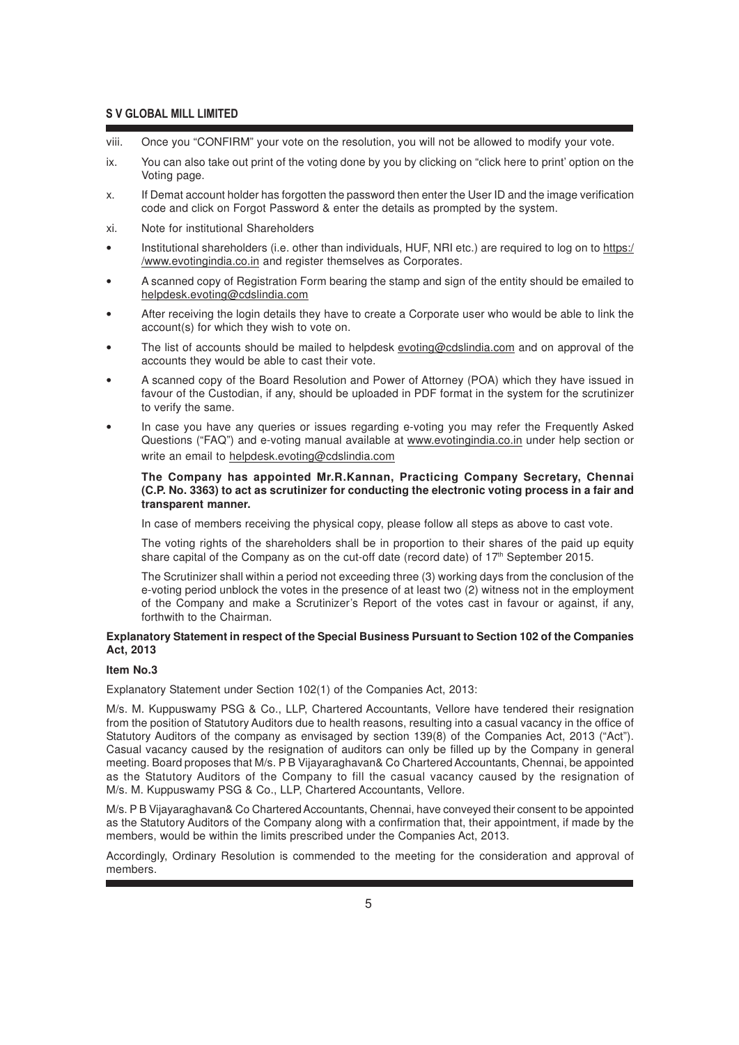viii. Once you "CONFIRM" your vote on the resolution, you will not be allowed to modify your vote.

ix. You can also take out print of the voting done by you by clicking on "click here to print' option on the Voting page.

x. If Demat account holder has forgotten the password then enter the User ID and the image verification code and click on Forgot Password & enter the details as prompted by the system.

xi. Note for institutional Shareholders

- Institutional shareholders (i.e. other than individuals, HUF, NRI etc.) are required to log on to https://www.evotingindia.co.in and register themselves as Corporates.
- A scanned copy of Registration Form bearing the stamp and sign of the entity should be emailed to helpdesk.evoting@cdslindia.com
- After receiving the login details they have to create a Corporate user who would be able to link the account(s) for which they wish to vote on.
- The list of accounts should be mailed to helpdesk evoting@cdslindia.com and on approval of the accounts they would be able to cast their vote.
- A scanned copy of the Board Resolution and Power of Attorney (POA) which they have issued in favour of the Custodian, if any, should be uploaded in PDF format in the system for the scrutinizer to verify the same.
- In case you have any queries or issues regarding e-voting you may refer the Frequently Asked Questions ("FAQ") and e-voting manual available at www.evotingindia.co.in under help section or write an email to helpdesk.evoting@cdslindia.com

**The Company has appointed Mr.R.Kannan, Practicing Company Secretary, Chennai (C.P. No. 3363) to act as scrutinizer for conducting the electronic voting process in a fair and transparent manner.**

In case of members receiving the physical copy, please follow all steps as above to cast vote.

The voting rights of the shareholders shall be in proportion to their shares of the paid up equity share capital of the Company as on the cut-off date (record date) of 17th September 2015.

The Scrutinizer shall within a period not exceeding three (3) working days from the conclusion of the e-voting period unblock the votes in the presence of at least two (2) witness not in the employment of the Company and make a Scrutinizer's Report of the votes cast in favour or against, if any, forthwith to the Chairman.

**Explanatory Statement in respect of the Special Business Pursuant to Section 102 of the Companies Act, 2013**

**Item No.3**

Explanatory Statement under Section 102(1) of the Companies Act, 2013:

M/s. M. Kuppuswamy PSG & Co., LLP, Chartered Accountants, Vellore have tendered their resignation from the position of Statutory Auditors due to health reasons, resulting into a casual vacancy in the office of Statutory Auditors of the company as envisaged by section 139(8) of the Companies Act, 2013 ("Act"). Casual vacancy caused by the resignation of auditors can only be filled up by the Company in general meeting. Board proposes that M/s. P B Vijayaraghavan& Co Chartered Accountants, Chennai, be appointed as the Statutory Auditors of the Company to fill the casual vacancy caused by the resignation of M/s. M. Kuppuswamy PSG & Co., LLP, Chartered Accountants, Vellore.

M/s. P B Vijayaraghavan& Co Chartered Accountants, Chennai, have conveyed their consent to be appointed as the Statutory Auditors of the Company along with a confirmation that, their appointment, if made by the members, would be within the limits prescribed under the Companies Act, 2013.

Accordingly, Ordinary Resolution is commended to the meeting for the consideration and approval of members.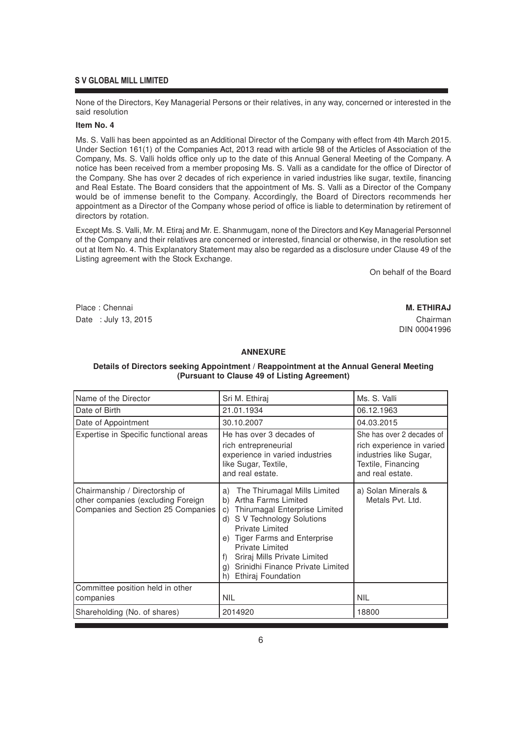None of the Directors, Key Managerial Persons or their relatives, in any way, concerned or interested in the said resolution

**Item No. 4**

Ms. S. Valli has been appointed as an Additional Director of the Company with effect from 4th March 2015. Under Section 161(1) of the Companies Act, 2013 read with article 98 of the Articles of Association of the Company, Ms. S. Valli holds office only up to the date of this Annual General Meeting of the Company. A notice has been received from a member proposing Ms. S. Valli as a candidate for the office of Director of the Company. She has over 2 decades of rich experience in varied industries like sugar, textile, financing and Real Estate. The Board considers that the appointment of Ms. S. Valli as a Director of the Company would be of immense benefit to the Company. Accordingly, the Board of Directors recommends her appointment as a Director of the Company whose period of office is liable to determination by retirement of directors by rotation.

Except Ms. S. Valli, Mr. M. Etiraj and Mr. E. Shanmugam, none of the Directors and Key Managerial Personnel of the Company and their relatives are concerned or interested, financial or otherwise, in the resolution set out at Item No. 4. This Explanatory Statement may also be regarded as a disclosure under Clause 49 of the Listing agreement with the Stock Exchange.

On behalf of the Board

Place : Chennai
Date : July 13, 2015

**M. ETHIRAJ**
Chairman
DIN 00041996

## ANNEXURE

**Details of Directors seeking Appointment / Reappointment at the Annual General Meeting (Pursuant to Clause 49 of Listing Agreement)**

| Name of the Director | Sri M. Ethiraj | Ms. S. Valli |
|---|---|---|
| Date of Birth | 21.01.1934 | 06.12.1963 |
| Date of Appointment | 30.10.2007 | 04.03.2015 |
| Expertise in Specific functional areas | He has over 3 decades of rich entrepreneurial experience in varied industries like Sugar, Textile, and real estate. | She has over 2 decades of rich experience in varied industries like Sugar, Textile, Financing and real estate. |
| Chairmanship / Directorship of other companies (excluding Foreign Companies and Section 25 Companies | a) The Thirumagal Mills Limited<br>b) Artha Farms Limited<br>c) Thirumagal Enterprise Limited<br>d) S V Technology Solutions Private Limited<br>e) Tiger Farms and Enterprise Private Limited<br>f) Sriraj Mills Private Limited<br>g) Srinidhi Finance Private Limited<br>h) Ethiraj Foundation | a) Solan Minerals & Metals Pvt. Ltd. |
| Committee position held in other companies | NIL | NIL |
| Shareholding (No. of shares) | 2014920 | 18800 |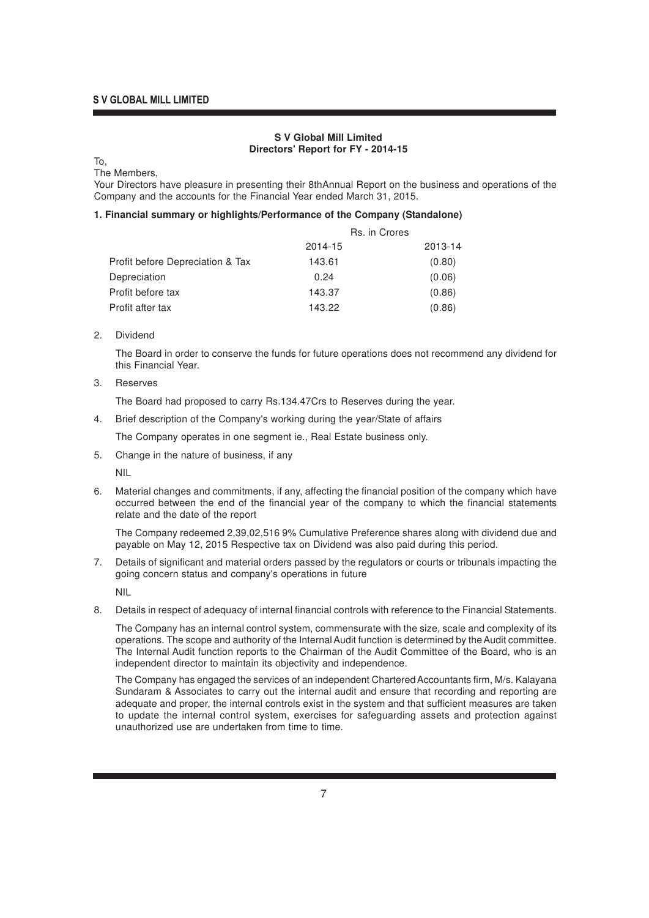**S V Global Mill Limited**
**Directors' Report for FY - 2014-15**

To,
The Members,

Your Directors have pleasure in presenting their 8thAnnual Report on the business and operations of the Company and the accounts for the Financial Year ended March 31, 2015.

**1. Financial summary or highlights/Performance of the Company (Standalone)**

| | Rs. in Crores | |
|---|---|---|
| | 2014-15 | 2013-14 |
| Profit before Depreciation & Tax | 143.61 | (0.80) |
| Depreciation | 0.24 | (0.06) |
| Profit before tax | 143.37 | (0.86) |
| Profit after tax | 143.22 | (0.86) |

2. Dividend

   The Board in order to conserve the funds for future operations does not recommend any dividend for this Financial Year.

3. Reserves

   The Board had proposed to carry Rs.134.47Crs to Reserves during the year.

4. Brief description of the Company's working during the year/State of affairs

   The Company operates in one segment ie., Real Estate business only.

5. Change in the nature of business, if any

   NIL

6. Material changes and commitments, if any, affecting the financial position of the company which have occurred between the end of the financial year of the company to which the financial statements relate and the date of the report

   The Company redeemed 2,39,02,516 9% Cumulative Preference shares along with dividend due and payable on May 12, 2015 Respective tax on Dividend was also paid during this period.

7. Details of significant and material orders passed by the regulators or courts or tribunals impacting the going concern status and company's operations in future

   NIL

8. Details in respect of adequacy of internal financial controls with reference to the Financial Statements.

   The Company has an internal control system, commensurate with the size, scale and complexity of its operations. The scope and authority of the Internal Audit function is determined by the Audit committee. The Internal Audit function reports to the Chairman of the Audit Committee of the Board, who is an independent director to maintain its objectivity and independence.

   The Company has engaged the services of an independent Chartered Accountants firm, M/s. Kalayana Sundaram & Associates to carry out the internal audit and ensure that recording and reporting are adequate and proper, the internal controls exist in the system and that sufficient measures are taken to update the internal control system, exercises for safeguarding assets and protection against unauthorized use are undertaken from time to time.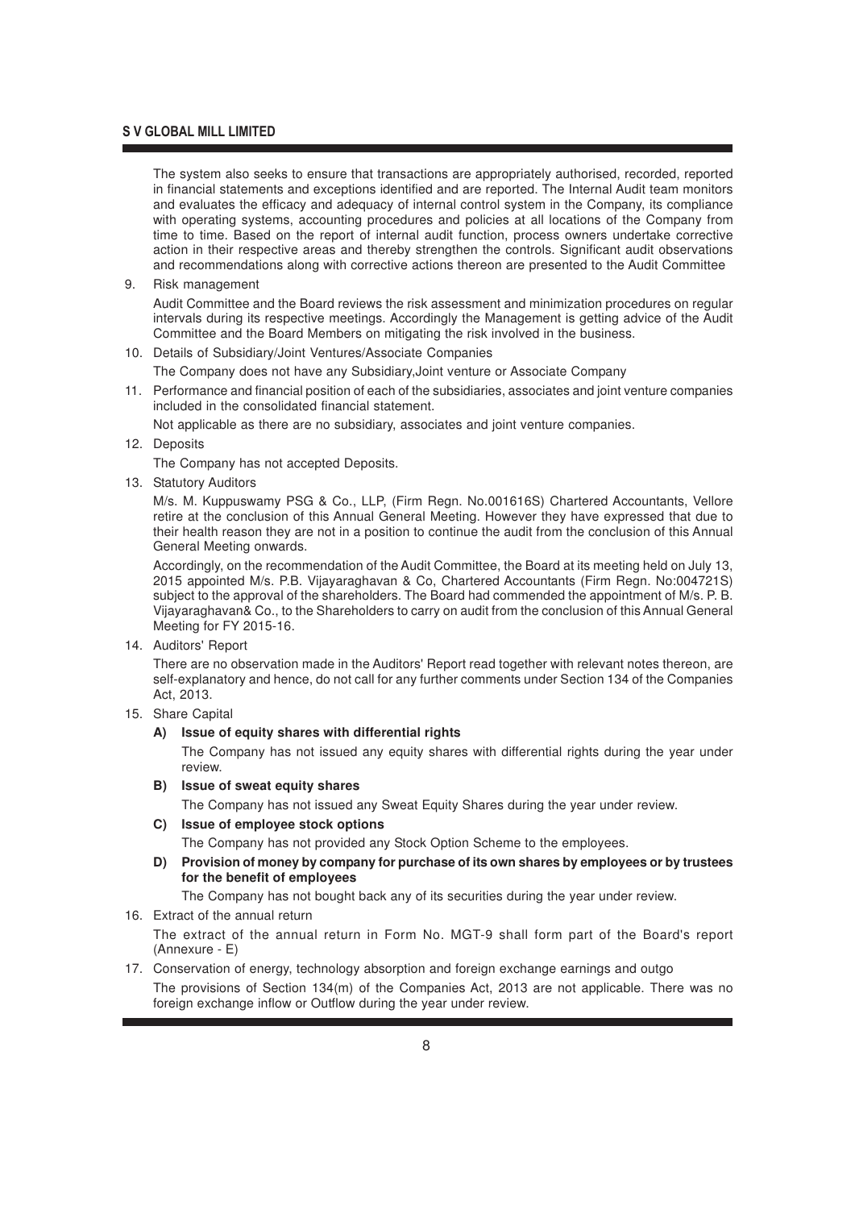The system also seeks to ensure that transactions are appropriately authorised, recorded, reported in financial statements and exceptions identified and are reported. The Internal Audit team monitors and evaluates the efficacy and adequacy of internal control system in the Company, its compliance with operating systems, accounting procedures and policies at all locations of the Company from time to time. Based on the report of internal audit function, process owners undertake corrective action in their respective areas and thereby strengthen the controls. Significant audit observations and recommendations along with corrective actions thereon are presented to the Audit Committee

9. Risk management

   Audit Committee and the Board reviews the risk assessment and minimization procedures on regular intervals during its respective meetings. Accordingly the Management is getting advice of the Audit Committee and the Board Members on mitigating the risk involved in the business.

10. Details of Subsidiary/Joint Ventures/Associate Companies

    The Company does not have any Subsidiary,Joint venture or Associate Company

11. Performance and financial position of each of the subsidiaries, associates and joint venture companies included in the consolidated financial statement.

    Not applicable as there are no subsidiary, associates and joint venture companies.

12. Deposits

    The Company has not accepted Deposits.

13. Statutory Auditors

    M/s. M. Kuppuswamy PSG & Co., LLP, (Firm Regn. No.001616S) Chartered Accountants, Vellore retire at the conclusion of this Annual General Meeting. However they have expressed that due to their health reason they are not in a position to continue the audit from the conclusion of this Annual General Meeting onwards.

    Accordingly, on the recommendation of the Audit Committee, the Board at its meeting held on July 13, 2015 appointed M/s. P.B. Vijayaraghavan & Co, Chartered Accountants (Firm Regn. No:004721S) subject to the approval of the shareholders. The Board had commended the appointment of M/s. P. B. Vijayaraghavan& Co., to the Shareholders to carry on audit from the conclusion of this Annual General Meeting for FY 2015-16.

14. Auditors' Report

    There are no observation made in the Auditors' Report read together with relevant notes thereon, are self-explanatory and hence, do not call for any further comments under Section 134 of the Companies Act, 2013.

15. Share Capital

    **A) Issue of equity shares with differential rights**

    The Company has not issued any equity shares with differential rights during the year under review.

    **B) Issue of sweat equity shares**

    The Company has not issued any Sweat Equity Shares during the year under review.

    **C) Issue of employee stock options**

    The Company has not provided any Stock Option Scheme to the employees.

    **D) Provision of money by company for purchase of its own shares by employees or by trustees for the benefit of employees**

    The Company has not bought back any of its securities during the year under review.

16. Extract of the annual return

    The extract of the annual return in Form No. MGT-9 shall form part of the Board's report (Annexure - E)

17. Conservation of energy, technology absorption and foreign exchange earnings and outgo

    The provisions of Section 134(m) of the Companies Act, 2013 are not applicable. There was no foreign exchange inflow or Outflow during the year under review.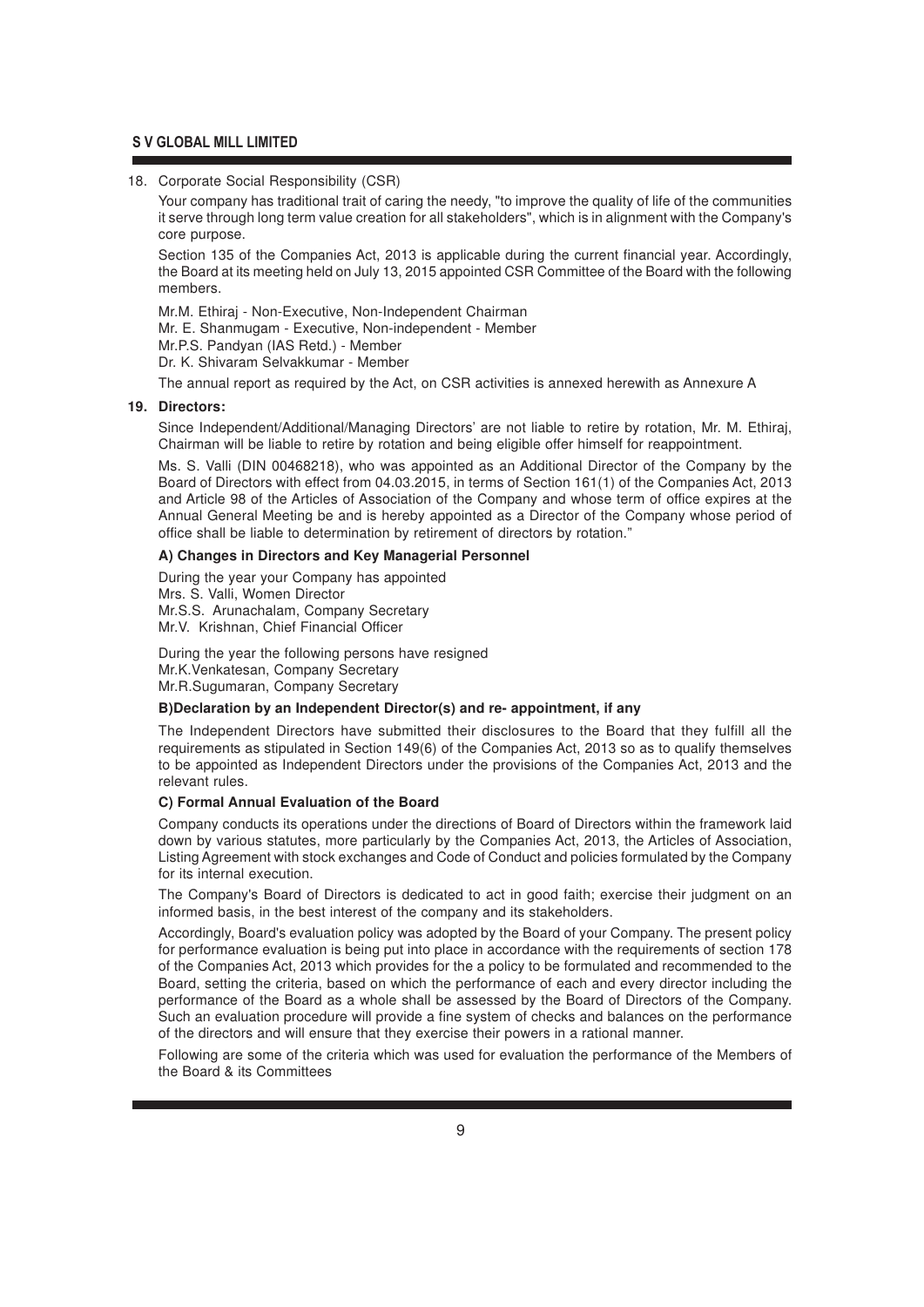18. Corporate Social Responsibility (CSR)

    Your company has traditional trait of caring the needy, "to improve the quality of life of the communities it serve through long term value creation for all stakeholders", which is in alignment with the Company's core purpose.

    Section 135 of the Companies Act, 2013 is applicable during the current financial year. Accordingly, the Board at its meeting held on July 13, 2015 appointed CSR Committee of the Board with the following members.

    Mr.M. Ethiraj - Non-Executive, Non-Independent Chairman
    Mr. E. Shanmugam - Executive, Non-independent - Member
    Mr.P.S. Pandyan (IAS Retd.) - Member
    Dr. K. Shivaram Selvakkumar - Member

    The annual report as required by the Act, on CSR activities is annexed herewith as Annexure A

**19. Directors:**

Since Independent/Additional/Managing Directors' are not liable to retire by rotation, Mr. M. Ethiraj, Chairman will be liable to retire by rotation and being eligible offer himself for reappointment.

Ms. S. Valli (DIN 00468218), who was appointed as an Additional Director of the Company by the Board of Directors with effect from 04.03.2015, in terms of Section 161(1) of the Companies Act, 2013 and Article 98 of the Articles of Association of the Company and whose term of office expires at the Annual General Meeting be and is hereby appointed as a Director of the Company whose period of office shall be liable to determination by retirement of directors by rotation."

**A) Changes in Directors and Key Managerial Personnel**

During the year your Company has appointed
Mrs. S. Valli, Women Director
Mr.S.S. Arunachalam, Company Secretary
Mr.V. Krishnan, Chief Financial Officer

During the year the following persons have resigned
Mr.K.Venkatesan, Company Secretary
Mr.R.Sugumaran, Company Secretary

**B)Declaration by an Independent Director(s) and re- appointment, if any**

The Independent Directors have submitted their disclosures to the Board that they fulfill all the requirements as stipulated in Section 149(6) of the Companies Act, 2013 so as to qualify themselves to be appointed as Independent Directors under the provisions of the Companies Act, 2013 and the relevant rules.

**C) Formal Annual Evaluation of the Board**

Company conducts its operations under the directions of Board of Directors within the framework laid down by various statutes, more particularly by the Companies Act, 2013, the Articles of Association, Listing Agreement with stock exchanges and Code of Conduct and policies formulated by the Company for its internal execution.

The Company's Board of Directors is dedicated to act in good faith; exercise their judgment on an informed basis, in the best interest of the company and its stakeholders.

Accordingly, Board's evaluation policy was adopted by the Board of your Company. The present policy for performance evaluation is being put into place in accordance with the requirements of section 178 of the Companies Act, 2013 which provides for the a policy to be formulated and recommended to the Board, setting the criteria, based on which the performance of each and every director including the performance of the Board as a whole shall be assessed by the Board of Directors of the Company. Such an evaluation procedure will provide a fine system of checks and balances on the performance of the directors and will ensure that they exercise their powers in a rational manner.

Following are some of the criteria which was used for evaluation the performance of the Members of the Board & its Committees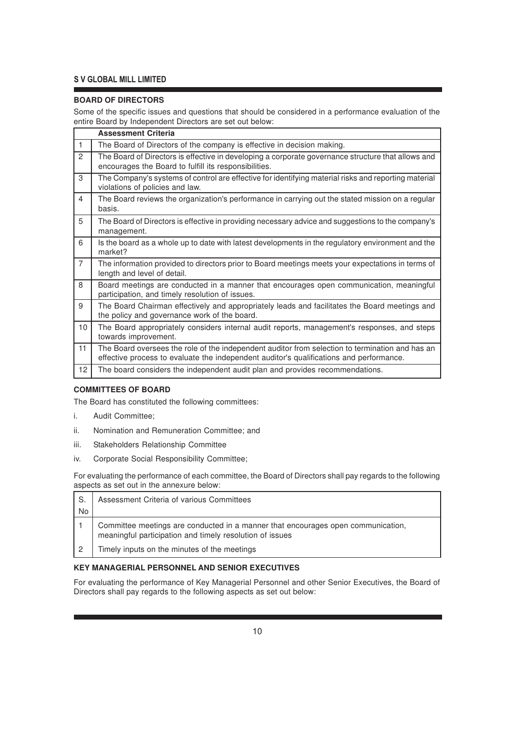## BOARD OF DIRECTORS

Some of the specific issues and questions that should be considered in a performance evaluation of the entire Board by Independent Directors are set out below:

| | Assessment Criteria |
|---|---|
| 1 | The Board of Directors of the company is effective in decision making. |
| 2 | The Board of Directors is effective in developing a corporate governance structure that allows and encourages the Board to fulfill its responsibilities. |
| 3 | The Company's systems of control are effective for identifying material risks and reporting material violations of policies and law. |
| 4 | The Board reviews the organization's performance in carrying out the stated mission on a regular basis. |
| 5 | The Board of Directors is effective in providing necessary advice and suggestions to the company's management. |
| 6 | Is the board as a whole up to date with latest developments in the regulatory environment and the market? |
| 7 | The information provided to directors prior to Board meetings meets your expectations in terms of length and level of detail. |
| 8 | Board meetings are conducted in a manner that encourages open communication, meaningful participation, and timely resolution of issues. |
| 9 | The Board Chairman effectively and appropriately leads and facilitates the Board meetings and the policy and governance work of the board. |
| 10 | The Board appropriately considers internal audit reports, management's responses, and steps towards improvement. |
| 11 | The Board oversees the role of the independent auditor from selection to termination and has an effective process to evaluate the independent auditor's qualifications and performance. |
| 12 | The board considers the independent audit plan and provides recommendations. |

## COMMITTEES OF BOARD

The Board has constituted the following committees:

i. Audit Committee;

ii. Nomination and Remuneration Committee; and

iii. Stakeholders Relationship Committee

iv. Corporate Social Responsibility Committee;

For evaluating the performance of each committee, the Board of Directors shall pay regards to the following aspects as set out in the annexure below:

| S. No | Assessment Criteria of various Committees |
|---|---|
| 1 | Committee meetings are conducted in a manner that encourages open communication, meaningful participation and timely resolution of issues |
| 2 | Timely inputs on the minutes of the meetings |

## KEY MANAGERIAL PERSONNEL AND SENIOR EXECUTIVES

For evaluating the performance of Key Managerial Personnel and other Senior Executives, the Board of Directors shall pay regards to the following aspects as set out below: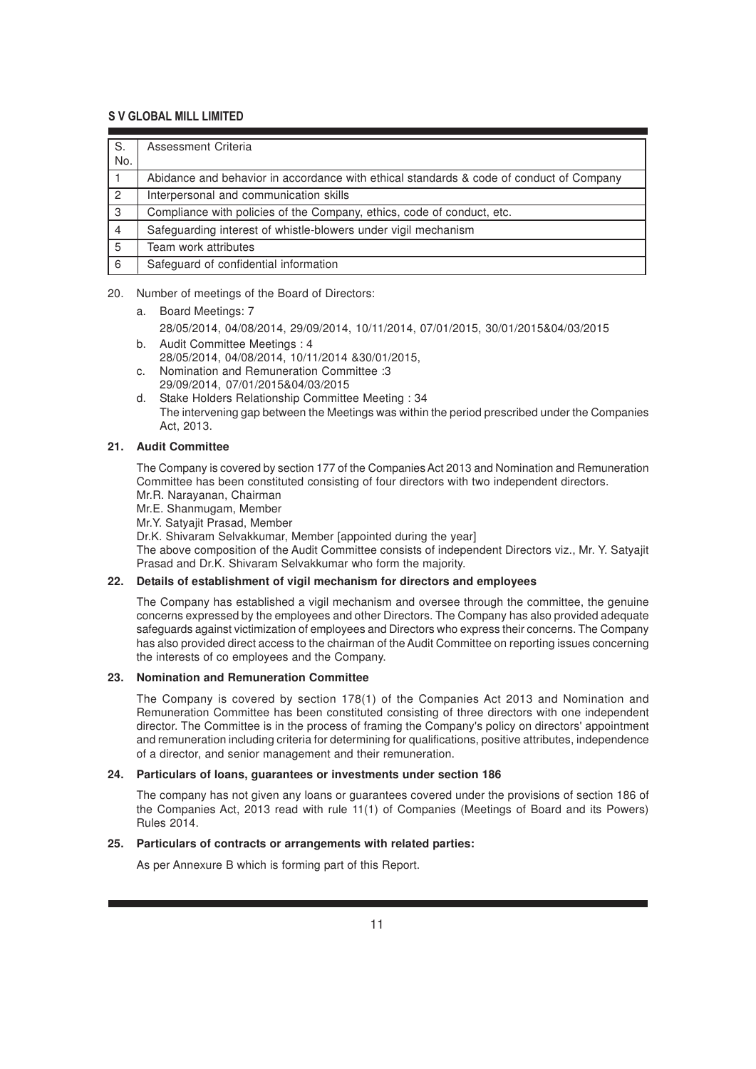| S. No. | Assessment Criteria |
|---|---|
| 1 | Abidance and behavior in accordance with ethical standards & code of conduct of Company |
| 2 | Interpersonal and communication skills |
| 3 | Compliance with policies of the Company, ethics, code of conduct, etc. |
| 4 | Safeguarding interest of whistle-blowers under vigil mechanism |
| 5 | Team work attributes |
| 6 | Safeguard of confidential information |

20. Number of meetings of the Board of Directors:

   a. Board Meetings: 7
      28/05/2014, 04/08/2014, 29/09/2014, 10/11/2014, 07/01/2015, 30/01/2015&04/03/2015

   b. Audit Committee Meetings : 4
      28/05/2014, 04/08/2014, 10/11/2014 &30/01/2015,

   c. Nomination and Remuneration Committee :3
      29/09/2014, 07/01/2015&04/03/2015

   d. Stake Holders Relationship Committee Meeting : 34
      The intervening gap between the Meetings was within the period prescribed under the Companies Act, 2013.

**21. Audit Committee**

The Company is covered by section 177 of the Companies Act 2013 and Nomination and Remuneration Committee has been constituted consisting of four directors with two independent directors.

Mr.R. Narayanan, Chairman

Mr.E. Shanmugam, Member

Mr.Y. Satyajit Prasad, Member

Dr.K. Shivaram Selvakkumar, Member [appointed during the year]

The above composition of the Audit Committee consists of independent Directors viz., Mr. Y. Satyajit Prasad and Dr.K. Shivaram Selvakkumar who form the majority.

**22. Details of establishment of vigil mechanism for directors and employees**

The Company has established a vigil mechanism and oversee through the committee, the genuine concerns expressed by the employees and other Directors. The Company has also provided adequate safeguards against victimization of employees and Directors who express their concerns. The Company has also provided direct access to the chairman of the Audit Committee on reporting issues concerning the interests of co employees and the Company.

**23. Nomination and Remuneration Committee**

The Company is covered by section 178(1) of the Companies Act 2013 and Nomination and Remuneration Committee has been constituted consisting of three directors with one independent director. The Committee is in the process of framing the Company's policy on directors' appointment and remuneration including criteria for determining for qualifications, positive attributes, independence of a director, and senior management and their remuneration.

**24. Particulars of loans, guarantees or investments under section 186**

The company has not given any loans or guarantees covered under the provisions of section 186 of the Companies Act, 2013 read with rule 11(1) of Companies (Meetings of Board and its Powers) Rules 2014.

**25. Particulars of contracts or arrangements with related parties:**

As per Annexure B which is forming part of this Report.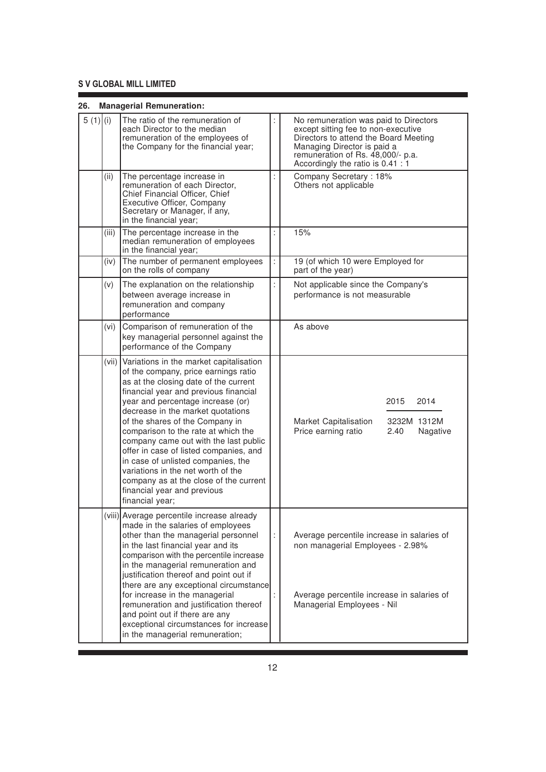## 26. Managerial Remuneration:

| | | | | |
|---|---|---|---|---|
| 5 (1) | (i) | The ratio of the remuneration of each Director to the median remuneration of the employees of the Company for the financial year; | : | No remuneration was paid to Directors except sitting fee to non-executive Directors to attend the Board Meeting Managing Director is paid a remuneration of Rs. 48,000/- p.a. Accordingly the ratio is 0.41 : 1 |
| | (ii) | The percentage increase in remuneration of each Director, Chief Financial Officer, Chief Executive Officer, Company Secretary or Manager, if any, in the financial year; | : | Company Secretary : 18%<br>Others not applicable |
| | (iii) | The percentage increase in the median remuneration of employees in the financial year; | : | 15% |
| | (iv) | The number of permanent employees on the rolls of company | : | 19 (of which 10 were Employed for part of the year) |
| | (v) | The explanation on the relationship between average increase in remuneration and company performance | : | Not applicable since the Company's performance is not measurable |
| | (vi) | Comparison of remuneration of the key managerial personnel against the performance of the Company | | As above |
| | (vii) | Variations in the market capitalisation of the company, price earnings ratio as at the closing date of the current financial year and previous financial year and percentage increase (or) decrease in the market quotations of the shares of the Company in comparison to the rate at which the company came out with the last public offer in case of listed companies, and in case of unlisted companies, the variations in the net worth of the company as at the close of the current financial year and previous financial year; | | 2015 / 2014<br>Market Capitalisation: 3232M / 1312M<br>Price earning ratio: 2.40 / Nagative |
| | (viii) | Average percentile increase already made in the salaries of employees other than the managerial personnel in the last financial year and its comparison with the percentile increase in the managerial remuneration and justification thereof and point out if there are any exceptional circumstance for increase in the managerial remuneration and justification thereof and point out if there are any exceptional circumstances for increase in the managerial remuneration; | : | Average percentile increase in salaries of non managerial Employees - 2.98%<br><br>Average percentile increase in salaries of Managerial Employees - Nil |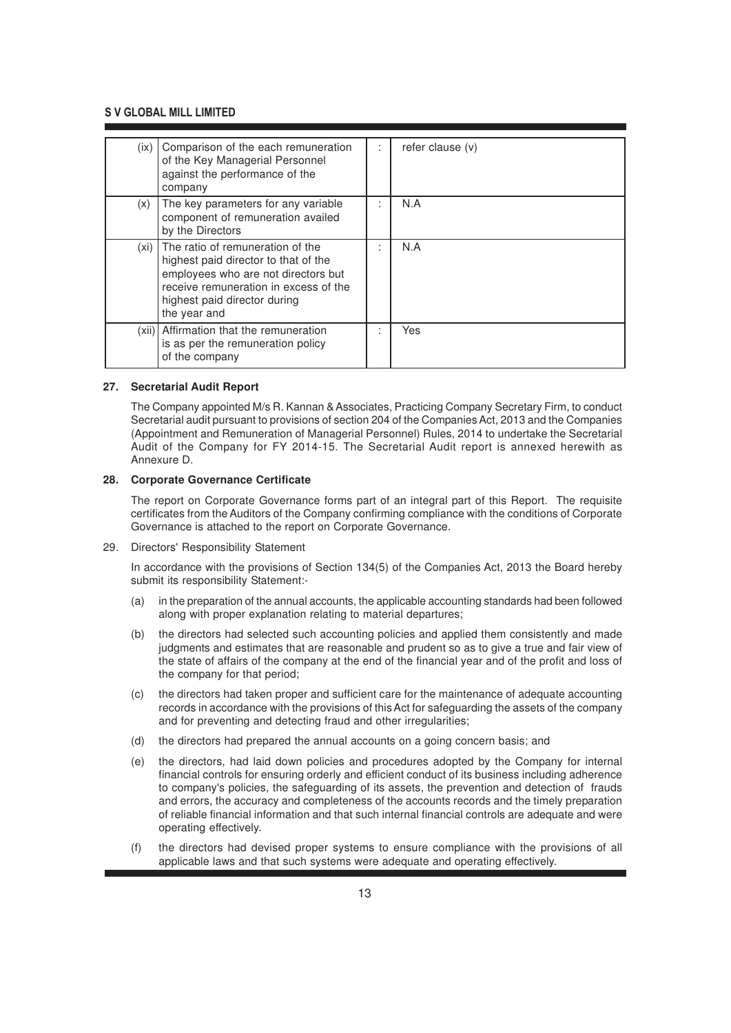| | | | |
|---|---|---|---|
| (ix) | Comparison of the each remuneration of the Key Managerial Personnel against the performance of the company | : | refer clause (v) |
| (x) | The key parameters for any variable component of remuneration availed by the Directors | : | N.A |
| (xi) | The ratio of remuneration of the highest paid director to that of the employees who are not directors but receive remuneration in excess of the highest paid director during the year and | : | N.A |
| (xii) | Affirmation that the remuneration is as per the remuneration policy of the company | : | Yes |

**27. Secretarial Audit Report**

The Company appointed M/s R. Kannan & Associates, Practicing Company Secretary Firm, to conduct Secretarial audit pursuant to provisions of section 204 of the Companies Act, 2013 and the Companies (Appointment and Remuneration of Managerial Personnel) Rules, 2014 to undertake the Secretarial Audit of the Company for FY 2014-15. The Secretarial Audit report is annexed herewith as Annexure D.

**28. Corporate Governance Certificate**

The report on Corporate Governance forms part of an integral part of this Report. The requisite certificates from the Auditors of the Company confirming compliance with the conditions of Corporate Governance is attached to the report on Corporate Governance.

29. Directors' Responsibility Statement

In accordance with the provisions of Section 134(5) of the Companies Act, 2013 the Board hereby submit its responsibility Statement:-

(a) in the preparation of the annual accounts, the applicable accounting standards had been followed along with proper explanation relating to material departures;

(b) the directors had selected such accounting policies and applied them consistently and made judgments and estimates that are reasonable and prudent so as to give a true and fair view of the state of affairs of the company at the end of the financial year and of the profit and loss of the company for that period;

(c) the directors had taken proper and sufficient care for the maintenance of adequate accounting records in accordance with the provisions of this Act for safeguarding the assets of the company and for preventing and detecting fraud and other irregularities;

(d) the directors had prepared the annual accounts on a going concern basis; and

(e) the directors, had laid down policies and procedures adopted by the Company for internal financial controls for ensuring orderly and efficient conduct of its business including adherence to company's policies, the safeguarding of its assets, the prevention and detection of frauds and errors, the accuracy and completeness of the accounts records and the timely preparation of reliable financial information and that such internal financial controls are adequate and were operating effectively.

(f) the directors had devised proper systems to ensure compliance with the provisions of all applicable laws and that such systems were adequate and operating effectively.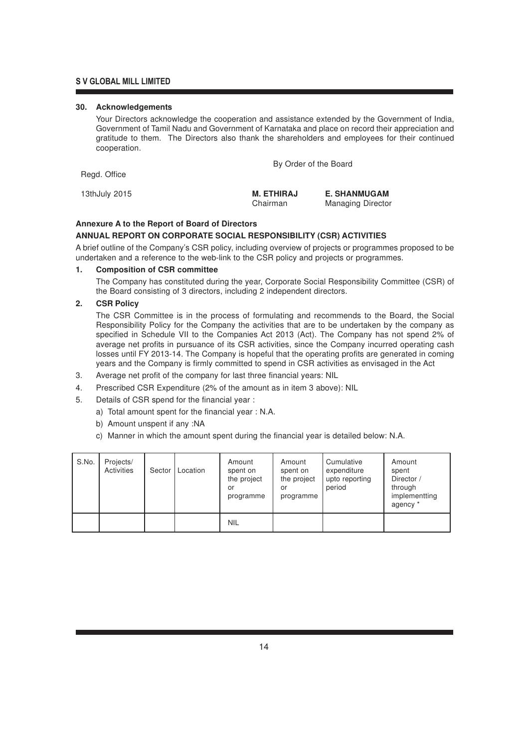#### 30. Acknowledgements

Your Directors acknowledge the cooperation and assistance extended by the Government of India, Government of Tamil Nadu and Government of Karnataka and place on record their appreciation and gratitude to them. The Directors also thank the shareholders and employees for their continued cooperation.

By Order of the Board

Regd. Office

13thJuly 2015

**M. ETHIRAJ**
Chairman

**E. SHANMUGAM**
Managing Director

**Annexure A to the Report of Board of Directors**

**ANNUAL REPORT ON CORPORATE SOCIAL RESPONSIBILITY (CSR) ACTIVITIES**

A brief outline of the Company's CSR policy, including overview of projects or programmes proposed to be undertaken and a reference to the web-link to the CSR policy and projects or programmes.

1. **Composition of CSR committee**

   The Company has constituted during the year, Corporate Social Responsibility Committee (CSR) of the Board consisting of 3 directors, including 2 independent directors.

2. **CSR Policy**

   The CSR Committee is in the process of formulating and recommends to the Board, the Social Responsibility Policy for the Company the activities that are to be undertaken by the company as specified in Schedule VII to the Companies Act 2013 (Act). The Company has not spend 2% of average net profits in pursuance of its CSR activities, since the Company incurred operating cash losses until FY 2013-14. The Company is hopeful that the operating profits are generated in coming years and the Company is firmly committed to spend in CSR activities as envisaged in the Act

3. Average net profit of the company for last three financial years: NIL
4. Prescribed CSR Expenditure (2% of the amount as in item 3 above): NIL
5. Details of CSR spend for the financial year :
   a) Total amount spent for the financial year : N.A.
   b) Amount unspent if any :NA
   c) Manner in which the amount spent during the financial year is detailed below: N.A.

| S.No. | Projects/ Activities | Sector | Location | Amount spent on the project or programme | Amount spent on the project or programme | Cumulative expenditure upto reporting period | Amount spent Director / through implementting agency * |
|---|---|---|---|---|---|---|---|
| | | | | NIL | | | |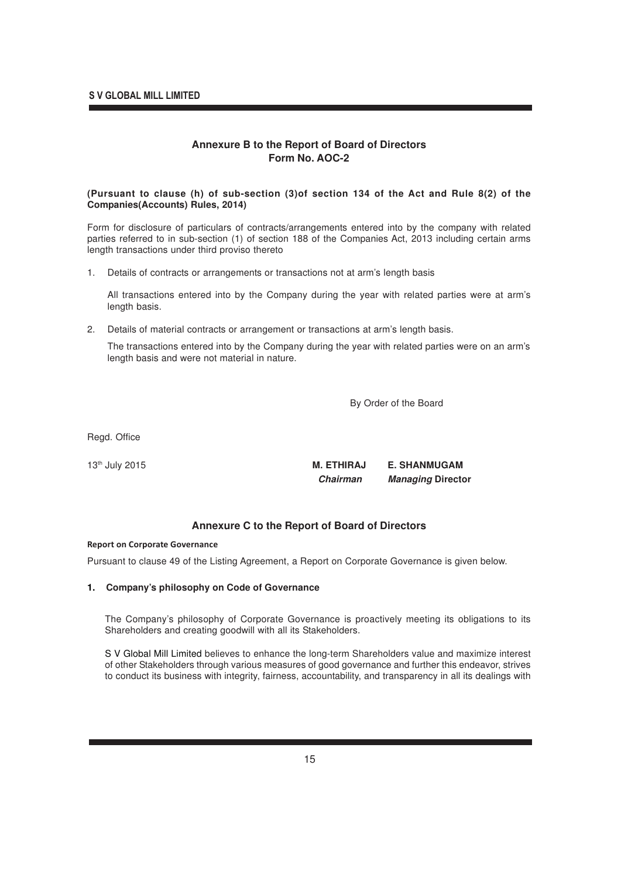## Annexure B to the Report of Board of Directors
## Form No. AOC-2

**(Pursuant to clause (h) of sub-section (3)of section 134 of the Act and Rule 8(2) of the Companies(Accounts) Rules, 2014)**

Form for disclosure of particulars of contracts/arrangements entered into by the company with related parties referred to in sub-section (1) of section 188 of the Companies Act, 2013 including certain arms length transactions under third proviso thereto

1. Details of contracts or arrangements or transactions not at arm's length basis

   All transactions entered into by the Company during the year with related parties were at arm's length basis.

2. Details of material contracts or arrangement or transactions at arm's length basis.

   The transactions entered into by the Company during the year with related parties were on an arm's length basis and were not material in nature.

By Order of the Board

Regd. Office

13th July 2015

**M. ETHIRAJ** — ***Chairman***

**E. SHANMUGAM** — ***Managing* Director**

## Annexure C to the Report of Board of Directors

**Report on Corporate Governance**

Pursuant to clause 49 of the Listing Agreement, a Report on Corporate Governance is given below.

### 1. Company's philosophy on Code of Governance

The Company's philosophy of Corporate Governance is proactively meeting its obligations to its Shareholders and creating goodwill with all its Stakeholders.

S V Global Mill Limited believes to enhance the long-term Shareholders value and maximize interest of other Stakeholders through various measures of good governance and further this endeavor, strives to conduct its business with integrity, fairness, accountability, and transparency in all its dealings with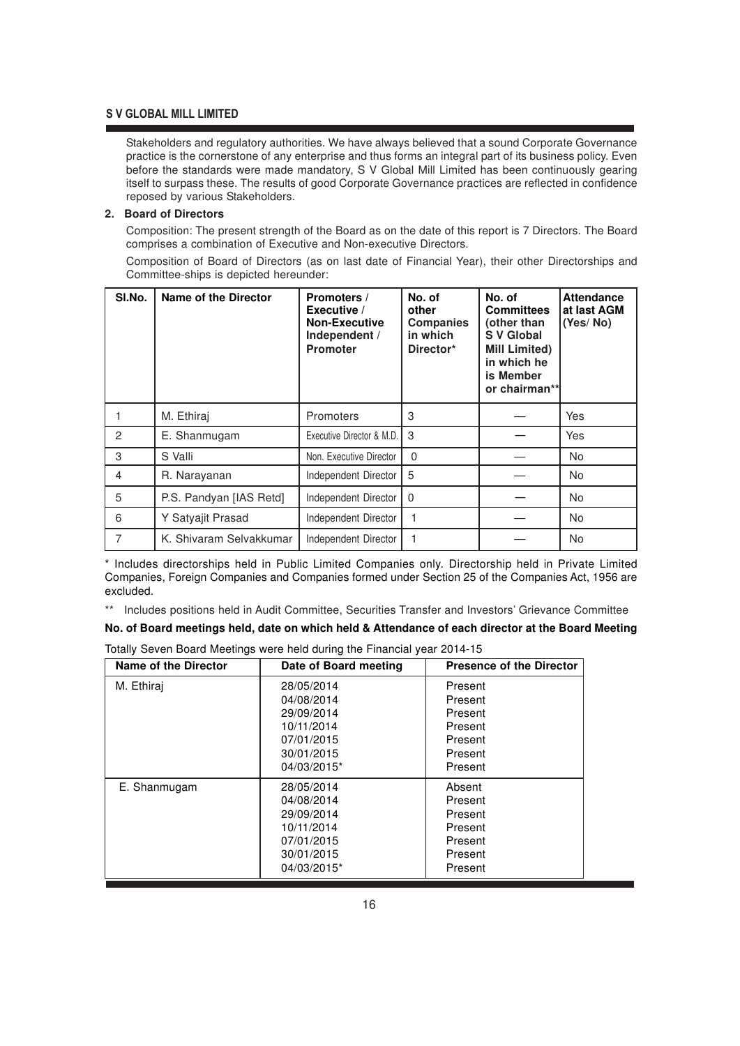Stakeholders and regulatory authorities. We have always believed that a sound Corporate Governance practice is the cornerstone of any enterprise and thus forms an integral part of its business policy. Even before the standards were made mandatory, S V Global Mill Limited has been continuously gearing itself to surpass these. The results of good Corporate Governance practices are reflected in confidence reposed by various Stakeholders.

## 2. Board of Directors

Composition: The present strength of the Board as on the date of this report is 7 Directors. The Board comprises a combination of Executive and Non-executive Directors.

Composition of Board of Directors (as on last date of Financial Year), their other Directorships and Committee-ships is depicted hereunder:

| Sl.No. | Name of the Director | Promoters / Executive / Non-Executive Independent / Promoter | No. of other Companies in which Director* | No. of Committees (other than S V Global Mill Limited) in which he is Member or chairman** | Attendance at last AGM (Yes/ No) |
|---|---|---|---|---|---|
| 1 | M. Ethiraj | Promoters | 3 | — | Yes |
| 2 | E. Shanmugam | Executive Director & M.D. | 3 | — | Yes |
| 3 | S Valli | Non. Executive Director | 0 | — | No |
| 4 | R. Narayanan | Independent Director | 5 | — | No |
| 5 | P.S. Pandyan [IAS Retd] | Independent Director | 0 | — | No |
| 6 | Y Satyajit Prasad | Independent Director | 1 | — | No |
| 7 | K. Shivaram Selvakkumar | Independent Director | 1 | — | No |

\* Includes directorships held in Public Limited Companies only. Directorship held in Private Limited Companies, Foreign Companies and Companies formed under Section 25 of the Companies Act, 1956 are excluded.

\*\* Includes positions held in Audit Committee, Securities Transfer and Investors' Grievance Committee

**No. of Board meetings held, date on which held & Attendance of each director at the Board Meeting**

Totally Seven Board Meetings were held during the Financial year 2014-15

| Name of the Director | Date of Board meeting | Presence of the Director |
|---|---|---|
| M. Ethiraj | 28/05/2014 | Present |
| | 04/08/2014 | Present |
| | 29/09/2014 | Present |
| | 10/11/2014 | Present |
| | 07/01/2015 | Present |
| | 30/01/2015 | Present |
| | 04/03/2015* | Present |
| E. Shanmugam | 28/05/2014 | Absent |
| | 04/08/2014 | Present |
| | 29/09/2014 | Present |
| | 10/11/2014 | Present |
| | 07/01/2015 | Present |
| | 30/01/2015 | Present |
| | 04/03/2015* | Present |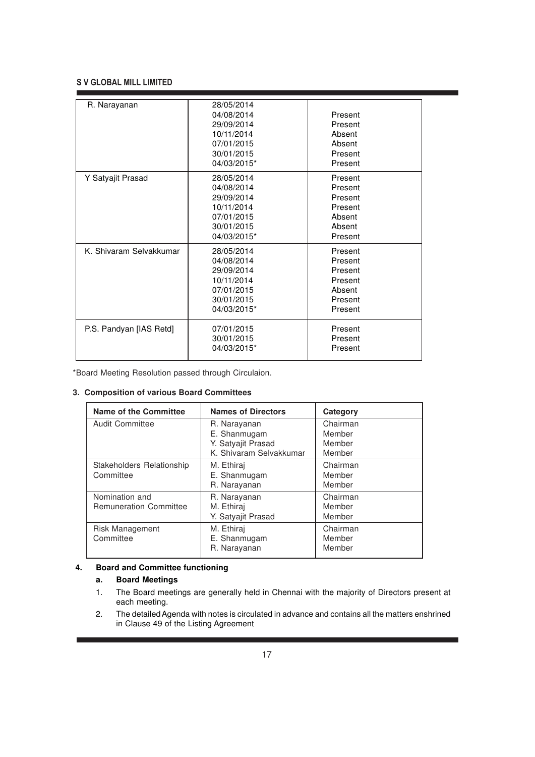| | | |
|---|---|---|
| R. Narayanan | 28/05/2014 | |
| | 04/08/2014 | Present |
| | 29/09/2014 | Present |
| | 10/11/2014 | Absent |
| | 07/01/2015 | Absent |
| | 30/01/2015 | Present |
| | 04/03/2015* | Present |
| Y Satyajit Prasad | 28/05/2014 | Present |
| | 04/08/2014 | Present |
| | 29/09/2014 | Present |
| | 10/11/2014 | Present |
| | 07/01/2015 | Absent |
| | 30/01/2015 | Absent |
| | 04/03/2015* | Present |
| K. Shivaram Selvakkumar | 28/05/2014 | Present |
| | 04/08/2014 | Present |
| | 29/09/2014 | Present |
| | 10/11/2014 | Present |
| | 07/01/2015 | Absent |
| | 30/01/2015 | Present |
| | 04/03/2015* | Present |
| P.S. Pandyan [IAS Retd] | 07/01/2015 | Present |
| | 30/01/2015 | Present |
| | 04/03/2015* | Present |

*Board Meeting Resolution passed through Circulaion.

**3. Composition of various Board Committees**

| Name of the Committee | Names of Directors | Category |
|---|---|---|
| Audit Committee | R. Narayanan<br>E. Shanmugam<br>Y. Satyajit Prasad<br>K. Shivaram Selvakkumar | Chairman<br>Member<br>Member<br>Member |
| Stakeholders Relationship Committee | M. Ethiraj<br>E. Shanmugam<br>R. Narayanan | Chairman<br>Member<br>Member |
| Nomination and Remuneration Committee | R. Narayanan<br>M. Ethiraj<br>Y. Satyajit Prasad | Chairman<br>Member<br>Member |
| Risk Management Committee | M. Ethiraj<br>E. Shanmugam<br>R. Narayanan | Chairman<br>Member<br>Member |

**4. Board and Committee functioning**

**a. Board Meetings**

1. The Board meetings are generally held in Chennai with the majority of Directors present at each meeting.
2. The detailed Agenda with notes is circulated in advance and contains all the matters enshrined in Clause 49 of the Listing Agreement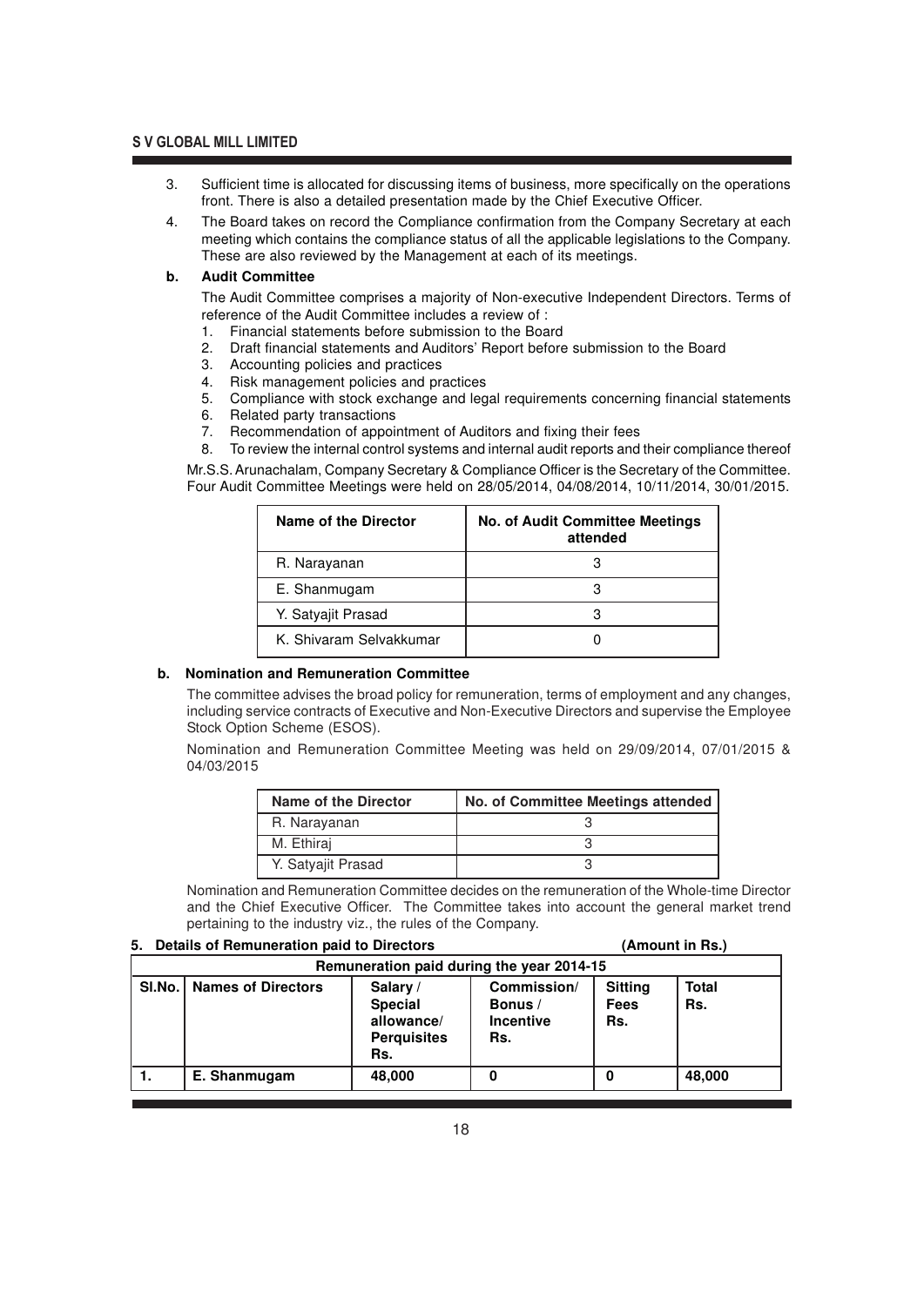3. Sufficient time is allocated for discussing items of business, more specifically on the operations front. There is also a detailed presentation made by the Chief Executive Officer.
4. The Board takes on record the Compliance confirmation from the Company Secretary at each meeting which contains the compliance status of all the applicable legislations to the Company. These are also reviewed by the Management at each of its meetings.

**b. Audit Committee**

The Audit Committee comprises a majority of Non-executive Independent Directors. Terms of reference of the Audit Committee includes a review of :

1. Financial statements before submission to the Board
2. Draft financial statements and Auditors' Report before submission to the Board
3. Accounting policies and practices
4. Risk management policies and practices
5. Compliance with stock exchange and legal requirements concerning financial statements
6. Related party transactions
7. Recommendation of appointment of Auditors and fixing their fees
8. To review the internal control systems and internal audit reports and their compliance thereof

Mr.S.S. Arunachalam, Company Secretary & Compliance Officer is the Secretary of the Committee. Four Audit Committee Meetings were held on 28/05/2014, 04/08/2014, 10/11/2014, 30/01/2015.

| Name of the Director | No. of Audit Committee Meetings attended |
|---|---|
| R. Narayanan | 3 |
| E. Shanmugam | 3 |
| Y. Satyajit Prasad | 3 |
| K. Shivaram Selvakkumar | 0 |

**b. Nomination and Remuneration Committee**

The committee advises the broad policy for remuneration, terms of employment and any changes, including service contracts of Executive and Non-Executive Directors and supervise the Employee Stock Option Scheme (ESOS).

Nomination and Remuneration Committee Meeting was held on 29/09/2014, 07/01/2015 & 04/03/2015

| Name of the Director | No. of Committee Meetings attended |
|---|---|
| R. Narayanan | 3 |
| M. Ethiraj | 3 |
| Y. Satyajit Prasad | 3 |

Nomination and Remuneration Committee decides on the remuneration of the Whole-time Director and the Chief Executive Officer. The Committee takes into account the general market trend pertaining to the industry viz., the rules of the Company.

**5. Details of Remuneration paid to Directors** **(Amount in Rs.)**

| Remuneration paid during the year 2014-15 | | | | | |
|---|---|---|---|---|---|
| **Sl.No.** | **Names of Directors** | **Salary / Special allowance/ Perquisites Rs.** | **Commission/ Bonus / Incentive Rs.** | **Sitting Fees Rs.** | **Total Rs.** |
| **1.** | **E. Shanmugam** | **48,000** | **0** | **0** | **48,000** |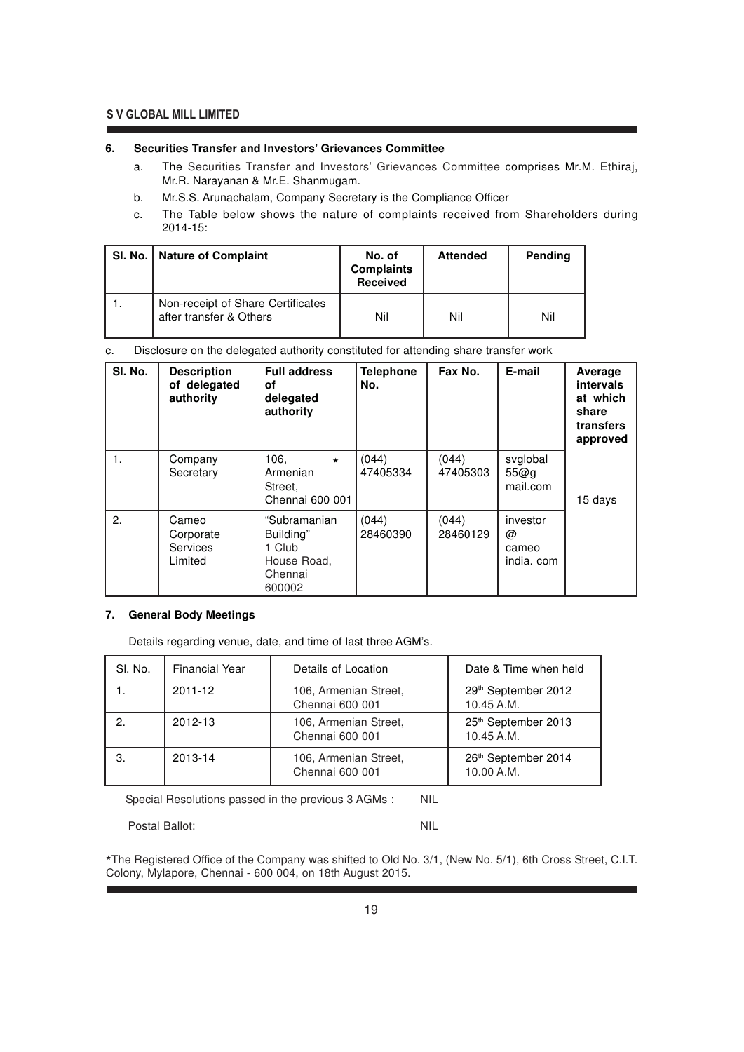### 6. Securities Transfer and Investors' Grievances Committee

a. The Securities Transfer and Investors' Grievances Committee comprises Mr.M. Ethiraj, Mr.R. Narayanan & Mr.E. Shanmugam.

b. Mr.S.S. Arunachalam, Company Secretary is the Compliance Officer

c. The Table below shows the nature of complaints received from Shareholders during 2014-15:

| Sl. No. | Nature of Complaint | No. of Complaints Received | Attended | Pending |
|---|---|---|---|---|
| 1. | Non-receipt of Share Certificates after transfer & Others | Nil | Nil | Nil |

c. Disclosure on the delegated authority constituted for attending share transfer work

| Sl. No. | Description of delegated authority | Full address of delegated authority | Telephone No. | Fax No. | E-mail | Average intervals at which share transfers approved |
|---|---|---|---|---|---|---|
| 1. | Company Secretary | 106, * Armenian Street, Chennai 600 001 | (044) 47405334 | (044) 47405303 | svglobal55@gmail.com | 15 days |
| 2. | Cameo Corporate Services Limited | "Subramanian Building" 1 Club House Road, Chennai 600002 | (044) 28460390 | (044) 28460129 | investor@cameoindia.com | |

### 7. General Body Meetings

Details regarding venue, date, and time of last three AGM's.

| Sl. No. | Financial Year | Details of Location | Date & Time when held |
|---|---|---|---|
| 1. | 2011-12 | 106, Armenian Street, Chennai 600 001 | 29th September 2012 10.45 A.M. |
| 2. | 2012-13 | 106, Armenian Street, Chennai 600 001 | 25th September 2013 10.45 A.M. |
| 3. | 2013-14 | 106, Armenian Street, Chennai 600 001 | 26th September 2014 10.00 A.M. |

Special Resolutions passed in the previous 3 AGMs : NIL

Postal Ballot: NIL

*The Registered Office of the Company was shifted to Old No. 3/1, (New No. 5/1), 6th Cross Street, C.I.T. Colony, Mylapore, Chennai - 600 004, on 18th August 2015.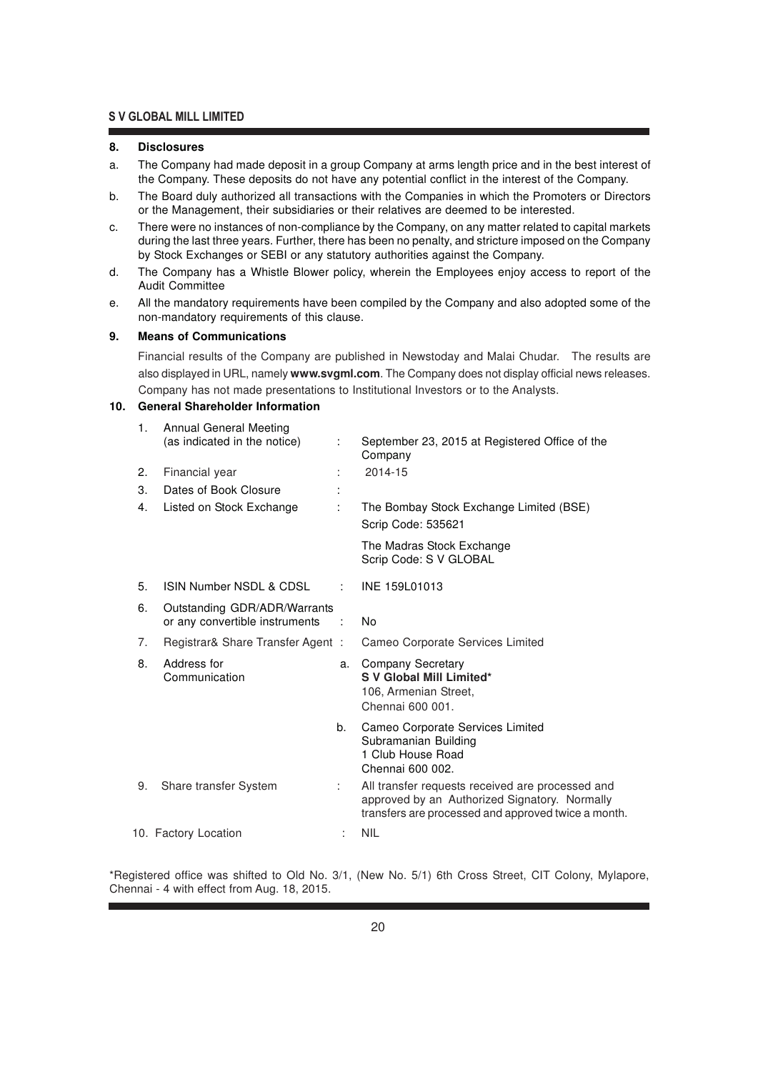## 8. Disclosures

a. The Company had made deposit in a group Company at arms length price and in the best interest of the Company. These deposits do not have any potential conflict in the interest of the Company.

b. The Board duly authorized all transactions with the Companies in which the Promoters or Directors or the Management, their subsidiaries or their relatives are deemed to be interested.

c. There were no instances of non-compliance by the Company, on any matter related to capital markets during the last three years. Further, there has been no penalty, and stricture imposed on the Company by Stock Exchanges or SEBI or any statutory authorities against the Company.

d. The Company has a Whistle Blower policy, wherein the Employees enjoy access to report of the Audit Committee

e. All the mandatory requirements have been compiled by the Company and also adopted some of the non-mandatory requirements of this clause.

## 9. Means of Communications

Financial results of the Company are published in Newstoday and Malai Chudar. The results are also displayed in URL, namely **www.svgml.com**. The Company does not display official news releases. Company has not made presentations to Institutional Investors or to the Analysts.

## 10. General Shareholder Information

| No. | Particulars | | Details |
|---|---|---|---|
| 1. | Annual General Meeting (as indicated in the notice) | : | September 23, 2015 at Registered Office of the Company |
| 2. | Financial year | : | 2014-15 |
| 3. | Dates of Book Closure | : | |
| 4. | Listed on Stock Exchange | : | The Bombay Stock Exchange Limited (BSE) Scrip Code: 535621 |
| | | | The Madras Stock Exchange Scrip Code: S V GLOBAL |
| 5. | ISIN Number NSDL & CDSL | : | INE 159L01013 |
| 6. | Outstanding GDR/ADR/Warrants or any convertible instruments | : | No |
| 7. | Registrar& Share Transfer Agent | : | Cameo Corporate Services Limited |
| 8. | Address for Communication | a. | Company Secretary **S V Global Mill Limited*** 106, Armenian Street, Chennai 600 001. |
| | | b. | Cameo Corporate Services Limited Subramanian Building 1 Club House Road Chennai 600 002. |
| 9. | Share transfer System | : | All transfer requests received are processed and approved by an Authorized Signatory. Normally transfers are processed and approved twice a month. |
| 10. | Factory Location | : | NIL |

*Registered office was shifted to Old No. 3/1, (New No. 5/1) 6th Cross Street, CIT Colony, Mylapore, Chennai - 4 with effect from Aug. 18, 2015.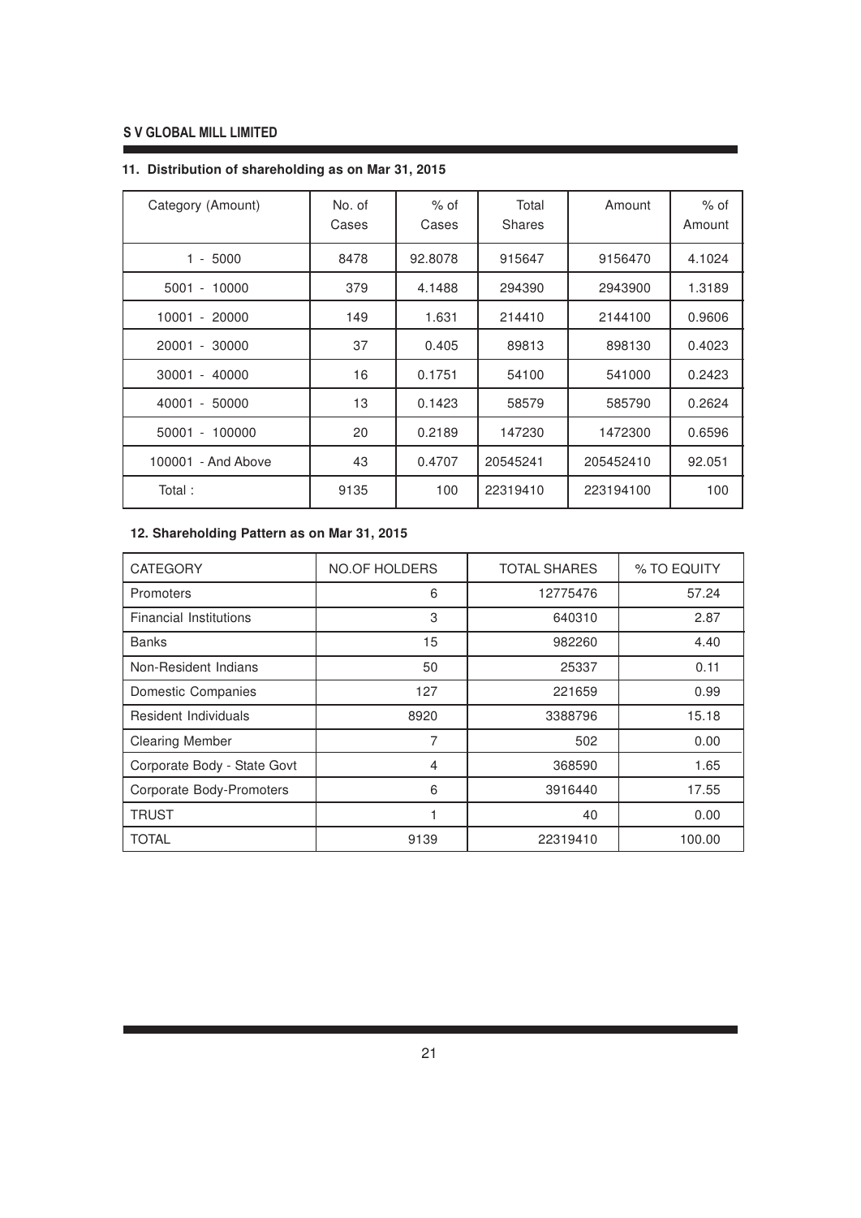### 11. Distribution of shareholding as on Mar 31, 2015

| Category (Amount) | No. of Cases | % of Cases | Total Shares | Amount | % of Amount |
|---|---|---|---|---|---|
| 1 - 5000 | 8478 | 92.8078 | 915647 | 9156470 | 4.1024 |
| 5001 - 10000 | 379 | 4.1488 | 294390 | 2943900 | 1.3189 |
| 10001 - 20000 | 149 | 1.631 | 214410 | 2144100 | 0.9606 |
| 20001 - 30000 | 37 | 0.405 | 89813 | 898130 | 0.4023 |
| 30001 - 40000 | 16 | 0.1751 | 54100 | 541000 | 0.2423 |
| 40001 - 50000 | 13 | 0.1423 | 58579 | 585790 | 0.2624 |
| 50001 - 100000 | 20 | 0.2189 | 147230 | 1472300 | 0.6596 |
| 100001 - And Above | 43 | 0.4707 | 20545241 | 205452410 | 92.051 |
| Total : | 9135 | 100 | 22319410 | 223194100 | 100 |

### 12. Shareholding Pattern as on Mar 31, 2015

| CATEGORY | NO.OF HOLDERS | TOTAL SHARES | % TO EQUITY |
|---|---|---|---|
| Promoters | 6 | 12775476 | 57.24 |
| Financial Institutions | 3 | 640310 | 2.87 |
| Banks | 15 | 982260 | 4.40 |
| Non-Resident Indians | 50 | 25337 | 0.11 |
| Domestic Companies | 127 | 221659 | 0.99 |
| Resident Individuals | 8920 | 3388796 | 15.18 |
| Clearing Member | 7 | 502 | 0.00 |
| Corporate Body - State Govt | 4 | 368590 | 1.65 |
| Corporate Body-Promoters | 6 | 3916440 | 17.55 |
| TRUST | 1 | 40 | 0.00 |
| TOTAL | 9139 | 22319410 | 100.00 |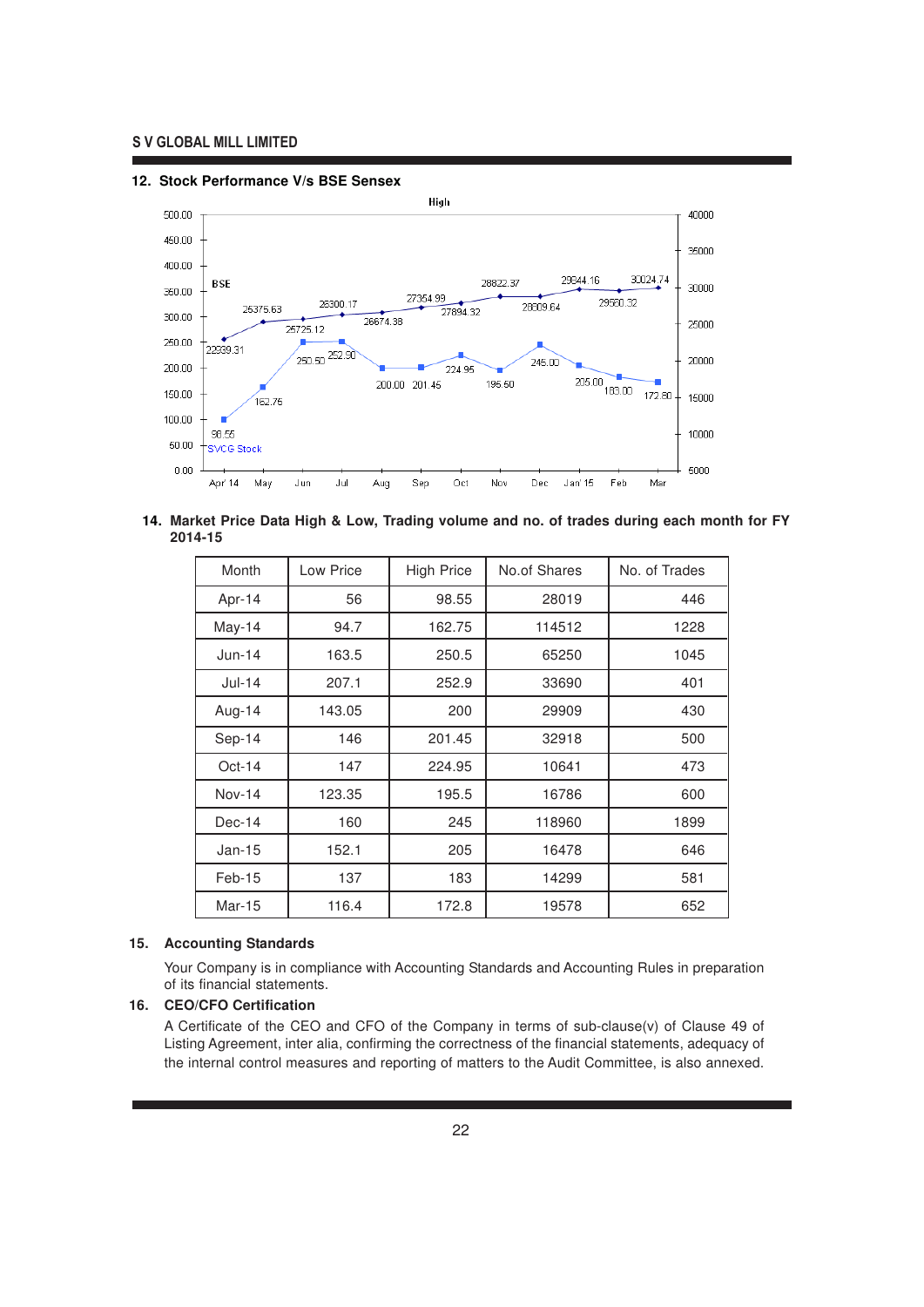## 12. Stock Performance V/s BSE Sensex

High

| Month | BSE | SVCG Stock |
|---|---|---|
| Apr 14 | 22939.31 | 98.55 |
| May | 25375.63 | 162.75 |
| Jun | 25725.12 | 250.50 |
| Jul | 26300.17 | 252.90 |
| Aug | 26674.38 | 200.00 |
| Sep | 27354.99 | 201.45 |
| Oct | 27894.32 | 224.95 |
| Nov | 28822.37 | 195.50 |
| Dec | 28809.64 | 245.00 |
| Jan' 15 | 29844.16 | 205.00 |
| Feb | 29560.32 | 183.00 |
| Mar | 30024.74 | 172.80 |

## 14. Market Price Data High & Low, Trading volume and no. of trades during each month for FY 2014-15

| Month | Low Price | High Price | No.of Shares | No. of Trades |
|---|---|---|---|---|
| Apr-14 | 56 | 98.55 | 28019 | 446 |
| May-14 | 94.7 | 162.75 | 114512 | 1228 |
| Jun-14 | 163.5 | 250.5 | 65250 | 1045 |
| Jul-14 | 207.1 | 252.9 | 33690 | 401 |
| Aug-14 | 143.05 | 200 | 29909 | 430 |
| Sep-14 | 146 | 201.45 | 32918 | 500 |
| Oct-14 | 147 | 224.95 | 10641 | 473 |
| Nov-14 | 123.35 | 195.5 | 16786 | 600 |
| Dec-14 | 160 | 245 | 118960 | 1899 |
| Jan-15 | 152.1 | 205 | 16478 | 646 |
| Feb-15 | 137 | 183 | 14299 | 581 |
| Mar-15 | 116.4 | 172.8 | 19578 | 652 |

## 15. Accounting Standards

Your Company is in compliance with Accounting Standards and Accounting Rules in preparation of its financial statements.

## 16. CEO/CFO Certification

A Certificate of the CEO and CFO of the Company in terms of sub-clause(v) of Clause 49 of Listing Agreement, inter alia, confirming the correctness of the financial statements, adequacy of the internal control measures and reporting of matters to the Audit Committee, is also annexed.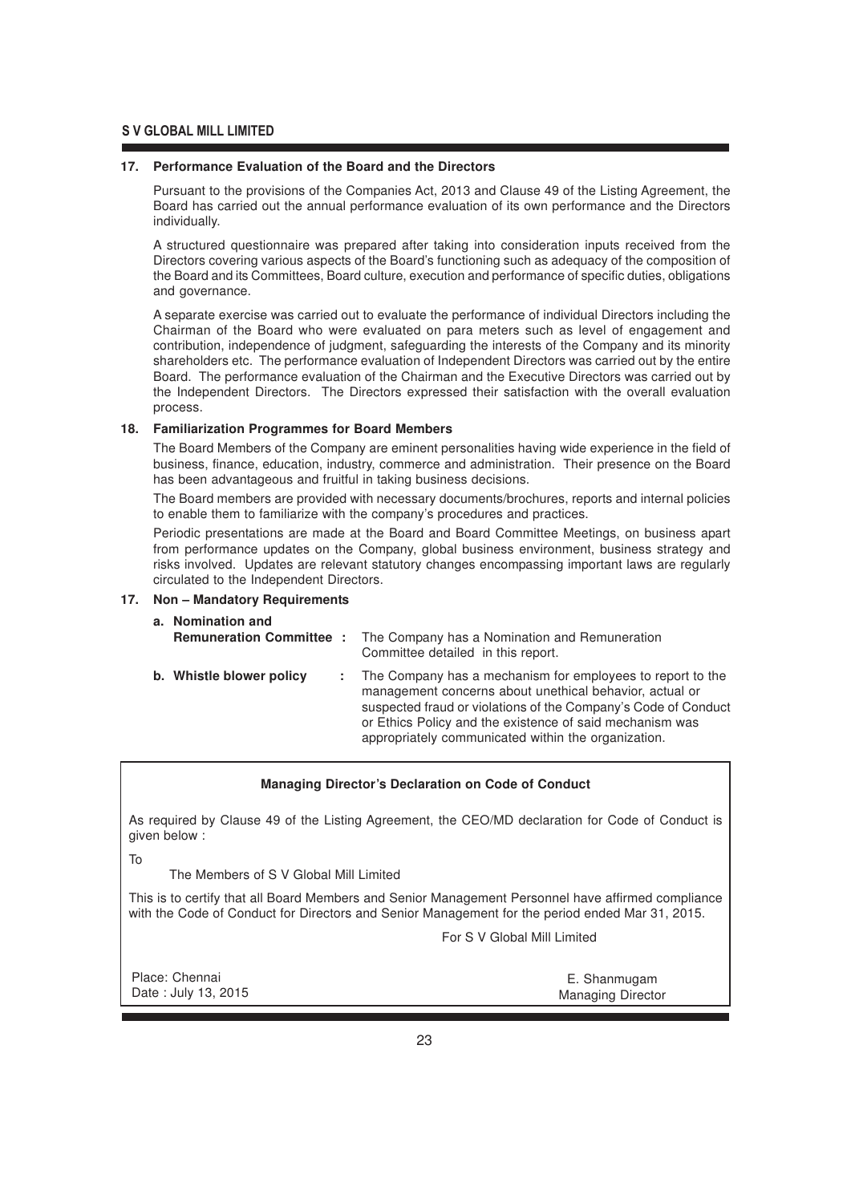### 17. Performance Evaluation of the Board and the Directors

Pursuant to the provisions of the Companies Act, 2013 and Clause 49 of the Listing Agreement, the Board has carried out the annual performance evaluation of its own performance and the Directors individually.

A structured questionnaire was prepared after taking into consideration inputs received from the Directors covering various aspects of the Board's functioning such as adequacy of the composition of the Board and its Committees, Board culture, execution and performance of specific duties, obligations and governance.

A separate exercise was carried out to evaluate the performance of individual Directors including the Chairman of the Board who were evaluated on para meters such as level of engagement and contribution, independence of judgment, safeguarding the interests of the Company and its minority shareholders etc. The performance evaluation of Independent Directors was carried out by the entire Board. The performance evaluation of the Chairman and the Executive Directors was carried out by the Independent Directors. The Directors expressed their satisfaction with the overall evaluation process.

### 18. Familiarization Programmes for Board Members

The Board Members of the Company are eminent personalities having wide experience in the field of business, finance, education, industry, commerce and administration. Their presence on the Board has been advantageous and fruitful in taking business decisions.

The Board members are provided with necessary documents/brochures, reports and internal policies to enable them to familiarize with the company's procedures and practices.

Periodic presentations are made at the Board and Board Committee Meetings, on business apart from performance updates on the Company, global business environment, business strategy and risks involved. Updates are relevant statutory changes encompassing important laws are regularly circulated to the Independent Directors.

### 17. Non – Mandatory Requirements

**a. Nomination and Remuneration Committee :** The Company has a Nomination and Remuneration Committee detailed in this report.

**b. Whistle blower policy :** The Company has a mechanism for employees to report to the management concerns about unethical behavior, actual or suspected fraud or violations of the Company's Code of Conduct or Ethics Policy and the existence of said mechanism was appropriately communicated within the organization.

---

**Managing Director's Declaration on Code of Conduct**

As required by Clause 49 of the Listing Agreement, the CEO/MD declaration for Code of Conduct is given below :

To

The Members of S V Global Mill Limited

This is to certify that all Board Members and Senior Management Personnel have affirmed compliance with the Code of Conduct for Directors and Senior Management for the period ended Mar 31, 2015.

For S V Global Mill Limited

Place: Chennai
Date : July 13, 2015

E. Shanmugam
Managing Director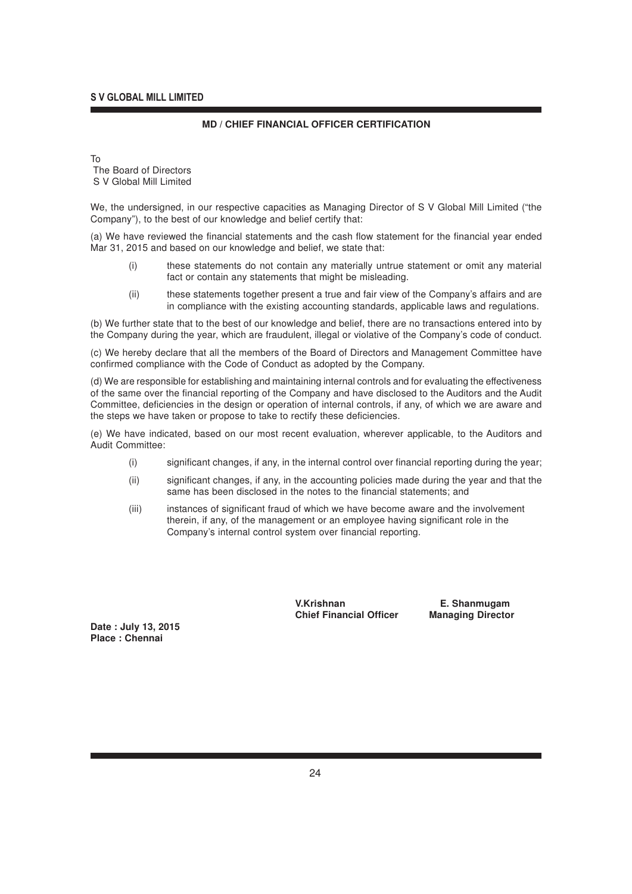## MD / CHIEF FINANCIAL OFFICER CERTIFICATION

To
The Board of Directors
S V Global Mill Limited

We, the undersigned, in our respective capacities as Managing Director of S V Global Mill Limited ("the Company"), to the best of our knowledge and belief certify that:

(a) We have reviewed the financial statements and the cash flow statement for the financial year ended Mar 31, 2015 and based on our knowledge and belief, we state that:

- (i) these statements do not contain any materially untrue statement or omit any material fact or contain any statements that might be misleading.
- (ii) these statements together present a true and fair view of the Company's affairs and are in compliance with the existing accounting standards, applicable laws and regulations.

(b) We further state that to the best of our knowledge and belief, there are no transactions entered into by the Company during the year, which are fraudulent, illegal or violative of the Company's code of conduct.

(c) We hereby declare that all the members of the Board of Directors and Management Committee have confirmed compliance with the Code of Conduct as adopted by the Company.

(d) We are responsible for establishing and maintaining internal controls and for evaluating the effectiveness of the same over the financial reporting of the Company and have disclosed to the Auditors and the Audit Committee, deficiencies in the design or operation of internal controls, if any, of which we are aware and the steps we have taken or propose to take to rectify these deficiencies.

(e) We have indicated, based on our most recent evaluation, wherever applicable, to the Auditors and Audit Committee:

- (i) significant changes, if any, in the internal control over financial reporting during the year;
- (ii) significant changes, if any, in the accounting policies made during the year and that the same has been disclosed in the notes to the financial statements; and
- (iii) instances of significant fraud of which we have become aware and the involvement therein, if any, of the management or an employee having significant role in the Company's internal control system over financial reporting.

**V.Krishnan**
**Chief Financial Officer**

**E. Shanmugam**
**Managing Director**

**Date : July 13, 2015**
**Place : Chennai**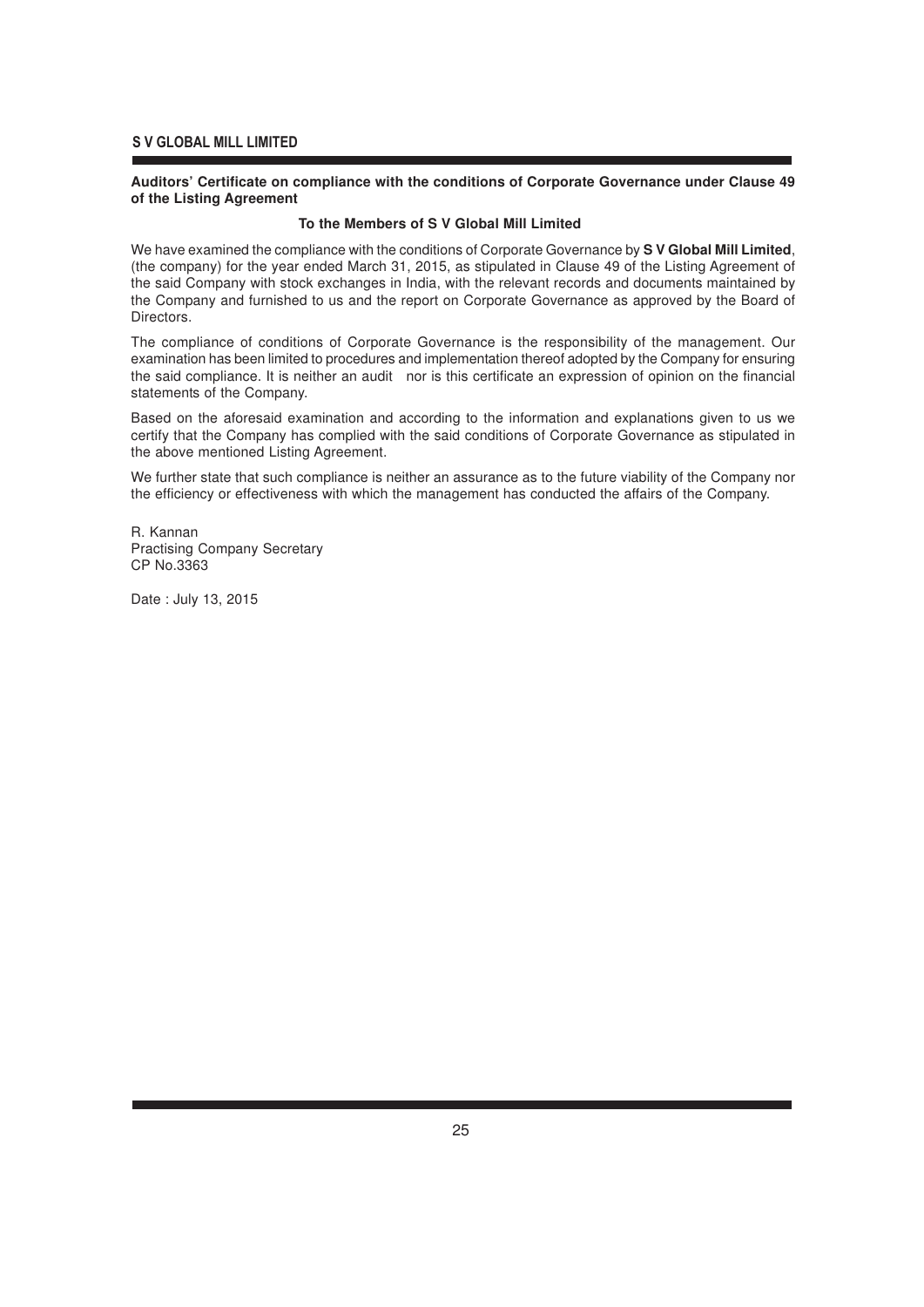**Auditors' Certificate on compliance with the conditions of Corporate Governance under Clause 49 of the Listing Agreement**

**To the Members of S V Global Mill Limited**

We have examined the compliance with the conditions of Corporate Governance by **S V Global Mill Limited**, (the company) for the year ended March 31, 2015, as stipulated in Clause 49 of the Listing Agreement of the said Company with stock exchanges in India, with the relevant records and documents maintained by the Company and furnished to us and the report on Corporate Governance as approved by the Board of Directors.

The compliance of conditions of Corporate Governance is the responsibility of the management. Our examination has been limited to procedures and implementation thereof adopted by the Company for ensuring the said compliance. It is neither an audit nor is this certificate an expression of opinion on the financial statements of the Company.

Based on the aforesaid examination and according to the information and explanations given to us we certify that the Company has complied with the said conditions of Corporate Governance as stipulated in the above mentioned Listing Agreement.

We further state that such compliance is neither an assurance as to the future viability of the Company nor the efficiency or effectiveness with which the management has conducted the affairs of the Company.

R. Kannan
Practising Company Secretary
CP No.3363

Date : July 13, 2015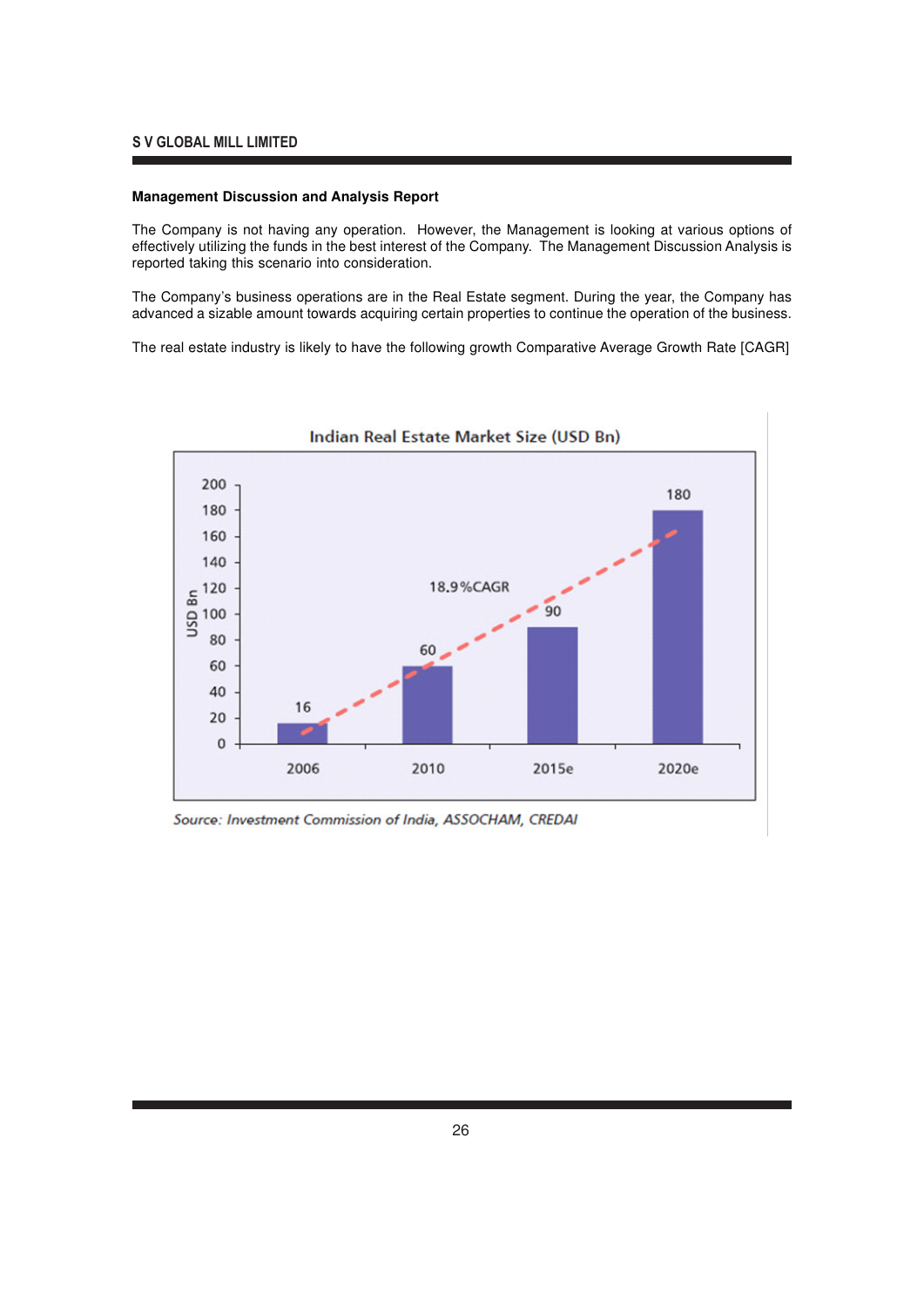### Management Discussion and Analysis Report

The Company is not having any operation. However, the Management is looking at various options of effectively utilizing the funds in the best interest of the Company. The Management Discussion Analysis is reported taking this scenario into consideration.

The Company's business operations are in the Real Estate segment. During the year, the Company has advanced a sizable amount towards acquiring certain properties to continue the operation of the business.

The real estate industry is likely to have the following growth Comparative Average Growth Rate [CAGR]

**Indian Real Estate Market Size (USD Bn)**

| Year | USD Bn |
| --- | --- |
| 2006 | 16 |
| 2010 | 60 |
| 2015e | 90 |
| 2020e | 180 |

18.9%CAGR

*Source: Investment Commission of India, ASSOCHAM, CREDAI*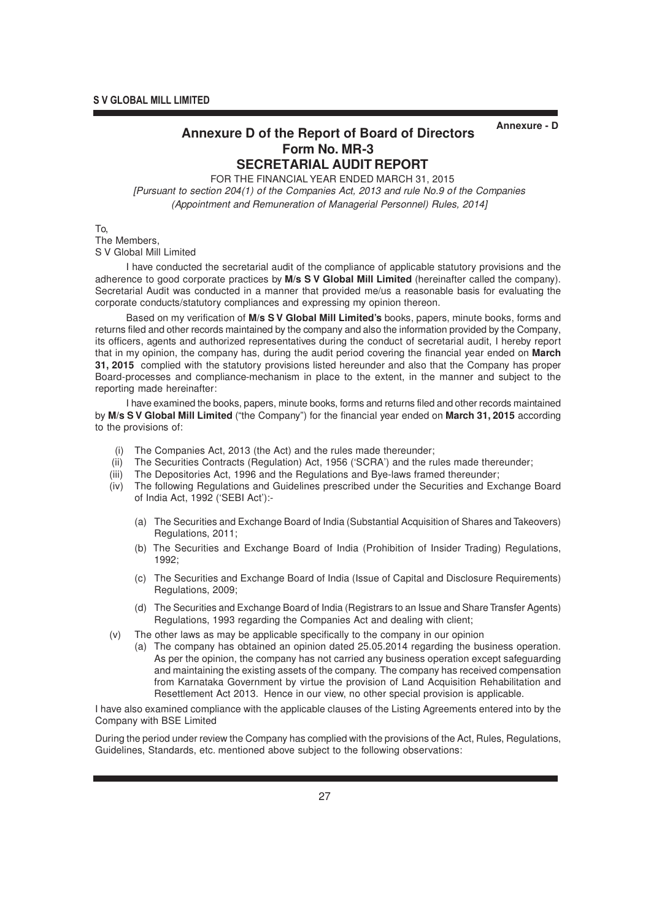Annexure - D

# Annexure D of the Report of Board of Directors
## Form No. MR-3
## SECRETARIAL AUDIT REPORT

FOR THE FINANCIAL YEAR ENDED MARCH 31, 2015

*[Pursuant to section 204(1) of the Companies Act, 2013 and rule No.9 of the Companies (Appointment and Remuneration of Managerial Personnel) Rules, 2014]*

To,
The Members,
S V Global Mill Limited

I have conducted the secretarial audit of the compliance of applicable statutory provisions and the adherence to good corporate practices by **M/s S V Global Mill Limited** (hereinafter called the company). Secretarial Audit was conducted in a manner that provided me/us a reasonable basis for evaluating the corporate conducts/statutory compliances and expressing my opinion thereon.

Based on my verification of **M/s S V Global Mill Limited's** books, papers, minute books, forms and returns filed and other records maintained by the company and also the information provided by the Company, its officers, agents and authorized representatives during the conduct of secretarial audit, I hereby report that in my opinion, the company has, during the audit period covering the financial year ended on **March 31, 2015** complied with the statutory provisions listed hereunder and also that the Company has proper Board-processes and compliance-mechanism in place to the extent, in the manner and subject to the reporting made hereinafter:

I have examined the books, papers, minute books, forms and returns filed and other records maintained by **M/s S V Global Mill Limited** ("the Company") for the financial year ended on **March 31, 2015** according to the provisions of:

(i) The Companies Act, 2013 (the Act) and the rules made thereunder;

(ii) The Securities Contracts (Regulation) Act, 1956 ('SCRA') and the rules made thereunder;

(iii) The Depositories Act, 1996 and the Regulations and Bye-laws framed thereunder;

(iv) The following Regulations and Guidelines prescribed under the Securities and Exchange Board of India Act, 1992 ('SEBI Act'):-

   (a) The Securities and Exchange Board of India (Substantial Acquisition of Shares and Takeovers) Regulations, 2011;

   (b) The Securities and Exchange Board of India (Prohibition of Insider Trading) Regulations, 1992;

   (c) The Securities and Exchange Board of India (Issue of Capital and Disclosure Requirements) Regulations, 2009;

   (d) The Securities and Exchange Board of India (Registrars to an Issue and Share Transfer Agents) Regulations, 1993 regarding the Companies Act and dealing with client;

(v) The other laws as may be applicable specifically to the company in our opinion

   (a) The company has obtained an opinion dated 25.05.2014 regarding the business operation. As per the opinion, the company has not carried any business operation except safeguarding and maintaining the existing assets of the company. The company has received compensation from Karnataka Government by virtue the provision of Land Acquisition Rehabilitation and Resettlement Act 2013. Hence in our view, no other special provision is applicable.

I have also examined compliance with the applicable clauses of the Listing Agreements entered into by the Company with BSE Limited

During the period under review the Company has complied with the provisions of the Act, Rules, Regulations, Guidelines, Standards, etc. mentioned above subject to the following observations: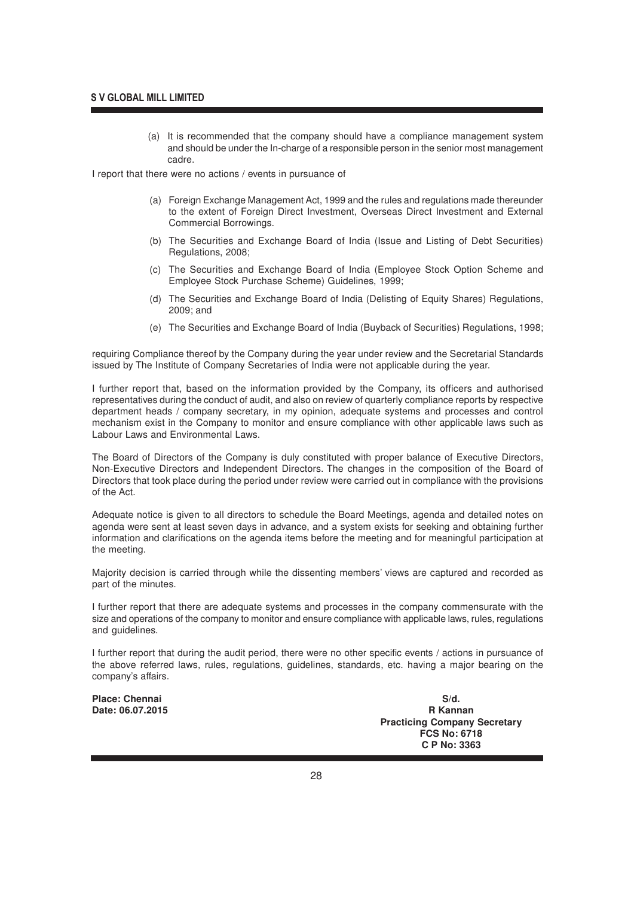(a) It is recommended that the company should have a compliance management system and should be under the In-charge of a responsible person in the senior most management cadre.

I report that there were no actions / events in pursuance of

(a) Foreign Exchange Management Act, 1999 and the rules and regulations made thereunder to the extent of Foreign Direct Investment, Overseas Direct Investment and External Commercial Borrowings.

(b) The Securities and Exchange Board of India (Issue and Listing of Debt Securities) Regulations, 2008;

(c) The Securities and Exchange Board of India (Employee Stock Option Scheme and Employee Stock Purchase Scheme) Guidelines, 1999;

(d) The Securities and Exchange Board of India (Delisting of Equity Shares) Regulations, 2009; and

(e) The Securities and Exchange Board of India (Buyback of Securities) Regulations, 1998;

requiring Compliance thereof by the Company during the year under review and the Secretarial Standards issued by The Institute of Company Secretaries of India were not applicable during the year.

I further report that, based on the information provided by the Company, its officers and authorised representatives during the conduct of audit, and also on review of quarterly compliance reports by respective department heads / company secretary, in my opinion, adequate systems and processes and control mechanism exist in the Company to monitor and ensure compliance with other applicable laws such as Labour Laws and Environmental Laws.

The Board of Directors of the Company is duly constituted with proper balance of Executive Directors, Non-Executive Directors and Independent Directors. The changes in the composition of the Board of Directors that took place during the period under review were carried out in compliance with the provisions of the Act.

Adequate notice is given to all directors to schedule the Board Meetings, agenda and detailed notes on agenda were sent at least seven days in advance, and a system exists for seeking and obtaining further information and clarifications on the agenda items before the meeting and for meaningful participation at the meeting.

Majority decision is carried through while the dissenting members' views are captured and recorded as part of the minutes.

I further report that there are adequate systems and processes in the company commensurate with the size and operations of the company to monitor and ensure compliance with applicable laws, rules, regulations and guidelines.

I further report that during the audit period, there were no other specific events / actions in pursuance of the above referred laws, rules, regulations, guidelines, standards, etc. having a major bearing on the company's affairs.

**Place: Chennai**
**Date: 06.07.2015**

**S/d.**
**R Kannan**
**Practicing Company Secretary**
**FCS No: 6718**
**C P No: 3363**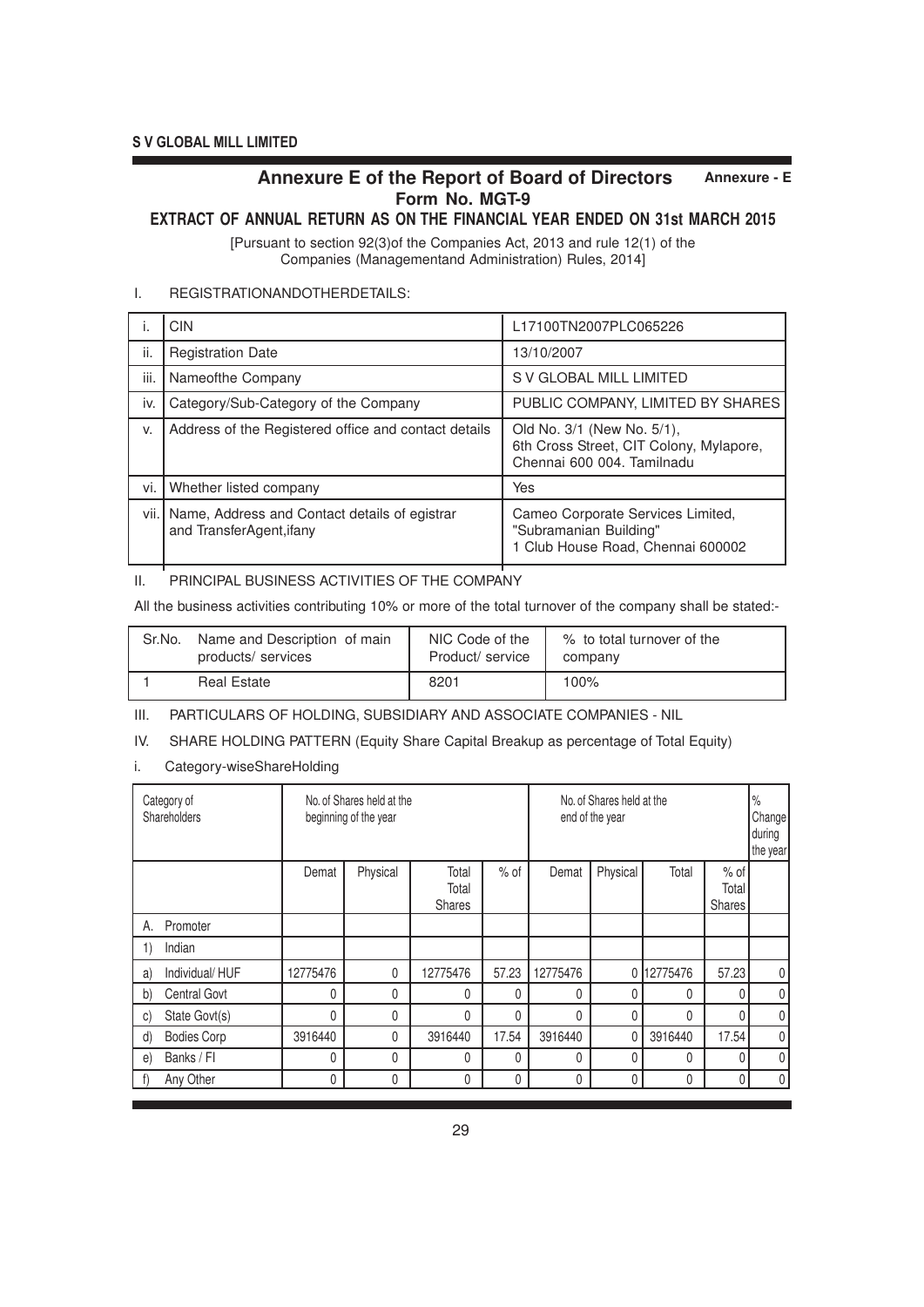## Annexure E of the Report of Board of Directors

**Annexure - E**

### Form No. MGT-9

### EXTRACT OF ANNUAL RETURN AS ON THE FINANCIAL YEAR ENDED ON 31st MARCH 2015

[Pursuant to section 92(3)of the Companies Act, 2013 and rule 12(1) of the Companies (Managementand Administration) Rules, 2014]

I. REGISTRATIONANDOTHERDETAILS:

| | | |
|---|---|---|
| i. | CIN | L17100TN2007PLC065226 |
| ii. | Registration Date | 13/10/2007 |
| iii. | Nameofthe Company | S V GLOBAL MILL LIMITED |
| iv. | Category/Sub-Category of the Company | PUBLIC COMPANY, LIMITED BY SHARES |
| v. | Address of the Registered office and contact details | Old No. 3/1 (New No. 5/1), 6th Cross Street, CIT Colony, Mylapore, Chennai 600 004. Tamilnadu |
| vi. | Whether listed company | Yes |
| vii. | Name, Address and Contact details of egistrar and TransferAgent,ifany | Cameo Corporate Services Limited, "Subramanian Building" 1 Club House Road, Chennai 600002 |

II. PRINCIPAL BUSINESS ACTIVITIES OF THE COMPANY

All the business activities contributing 10% or more of the total turnover of the company shall be stated:-

| Sr.No. | Name and Description of main products/ services | NIC Code of the Product/ service | % to total turnover of the company |
|---|---|---|---|
| 1 | Real Estate | 8201 | 100% |

III. PARTICULARS OF HOLDING, SUBSIDIARY AND ASSOCIATE COMPANIES - NIL

IV. SHARE HOLDING PATTERN (Equity Share Capital Breakup as percentage of Total Equity)

i. Category-wiseShareHolding

| Category of Shareholders | No. of Shares held at the beginning of the year | | | | No. of Shares held at the end of the year | | | | % Change during the year |
|---|---|---|---|---|---|---|---|---|---|
| | Demat | Physical | Total Total Shares | % of | Demat | Physical | Total | % of Total Shares | |
| A. Promoter | | | | | | | | | |
| 1) Indian | | | | | | | | | |
| a) Individual/ HUF | 12775476 | 0 | 12775476 | 57.23 | 12775476 | 0 | 12775476 | 57.23 | 0 |
| b) Central Govt | 0 | 0 | 0 | 0 | 0 | 0 | 0 | 0 | 0 |
| c) State Govt(s) | 0 | 0 | 0 | 0 | 0 | 0 | 0 | 0 | 0 |
| d) Bodies Corp | 3916440 | 0 | 3916440 | 17.54 | 3916440 | 0 | 3916440 | 17.54 | 0 |
| e) Banks / FI | 0 | 0 | 0 | 0 | 0 | 0 | 0 | 0 | 0 |
| f) Any Other | 0 | 0 | 0 | 0 | 0 | 0 | 0 | 0 | 0 |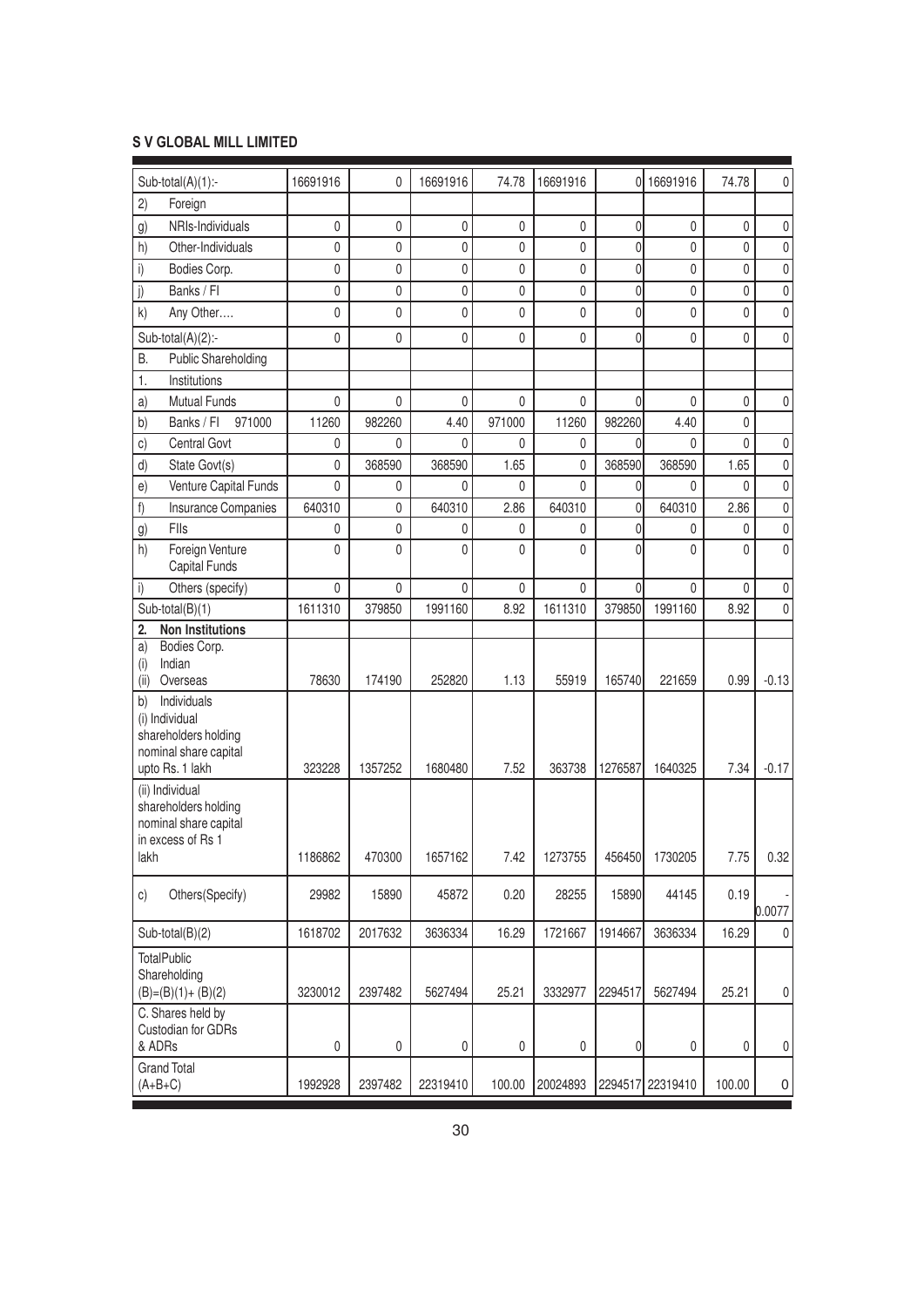**S V GLOBAL MILL LIMITED**

| | | | | | | | | | |
|---|---|---|---|---|---|---|---|---|---|
| Sub-total(A)(1):- | 16691916 | 0 | 16691916 | 74.78 | 16691916 | 0 | 16691916 | 74.78 | 0 |
| 2) Foreign | | | | | | | | | |
| g) NRIs-Individuals | 0 | 0 | 0 | 0 | 0 | 0 | 0 | 0 | 0 |
| h) Other-Individuals | 0 | 0 | 0 | 0 | 0 | 0 | 0 | 0 | 0 |
| i) Bodies Corp. | 0 | 0 | 0 | 0 | 0 | 0 | 0 | 0 | 0 |
| j) Banks / FI | 0 | 0 | 0 | 0 | 0 | 0 | 0 | 0 | 0 |
| k) Any Other…. | 0 | 0 | 0 | 0 | 0 | 0 | 0 | 0 | 0 |
| Sub-total(A)(2):- | 0 | 0 | 0 | 0 | 0 | 0 | 0 | 0 | 0 |
| B. Public Shareholding | | | | | | | | | |
| 1. Institutions | | | | | | | | | |
| a) Mutual Funds | 0 | 0 | 0 | 0 | 0 | 0 | 0 | 0 | 0 |
| b) Banks / FI 971000 | 11260 | 982260 | 4.40 | 971000 | 11260 | 982260 | 4.40 | 0 | |
| c) Central Govt | 0 | 0 | 0 | 0 | 0 | 0 | 0 | 0 | 0 |
| d) State Govt(s) | 0 | 368590 | 368590 | 1.65 | 0 | 368590 | 368590 | 1.65 | 0 |
| e) Venture Capital Funds | 0 | 0 | 0 | 0 | 0 | 0 | 0 | 0 | 0 |
| f) Insurance Companies | 640310 | 0 | 640310 | 2.86 | 640310 | 0 | 640310 | 2.86 | 0 |
| g) FIIs | 0 | 0 | 0 | 0 | 0 | 0 | 0 | 0 | 0 |
| h) Foreign Venture Capital Funds | 0 | 0 | 0 | 0 | 0 | 0 | 0 | 0 | 0 |
| i) Others (specify) | 0 | 0 | 0 | 0 | 0 | 0 | 0 | 0 | 0 |
| Sub-total(B)(1) | 1611310 | 379850 | 1991160 | 8.92 | 1611310 | 379850 | 1991160 | 8.92 | 0 |
| **2. Non Institutions** | | | | | | | | | |
| a) Bodies Corp. (i) Indian (ii) Overseas | 78630 | 174190 | 252820 | 1.13 | 55919 | 165740 | 221659 | 0.99 | -0.13 |
| b) Individuals (i) Individual shareholders holding nominal share capital upto Rs. 1 lakh | 323228 | 1357252 | 1680480 | 7.52 | 363738 | 1276587 | 1640325 | 7.34 | -0.17 |
| (ii) Individual shareholders holding nominal share capital in excess of Rs 1 lakh | 1186862 | 470300 | 1657162 | 7.42 | 1273755 | 456450 | 1730205 | 7.75 | 0.32 |
| c) Others(Specify) | 29982 | 15890 | 45872 | 0.20 | 28255 | 15890 | 44145 | 0.19 | -0.0077 |
| Sub-total(B)(2) | 1618702 | 2017632 | 3636334 | 16.29 | 1721667 | 1914667 | 3636334 | 16.29 | 0 |
| TotalPublic Shareholding (B)=(B)(1)+ (B)(2) | 3230012 | 2397482 | 5627494 | 25.21 | 3332977 | 2294517 | 5627494 | 25.21 | 0 |
| C. Shares held by Custodian for GDRs & ADRs | 0 | 0 | 0 | 0 | 0 | 0 | 0 | 0 | 0 |
| Grand Total (A+B+C) | 1992928 | 2397482 | 22319410 | 100.00 | 20024893 | 2294517 | 22319410 | 100.00 | 0 |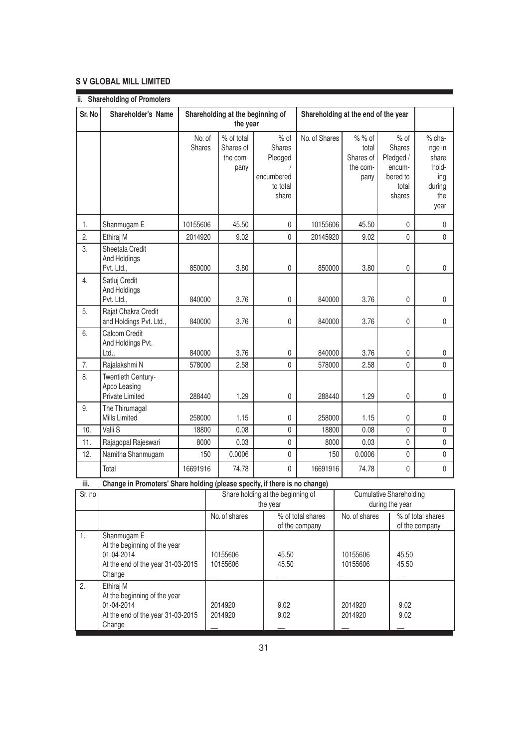**S V GLOBAL MILL LIMITED**

## ii. Shareholding of Promoters

| Sr. No | Shareholder's Name | Shareholding at the beginning of the year | | | Shareholding at the end of the year | | | |
|---|---|---|---|---|---|---|---|---|
| | | No. of Shares | % of total Shares of the company | % of Shares Pledged / encumbered to total share | No. of Shares | % % of total Shares of the company | % of Shares Pledged / encumbered to total shares | % change in share holding during the year |
| 1. | Shanmugam E | 10155606 | 45.50 | 0 | 10155606 | 45.50 | 0 | 0 |
| 2. | Ethiraj M | 2014920 | 9.02 | 0 | 20145920 | 9.02 | 0 | 0 |
| 3. | Sheetala Credit And Holdings Pvt. Ltd., | 850000 | 3.80 | 0 | 850000 | 3.80 | 0 | 0 |
| 4. | Satluj Credit And Holdings Pvt. Ltd., | 840000 | 3.76 | 0 | 840000 | 3.76 | 0 | 0 |
| 5. | Rajat Chakra Credit and Holdings Pvt. Ltd., | 840000 | 3.76 | 0 | 840000 | 3.76 | 0 | 0 |
| 6. | Calcom Credit And Holdings Pvt. Ltd., | 840000 | 3.76 | 0 | 840000 | 3.76 | 0 | 0 |
| 7. | Rajalakshmi N | 578000 | 2.58 | 0 | 578000 | 2.58 | 0 | 0 |
| 8. | Twentieth Century-Apco Leasing Private Limited | 288440 | 1.29 | 0 | 288440 | 1.29 | 0 | 0 |
| 9. | The Thirumagal Mills Limited | 258000 | 1.15 | 0 | 258000 | 1.15 | 0 | 0 |
| 10. | Valli S | 18800 | 0.08 | 0 | 18800 | 0.08 | 0 | 0 |
| 11. | Rajagopal Rajeswari | 8000 | 0.03 | 0 | 8000 | 0.03 | 0 | 0 |
| 12. | Namitha Shanmugam | 150 | 0.0006 | 0 | 150 | 0.0006 | 0 | 0 |
| | Total | 16691916 | 74.78 | 0 | 16691916 | 74.78 | 0 | 0 |

## iii. Change in Promoters' Share holding (please specify, if there is no change)

| Sr. no | | Share holding at the beginning of the year | | Cumulative Shareholding during the year | |
|---|---|---|---|---|---|
| | | No. of shares | % of total shares of the company | No. of shares | % of total shares of the company |
| 1. | Shanmugam E<br>At the beginning of the year 01-04-2014<br>At the end of the year 31-03-2015<br>Change | <br><br>10155606<br>10155606<br>__ | <br><br>45.50<br>45.50<br>__ | <br><br>10155606<br>10155606<br>__ | <br><br>45.50<br>45.50<br>__ |
| 2. | Ethiraj M<br>At the beginning of the year 01-04-2014<br>At the end of the year 31-03-2015<br>Change | <br><br>2014920<br>2014920<br>__ | <br><br>9.02<br>9.02<br>__ | <br><br>2014920<br>2014920<br>__ | <br><br>9.02<br>9.02<br>__ |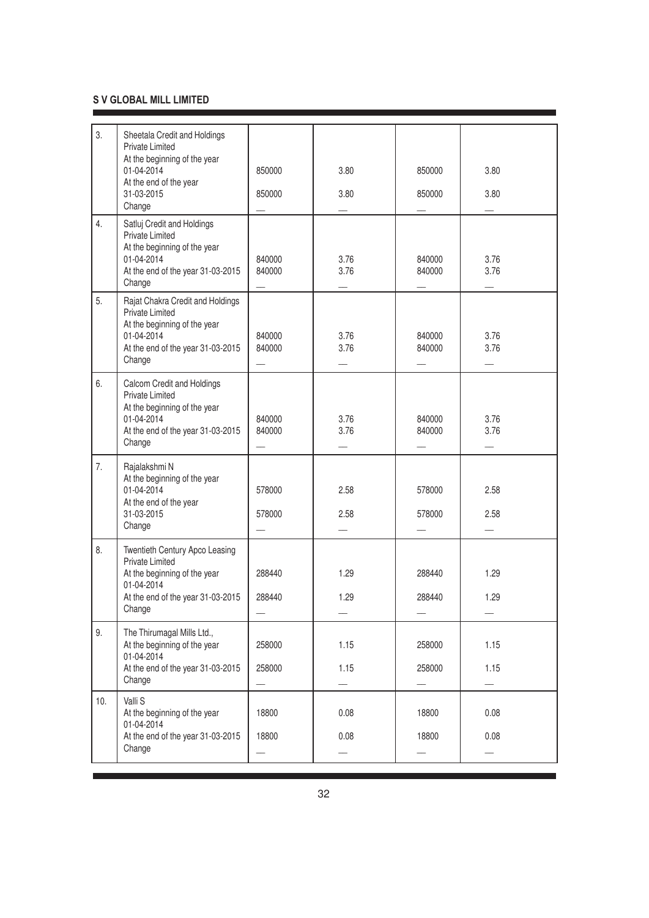| 3. | Sheetala Credit and Holdings Private Limited | | | | |
|---|---|---|---|---|---|
| | At the beginning of the year 01-04-2014 | 850000 | 3.80 | 850000 | 3.80 |
| | At the end of the year 31-03-2015 | 850000 | 3.80 | 850000 | 3.80 |
| | Change | — | — | — | — |
| 4. | Satluj Credit and Holdings Private Limited | | | | |
| | At the beginning of the year 01-04-2014 | 840000 | 3.76 | 840000 | 3.76 |
| | At the end of the year 31-03-2015 | 840000 | 3.76 | 840000 | 3.76 |
| | Change | — | — | — | — |
| 5. | Rajat Chakra Credit and Holdings Private Limited | | | | |
| | At the beginning of the year 01-04-2014 | 840000 | 3.76 | 840000 | 3.76 |
| | At the end of the year 31-03-2015 | 840000 | 3.76 | 840000 | 3.76 |
| | Change | — | — | — | — |
| 6. | Calcom Credit and Holdings Private Limited | | | | |
| | At the beginning of the year 01-04-2014 | 840000 | 3.76 | 840000 | 3.76 |
| | At the end of the year 31-03-2015 | 840000 | 3.76 | 840000 | 3.76 |
| | Change | — | — | — | — |
| 7. | Rajalakshmi N | | | | |
| | At the beginning of the year 01-04-2014 | 578000 | 2.58 | 578000 | 2.58 |
| | At the end of the year 31-03-2015 | 578000 | 2.58 | 578000 | 2.58 |
| | Change | — | — | — | — |
| 8. | Twentieth Century Apco Leasing Private Limited | | | | |
| | At the beginning of the year 01-04-2014 | 288440 | 1.29 | 288440 | 1.29 |
| | At the end of the year 31-03-2015 | 288440 | 1.29 | 288440 | 1.29 |
| | Change | — | — | — | — |
| 9. | The Thirumagal Mills Ltd., | | | | |
| | At the beginning of the year 01-04-2014 | 258000 | 1.15 | 258000 | 1.15 |
| | At the end of the year 31-03-2015 | 258000 | 1.15 | 258000 | 1.15 |
| | Change | — | — | — | — |
| 10. | Valli S | | | | |
| | At the beginning of the year 01-04-2014 | 18800 | 0.08 | 18800 | 0.08 |
| | At the end of the year 31-03-2015 | 18800 | 0.08 | 18800 | 0.08 |
| | Change | — | — | — | — |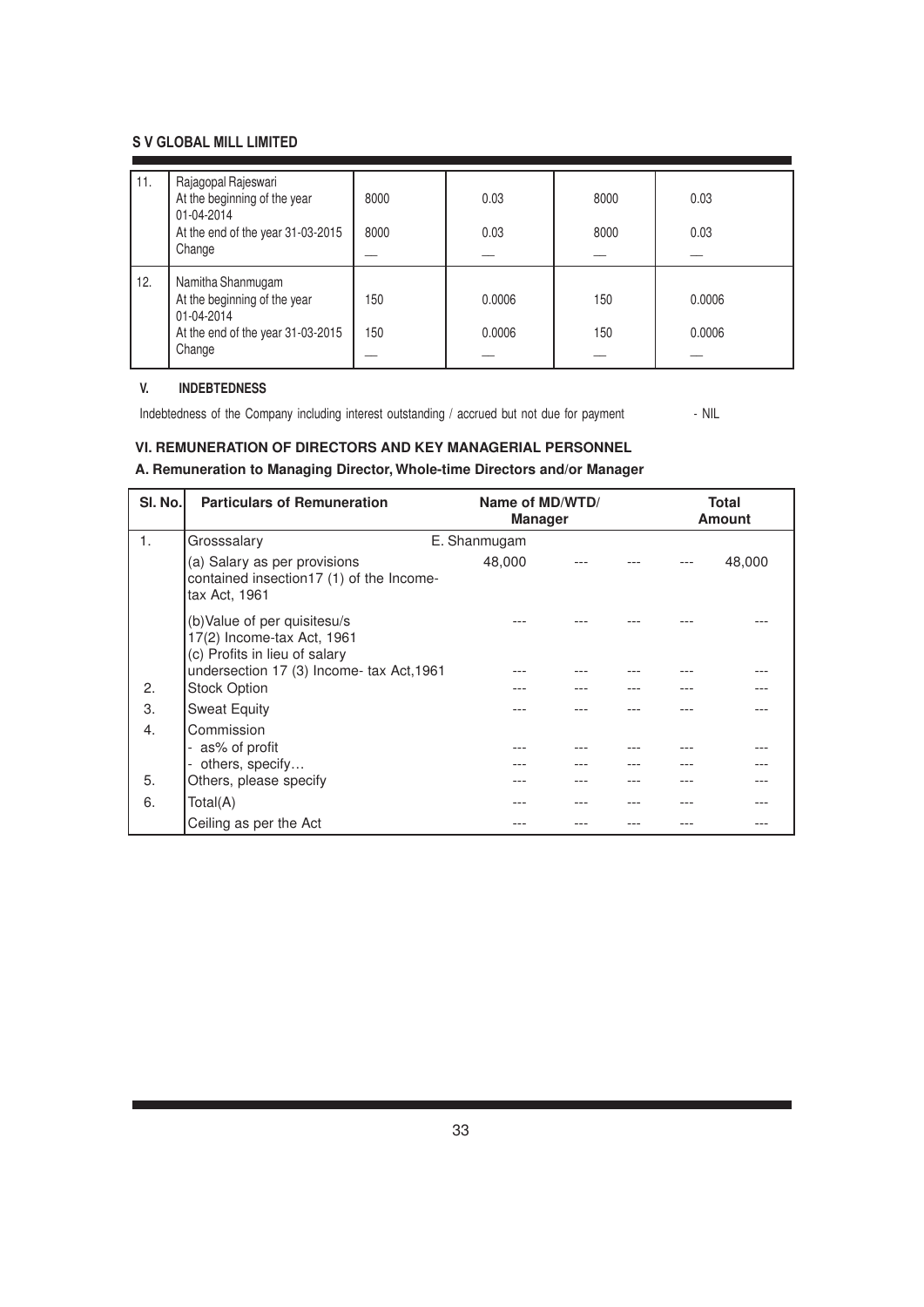| 11. | Rajagopal Rajeswari<br>At the beginning of the year 01-04-2014<br>At the end of the year 31-03-2015<br>Change | 8000<br>8000<br>— | 0.03<br>0.03<br>— | 8000<br>8000<br>— | 0.03<br>0.03<br>— |
|---|---|---|---|---|---|
| 12. | Namitha Shanmugam<br>At the beginning of the year 01-04-2014<br>At the end of the year 31-03-2015<br>Change | 150<br>150<br>— | 0.0006<br>0.0006<br>— | 150<br>150<br>— | 0.0006<br>0.0006<br>— |

### V. INDEBTEDNESS

Indebtedness of the Company including interest outstanding / accrued but not due for payment - NIL

### VI. REMUNERATION OF DIRECTORS AND KEY MANAGERIAL PERSONNEL

**A. Remuneration to Managing Director, Whole-time Directors and/or Manager**

| Sl. No. | Particulars of Remuneration | Name of MD/WTD/ Manager | | | | Total Amount |
|---|---|---|---|---|---|---|
| 1. | Grosssalary | E. Shanmugam | | | | |
| | (a) Salary as per provisions contained insection17 (1) of the Income-tax Act, 1961 | 48,000 | --- | --- | --- | 48,000 |
| | (b)Value of per quisitesu/s 17(2) Income-tax Act, 1961 | --- | --- | --- | --- | --- |
| | (c) Profits in lieu of salary undersection 17 (3) Income- tax Act,1961 | --- | --- | --- | --- | --- |
| 2. | Stock Option | --- | --- | --- | --- | --- |
| 3. | Sweat Equity | --- | --- | --- | --- | --- |
| 4. | Commission<br>- as% of profit<br>- others, specify… | ---<br>--- | ---<br>--- | ---<br>--- | ---<br>--- | ---<br>--- |
| 5. | Others, please specify | --- | --- | --- | --- | --- |
| 6. | Total(A) | --- | --- | --- | --- | --- |
| | Ceiling as per the Act | --- | --- | --- | --- | --- |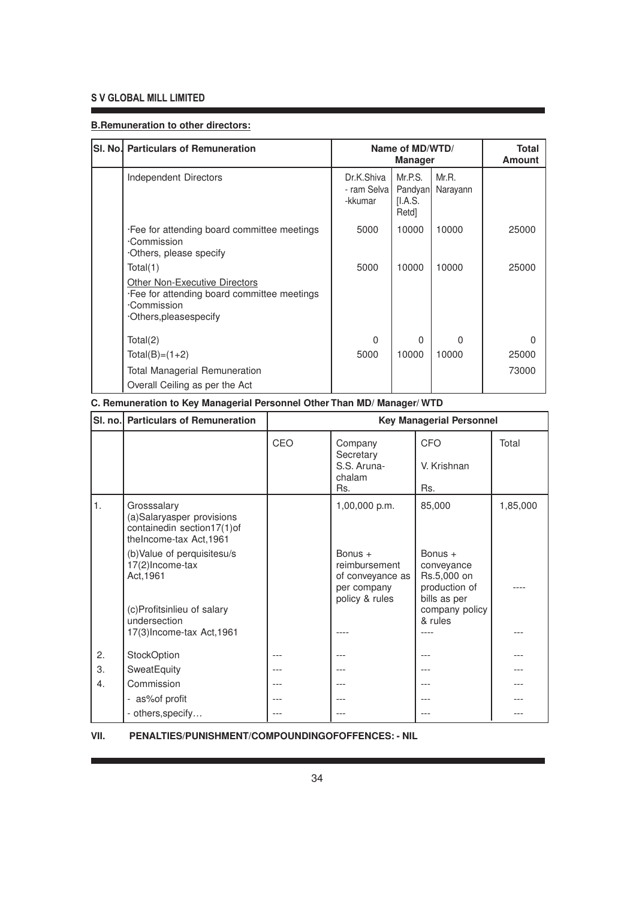**B.Remuneration to other directors:**

| Sl. No. | Particulars of Remuneration | Name of MD/WTD/ Manager | | | Total Amount |
|---|---|---|---|---|---|
| | Independent Directors | Dr.K.Shiva - ram Selva -kkumar | Mr.P.S. Pandyan [I.A.S. Retd] | Mr.R. Narayann | |
| | ·Fee for attending board committee meetings<br>·Commission<br>·Others, please specify | 5000 | 10000 | 10000 | 25000 |
| | Total(1) | 5000 | 10000 | 10000 | 25000 |
| | Other Non-Executive Directors<br>·Fee for attending board committee meetings<br>·Commission<br>·Others,pleasespecify | | | | |
| | Total(2) | 0 | 0 | 0 | 0 |
| | Total(B)=(1+2) | 5000 | 10000 | 10000 | 25000 |
| | Total Managerial Remuneration | | | | 73000 |
| | Overall Ceiling as per the Act | | | | |

**C. Remuneration to Key Managerial Personnel Other Than MD/ Manager/ WTD**

| Sl. no. | Particulars of Remuneration | Key Managerial Personnel | | | |
|---|---|---|---|---|---|
| | | CEO | Company Secretary S.S. Aruna-chalam Rs. | CFO V. Krishnan Rs. | Total |
| 1. | Grosssalary<br>(a)Salaryasper provisions containedin section17(1)of theIncome-tax Act,1961 | | 1,00,000 p.m. | 85,000 | 1,85,000 |
| | (b)Value of perquisitesu/s 17(2)Income-tax Act,1961 | | Bonus + reimbursement of conveyance as per company policy & rules | Bonus + conveyance Rs.5,000 on production of bills as per company policy & rules | ---- |
| | (c)Profitsinlieu of salary undersection 17(3)Income-tax Act,1961 | | ---- | ---- | --- |
| 2. | StockOption | --- | --- | --- | --- |
| 3. | SweatEquity | --- | --- | --- | --- |
| 4. | Commission | --- | --- | --- | --- |
| | - as%of profit | --- | --- | --- | --- |
| | - others,specify… | --- | --- | --- | --- |

**VII. PENALTIES/PUNISHMENT/COMPOUNDINGOFOFFENCES: - NIL**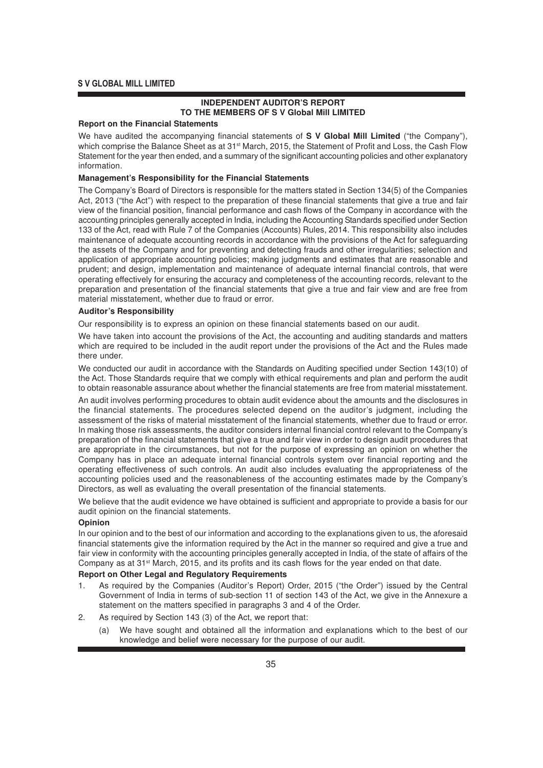## INDEPENDENT AUDITOR'S REPORT
## TO THE MEMBERS OF S V Global Mill LIMITED

**Report on the Financial Statements**

We have audited the accompanying financial statements of **S V Global Mill Limited** ("the Company"), which comprise the Balance Sheet as at 31st March, 2015, the Statement of Profit and Loss, the Cash Flow Statement for the year then ended, and a summary of the significant accounting policies and other explanatory information.

**Management's Responsibility for the Financial Statements**

The Company's Board of Directors is responsible for the matters stated in Section 134(5) of the Companies Act, 2013 ("the Act") with respect to the preparation of these financial statements that give a true and fair view of the financial position, financial performance and cash flows of the Company in accordance with the accounting principles generally accepted in India, including the Accounting Standards specified under Section 133 of the Act, read with Rule 7 of the Companies (Accounts) Rules, 2014. This responsibility also includes maintenance of adequate accounting records in accordance with the provisions of the Act for safeguarding the assets of the Company and for preventing and detecting frauds and other irregularities; selection and application of appropriate accounting policies; making judgments and estimates that are reasonable and prudent; and design, implementation and maintenance of adequate internal financial controls, that were operating effectively for ensuring the accuracy and completeness of the accounting records, relevant to the preparation and presentation of the financial statements that give a true and fair view and are free from material misstatement, whether due to fraud or error.

**Auditor's Responsibility**

Our responsibility is to express an opinion on these financial statements based on our audit.

We have taken into account the provisions of the Act, the accounting and auditing standards and matters which are required to be included in the audit report under the provisions of the Act and the Rules made there under.

We conducted our audit in accordance with the Standards on Auditing specified under Section 143(10) of the Act. Those Standards require that we comply with ethical requirements and plan and perform the audit to obtain reasonable assurance about whether the financial statements are free from material misstatement.

An audit involves performing procedures to obtain audit evidence about the amounts and the disclosures in the financial statements. The procedures selected depend on the auditor's judgment, including the assessment of the risks of material misstatement of the financial statements, whether due to fraud or error. In making those risk assessments, the auditor considers internal financial control relevant to the Company's preparation of the financial statements that give a true and fair view in order to design audit procedures that are appropriate in the circumstances, but not for the purpose of expressing an opinion on whether the Company has in place an adequate internal financial controls system over financial reporting and the operating effectiveness of such controls. An audit also includes evaluating the appropriateness of the accounting policies used and the reasonableness of the accounting estimates made by the Company's Directors, as well as evaluating the overall presentation of the financial statements.

We believe that the audit evidence we have obtained is sufficient and appropriate to provide a basis for our audit opinion on the financial statements.

**Opinion**

In our opinion and to the best of our information and according to the explanations given to us, the aforesaid financial statements give the information required by the Act in the manner so required and give a true and fair view in conformity with the accounting principles generally accepted in India, of the state of affairs of the Company as at 31st March, 2015, and its profits and its cash flows for the year ended on that date.

**Report on Other Legal and Regulatory Requirements**

1. As required by the Companies (Auditor's Report) Order, 2015 ("the Order") issued by the Central Government of India in terms of sub-section 11 of section 143 of the Act, we give in the Annexure a statement on the matters specified in paragraphs 3 and 4 of the Order.
2. As required by Section 143 (3) of the Act, we report that:
   (a) We have sought and obtained all the information and explanations which to the best of our knowledge and belief were necessary for the purpose of our audit.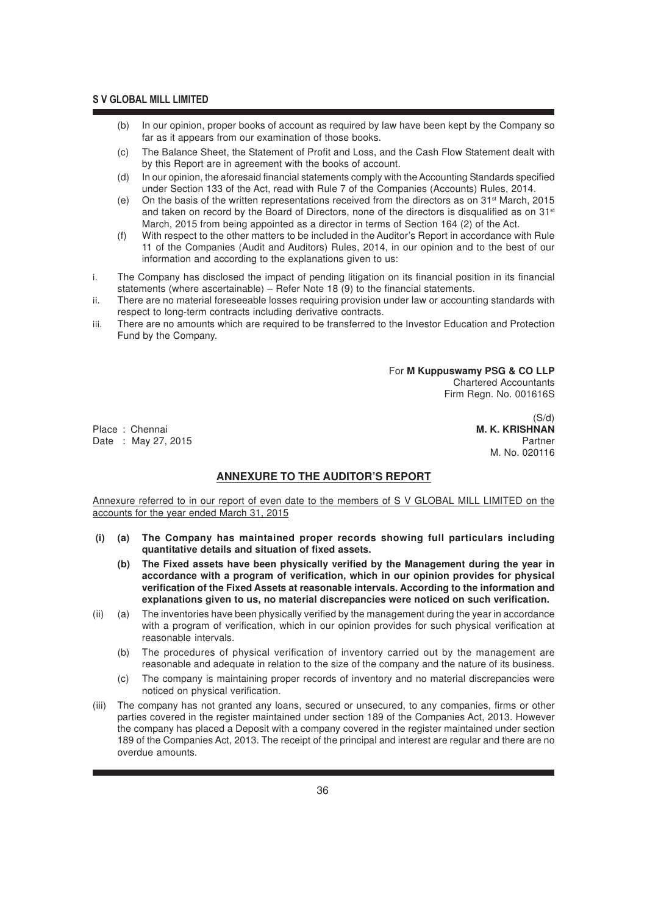(b) In our opinion, proper books of account as required by law have been kept by the Company so far as it appears from our examination of those books.

(c) The Balance Sheet, the Statement of Profit and Loss, and the Cash Flow Statement dealt with by this Report are in agreement with the books of account.

(d) In our opinion, the aforesaid financial statements comply with the Accounting Standards specified under Section 133 of the Act, read with Rule 7 of the Companies (Accounts) Rules, 2014.

(e) On the basis of the written representations received from the directors as on 31st March, 2015 and taken on record by the Board of Directors, none of the directors is disqualified as on 31st March, 2015 from being appointed as a director in terms of Section 164 (2) of the Act.

(f) With respect to the other matters to be included in the Auditor's Report in accordance with Rule 11 of the Companies (Audit and Auditors) Rules, 2014, in our opinion and to the best of our information and according to the explanations given to us:

i. The Company has disclosed the impact of pending litigation on its financial position in its financial statements (where ascertainable) – Refer Note 18 (9) to the financial statements.

ii. There are no material foreseeable losses requiring provision under law or accounting standards with respect to long-term contracts including derivative contracts.

iii. There are no amounts which are required to be transferred to the Investor Education and Protection Fund by the Company.

For **M Kuppuswamy PSG & CO LLP**
Chartered Accountants
Firm Regn. No. 001616S

(S/d)
**M. K. KRISHNAN**
Partner
M. No. 020116

Place : Chennai
Date : May 27, 2015

## ANNEXURE TO THE AUDITOR'S REPORT

Annexure referred to in our report of even date to the members of S V GLOBAL MILL LIMITED on the accounts for the year ended March 31, 2015

**(i) (a) The Company has maintained proper records showing full particulars including quantitative details and situation of fixed assets.**

**(b) The Fixed assets have been physically verified by the Management during the year in accordance with a program of verification, which in our opinion provides for physical verification of the Fixed Assets at reasonable intervals. According to the information and explanations given to us, no material discrepancies were noticed on such verification.**

(ii) (a) The inventories have been physically verified by the management during the year in accordance with a program of verification, which in our opinion provides for such physical verification at reasonable intervals.

(b) The procedures of physical verification of inventory carried out by the management are reasonable and adequate in relation to the size of the company and the nature of its business.

(c) The company is maintaining proper records of inventory and no material discrepancies were noticed on physical verification.

(iii) The company has not granted any loans, secured or unsecured, to any companies, firms or other parties covered in the register maintained under section 189 of the Companies Act, 2013. However the company has placed a Deposit with a company covered in the register maintained under section 189 of the Companies Act, 2013. The receipt of the principal and interest are regular and there are no overdue amounts.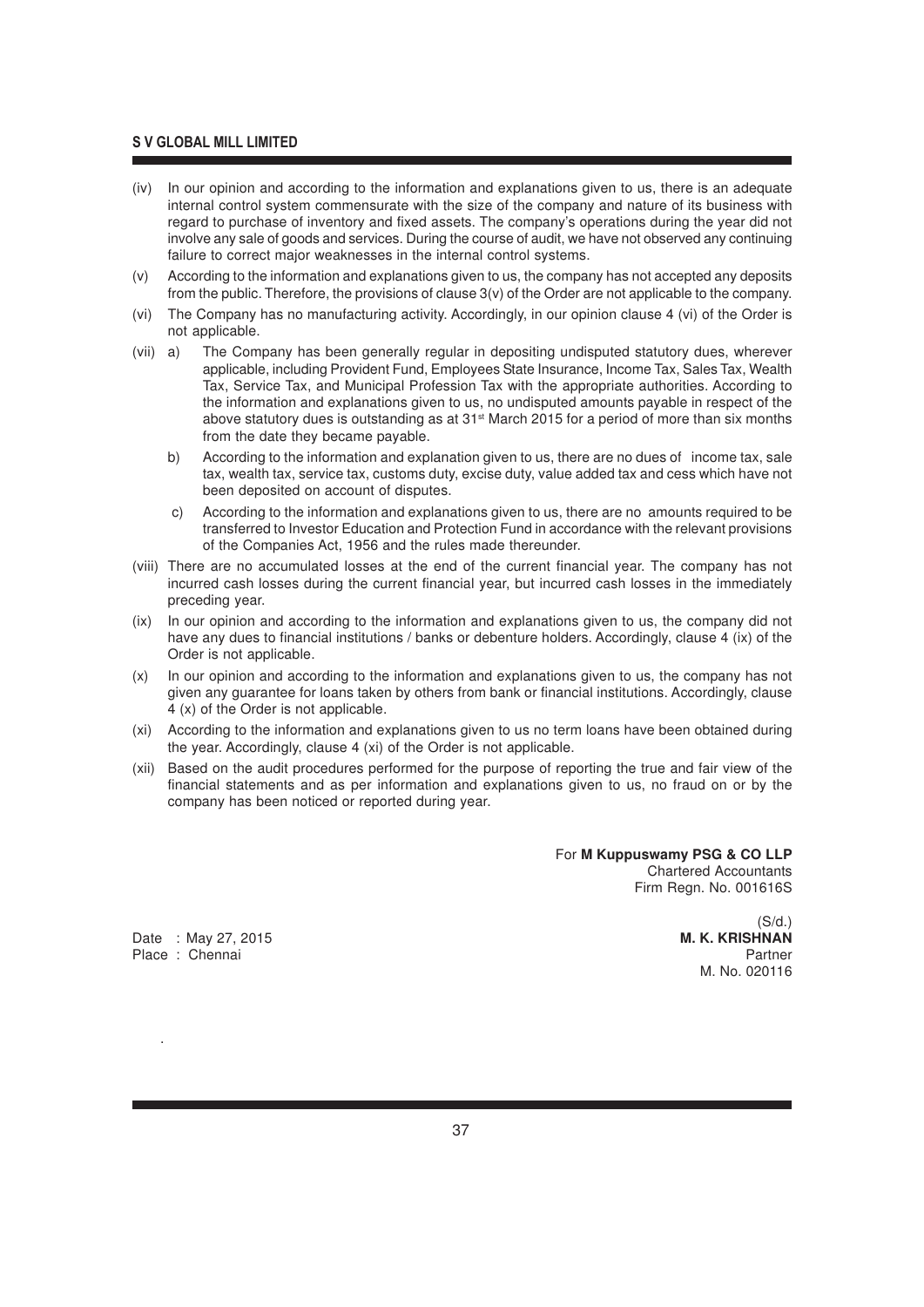(iv) In our opinion and according to the information and explanations given to us, there is an adequate internal control system commensurate with the size of the company and nature of its business with regard to purchase of inventory and fixed assets. The company's operations during the year did not involve any sale of goods and services. During the course of audit, we have not observed any continuing failure to correct major weaknesses in the internal control systems.

(v) According to the information and explanations given to us, the company has not accepted any deposits from the public. Therefore, the provisions of clause 3(v) of the Order are not applicable to the company.

(vi) The Company has no manufacturing activity. Accordingly, in our opinion clause 4 (vi) of the Order is not applicable.

(vii) a) The Company has been generally regular in depositing undisputed statutory dues, wherever applicable, including Provident Fund, Employees State Insurance, Income Tax, Sales Tax, Wealth Tax, Service Tax, and Municipal Profession Tax with the appropriate authorities. According to the information and explanations given to us, no undisputed amounts payable in respect of the above statutory dues is outstanding as at 31st March 2015 for a period of more than six months from the date they became payable.

b) According to the information and explanation given to us, there are no dues of income tax, sale tax, wealth tax, service tax, customs duty, excise duty, value added tax and cess which have not been deposited on account of disputes.

c) According to the information and explanations given to us, there are no amounts required to be transferred to Investor Education and Protection Fund in accordance with the relevant provisions of the Companies Act, 1956 and the rules made thereunder.

(viii) There are no accumulated losses at the end of the current financial year. The company has not incurred cash losses during the current financial year, but incurred cash losses in the immediately preceding year.

(ix) In our opinion and according to the information and explanations given to us, the company did not have any dues to financial institutions / banks or debenture holders. Accordingly, clause 4 (ix) of the Order is not applicable.

(x) In our opinion and according to the information and explanations given to us, the company has not given any guarantee for loans taken by others from bank or financial institutions. Accordingly, clause 4 (x) of the Order is not applicable.

(xi) According to the information and explanations given to us no term loans have been obtained during the year. Accordingly, clause 4 (xi) of the Order is not applicable.

(xii) Based on the audit procedures performed for the purpose of reporting the true and fair view of the financial statements and as per information and explanations given to us, no fraud on or by the company has been noticed or reported during year.

For **M Kuppuswamy PSG & CO LLP**
Chartered Accountants
Firm Regn. No. 001616S

(S/d.)
**M. K. KRISHNAN**
Partner
M. No. 020116

Date : May 27, 2015
Place : Chennai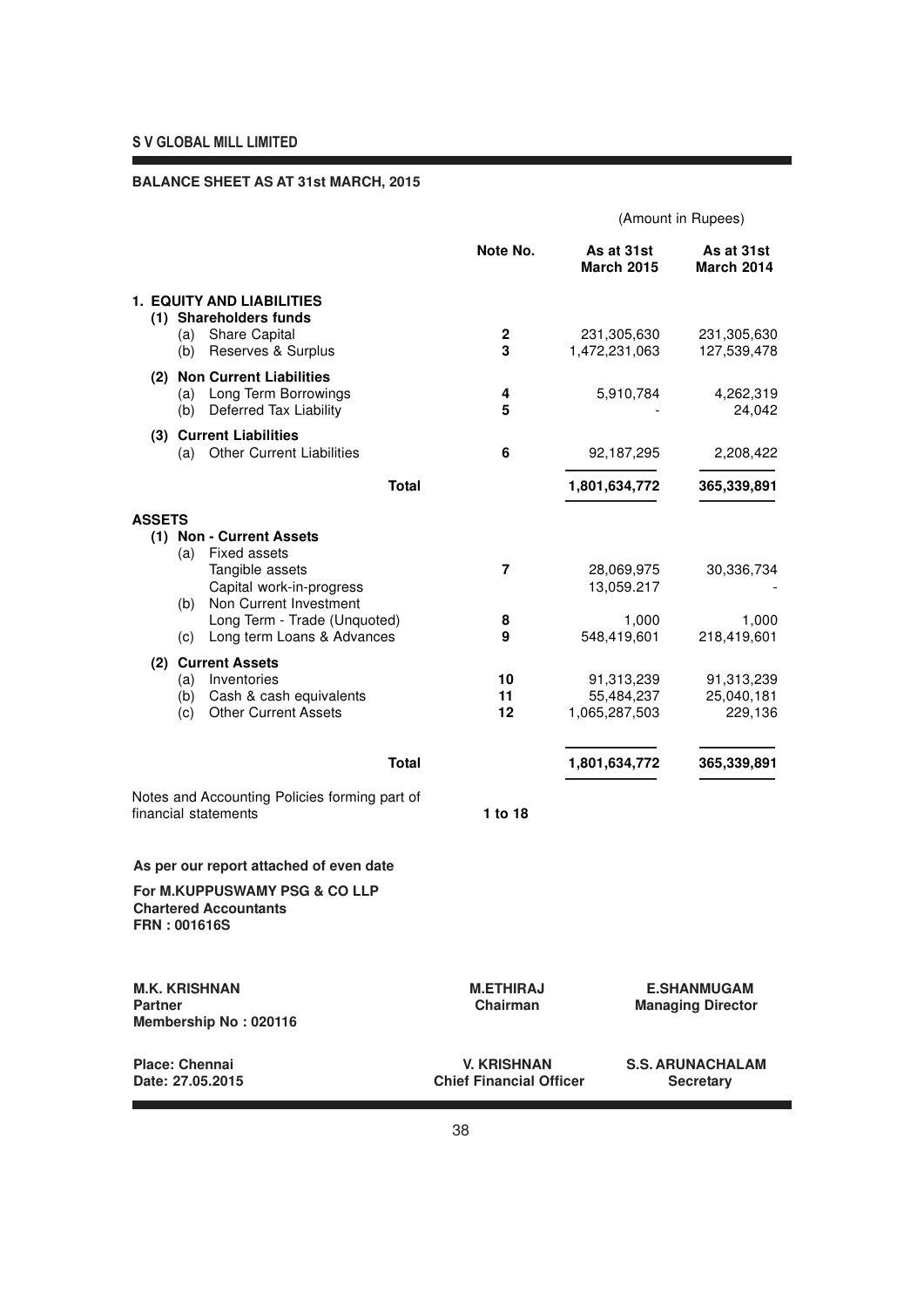**S V GLOBAL MILL LIMITED**

**BALANCE SHEET AS AT 31st MARCH, 2015**

(Amount in Rupees)

| | Note No. | As at 31st March 2015 | As at 31st March 2014 |
|---|---|---|---|
| **1. EQUITY AND LIABILITIES** | | | |
| **(1) Shareholders funds** | | | |
| (a) Share Capital | 2 | 231,305,630 | 231,305,630 |
| (b) Reserves & Surplus | 3 | 1,472,231,063 | 127,539,478 |
| **(2) Non Current Liabilities** | | | |
| (a) Long Term Borrowings | 4 | 5,910,784 | 4,262,319 |
| (b) Deferred Tax Liability | 5 | - | 24,042 |
| **(3) Current Liabilities** | | | |
| (a) Other Current Liabilities | 6 | 92,187,295 | 2,208,422 |
| **Total** | | **1,801,634,772** | **365,339,891** |
| **ASSETS** | | | |
| **(1) Non - Current Assets** | | | |
| (a) Fixed assets | | | |
| Tangible assets | 7 | 28,069,975 | 30,336,734 |
| Capital work-in-progress | | 13,059.217 | - |
| (b) Non Current Investment | | | |
| Long Term - Trade (Unquoted) | 8 | 1,000 | 1,000 |
| (c) Long term Loans & Advances | 9 | 548,419,601 | 218,419,601 |
| **(2) Current Assets** | | | |
| (a) Inventories | 10 | 91,313,239 | 91,313,239 |
| (b) Cash & cash equivalents | 11 | 55,484,237 | 25,040,181 |
| (c) Other Current Assets | 12 | 1,065,287,503 | 229,136 |
| **Total** | | **1,801,634,772** | **365,339,891** |
| Notes and Accounting Policies forming part of financial statements | **1 to 18** | | |

**As per our report attached of even date**

**For M.KUPPUSWAMY PSG & CO LLP**
**Chartered Accountants**
**FRN : 001616S**

| | | |
|---|---|---|
| **M.K. KRISHNAN**<br>**Partner**<br>**Membership No : 020116** | **M.ETHIRAJ**<br>**Chairman** | **E.SHANMUGAM**<br>**Managing Director** |
| **Place: Chennai**<br>**Date: 27.05.2015** | **V. KRISHNAN**<br>**Chief Financial Officer** | **S.S. ARUNACHALAM**<br>**Secretary** |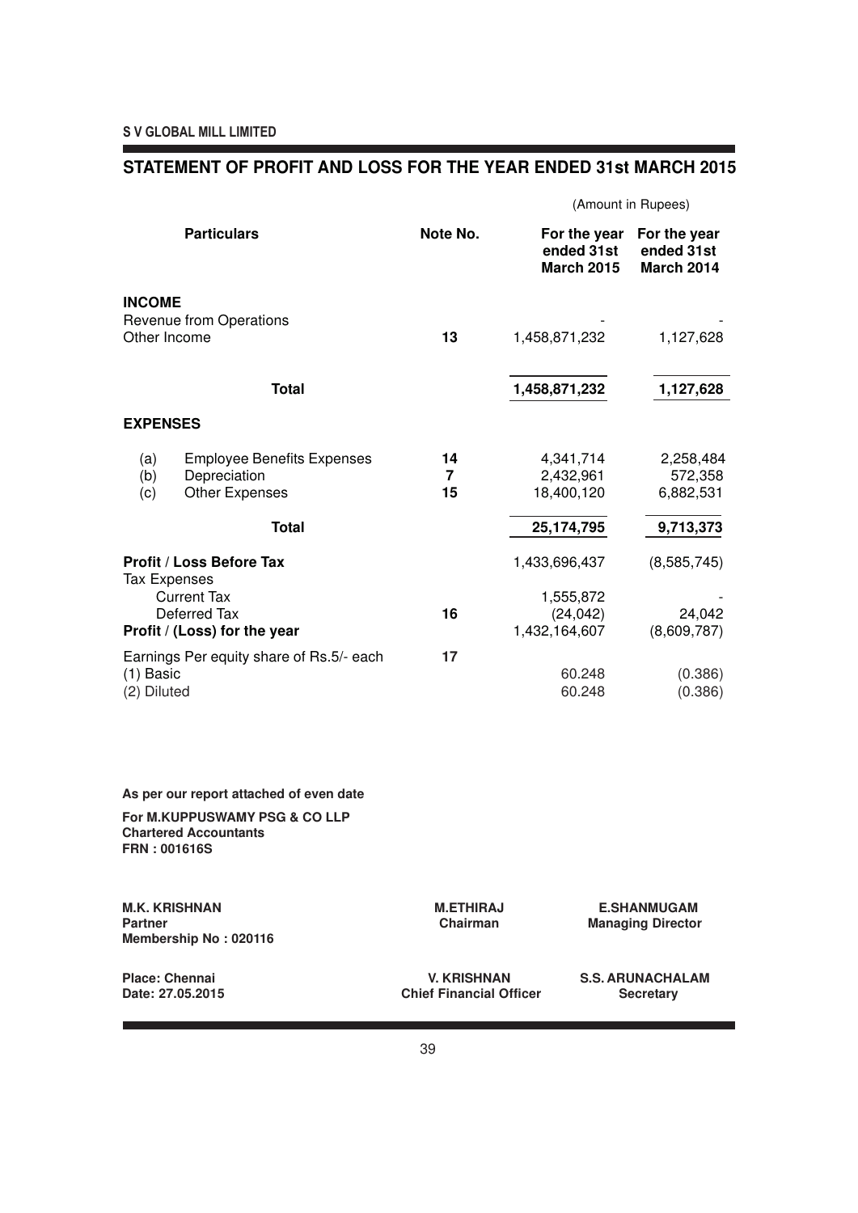S V GLOBAL MILL LIMITED

## STATEMENT OF PROFIT AND LOSS FOR THE YEAR ENDED 31st MARCH 2015

(Amount in Rupees)

| Particulars | Note No. | For the year ended 31st March 2015 | For the year ended 31st March 2014 |
|---|---|---|---|
| **INCOME** | | | |
| Revenue from Operations | | - | - |
| Other Income | 13 | 1,458,871,232 | 1,127,628 |
| **Total** | | **1,458,871,232** | **1,127,628** |
| **EXPENSES** | | | |
| (a) Employee Benefits Expenses | 14 | 4,341,714 | 2,258,484 |
| (b) Depreciation | 7 | 2,432,961 | 572,358 |
| (c) Other Expenses | 15 | 18,400,120 | 6,882,531 |
| **Total** | | **25,174,795** | **9,713,373** |
| **Profit / Loss Before Tax** | | 1,433,696,437 | (8,585,745) |
| Tax Expenses | | | |
| Current Tax | | 1,555,872 | - |
| Deferred Tax | 16 | (24,042) | 24,042 |
| **Profit / (Loss) for the year** | | 1,432,164,607 | (8,609,787) |
| Earnings Per equity share of Rs.5/- each | 17 | | |
| (1) Basic | | 60.248 | (0.386) |
| (2) Diluted | | 60.248 | (0.386) |

**As per our report attached of even date**

**For M.KUPPUSWAMY PSG & CO LLP**
**Chartered Accountants**
**FRN : 001616S**

**M.K. KRISHNAN**
**Partner**
**Membership No : 020116**

**M.ETHIRAJ**
**Chairman**

**E.SHANMUGAM**
**Managing Director**

**Place: Chennai**
**Date: 27.05.2015**

**V. KRISHNAN**
**Chief Financial Officer**

**S.S. ARUNACHALAM**
**Secretary**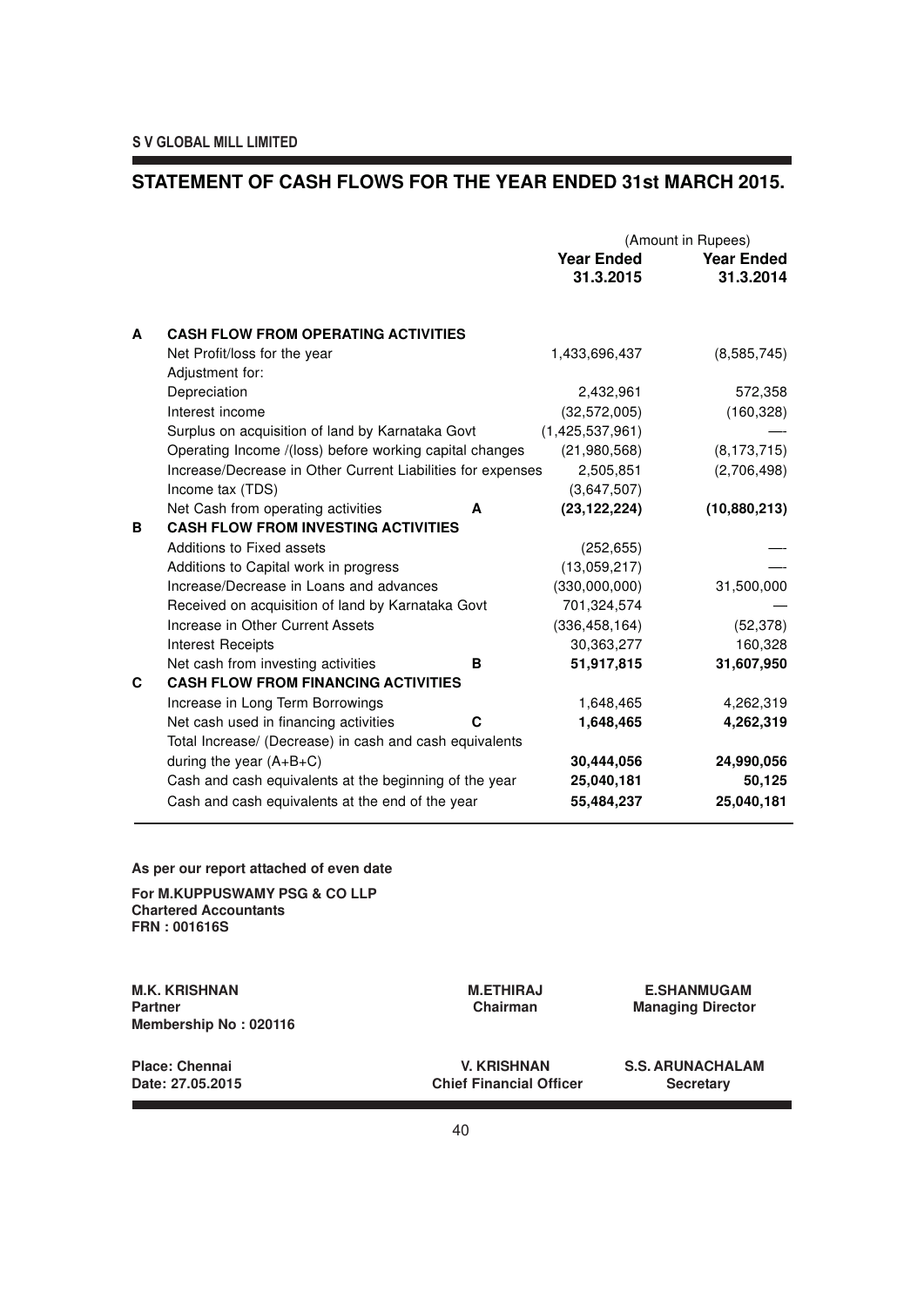S V GLOBAL MILL LIMITED

## STATEMENT OF CASH FLOWS FOR THE YEAR ENDED 31st MARCH 2015.

(Amount in Rupees)

| | | | Year Ended 31.3.2015 | Year Ended 31.3.2014 |
|---|---|---|---|---|
| **A** | **CASH FLOW FROM OPERATING ACTIVITIES** | | | |
| | Net Profit/loss for the year | | 1,433,696,437 | (8,585,745) |
| | Adjustment for: | | | |
| | Depreciation | | 2,432,961 | 572,358 |
| | Interest income | | (32,572,005) | (160,328) |
| | Surplus on acquisition of land by Karnataka Govt | | (1,425,537,961) | --- |
| | Operating Income /(loss) before working capital changes | | (21,980,568) | (8,173,715) |
| | Increase/Decrease in Other Current Liabilities for expenses | | 2,505,851 | (2,706,498) |
| | Income tax (TDS) | | (3,647,507) | |
| | Net Cash from operating activities | **A** | **(23,122,224)** | **(10,880,213)** |
| **B** | **CASH FLOW FROM INVESTING ACTIVITIES** | | | |
| | Additions to Fixed assets | | (252,655) | --- |
| | Additions to Capital work in progress | | (13,059,217) | --- |
| | Increase/Decrease in Loans and advances | | (330,000,000) | 31,500,000 |
| | Received on acquisition of land by Karnataka Govt | | 701,324,574 | --- |
| | Increase in Other Current Assets | | (336,458,164) | (52,378) |
| | Interest Receipts | | 30,363,277 | 160,328 |
| | Net cash from investing activities | **B** | **51,917,815** | **31,607,950** |
| **C** | **CASH FLOW FROM FINANCING ACTIVITIES** | | | |
| | Increase in Long Term Borrowings | | 1,648,465 | 4,262,319 |
| | Net cash used in financing activities | **C** | **1,648,465** | **4,262,319** |
| | Total Increase/ (Decrease) in cash and cash equivalents during the year (A+B+C) | | **30,444,056** | **24,990,056** |
| | Cash and cash equivalents at the beginning of the year | | **25,040,181** | **50,125** |
| | Cash and cash equivalents at the end of the year | | **55,484,237** | **25,040,181** |

**As per our report attached of even date**

**For M.KUPPUSWAMY PSG & CO LLP**
**Chartered Accountants**
**FRN : 001616S**

**M.K. KRISHNAN**
**Partner**
**Membership No : 020116**

**M.ETHIRAJ**
**Chairman**

**E.SHANMUGAM**
**Managing Director**

**Place: Chennai**
**Date: 27.05.2015**

**V. KRISHNAN**
**Chief Financial Officer**

**S.S. ARUNACHALAM**
**Secretary**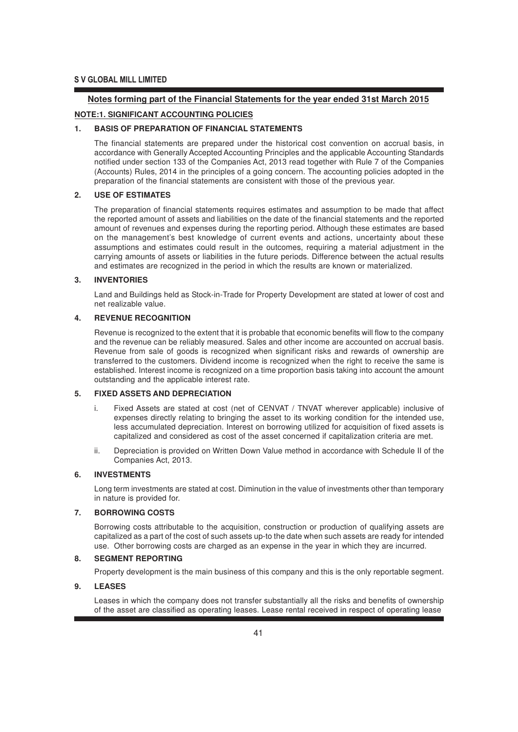## Notes forming part of the Financial Statements for the year ended 31st March 2015

### NOTE:1. SIGNIFICANT ACCOUNTING POLICIES

#### 1. BASIS OF PREPARATION OF FINANCIAL STATEMENTS

The financial statements are prepared under the historical cost convention on accrual basis, in accordance with Generally Accepted Accounting Principles and the applicable Accounting Standards notified under section 133 of the Companies Act, 2013 read together with Rule 7 of the Companies (Accounts) Rules, 2014 in the principles of a going concern. The accounting policies adopted in the preparation of the financial statements are consistent with those of the previous year.

#### 2. USE OF ESTIMATES

The preparation of financial statements requires estimates and assumption to be made that affect the reported amount of assets and liabilities on the date of the financial statements and the reported amount of revenues and expenses during the reporting period. Although these estimates are based on the management's best knowledge of current events and actions, uncertainty about these assumptions and estimates could result in the outcomes, requiring a material adjustment in the carrying amounts of assets or liabilities in the future periods. Difference between the actual results and estimates are recognized in the period in which the results are known or materialized.

#### 3. INVENTORIES

Land and Buildings held as Stock-in-Trade for Property Development are stated at lower of cost and net realizable value.

#### 4. REVENUE RECOGNITION

Revenue is recognized to the extent that it is probable that economic benefits will flow to the company and the revenue can be reliably measured. Sales and other income are accounted on accrual basis. Revenue from sale of goods is recognized when significant risks and rewards of ownership are transferred to the customers. Dividend income is recognized when the right to receive the same is established. Interest income is recognized on a time proportion basis taking into account the amount outstanding and the applicable interest rate.

#### 5. FIXED ASSETS AND DEPRECIATION

i. Fixed Assets are stated at cost (net of CENVAT / TNVAT wherever applicable) inclusive of expenses directly relating to bringing the asset to its working condition for the intended use, less accumulated depreciation. Interest on borrowing utilized for acquisition of fixed assets is capitalized and considered as cost of the asset concerned if capitalization criteria are met.

ii. Depreciation is provided on Written Down Value method in accordance with Schedule II of the Companies Act, 2013.

#### 6. INVESTMENTS

Long term investments are stated at cost. Diminution in the value of investments other than temporary in nature is provided for.

#### 7. BORROWING COSTS

Borrowing costs attributable to the acquisition, construction or production of qualifying assets are capitalized as a part of the cost of such assets up-to the date when such assets are ready for intended use. Other borrowing costs are charged as an expense in the year in which they are incurred.

#### 8. SEGMENT REPORTING

Property development is the main business of this company and this is the only reportable segment.

#### 9. LEASES

Leases in which the company does not transfer substantially all the risks and benefits of ownership of the asset are classified as operating leases. Lease rental received in respect of operating lease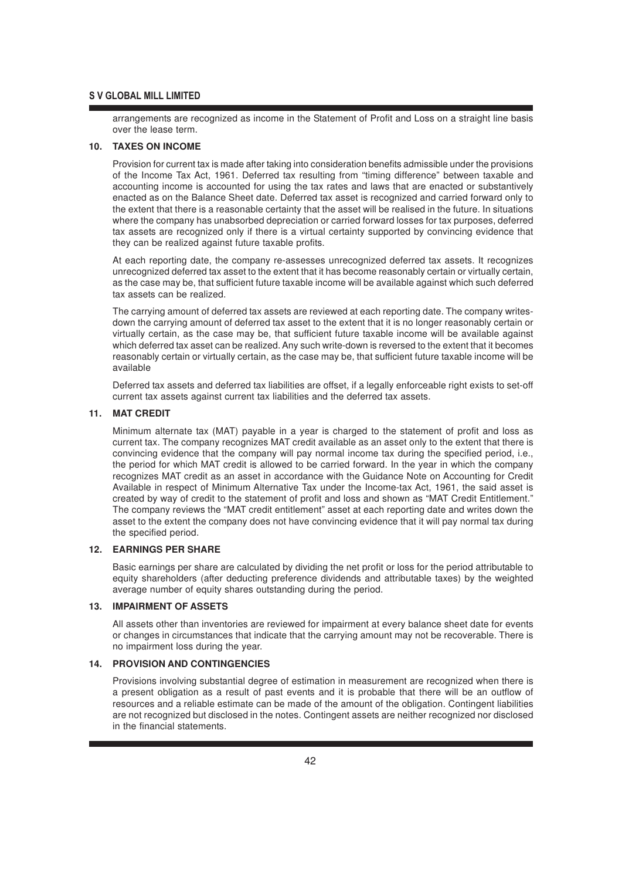arrangements are recognized as income in the Statement of Profit and Loss on a straight line basis over the lease term.

**10. TAXES ON INCOME**

Provision for current tax is made after taking into consideration benefits admissible under the provisions of the Income Tax Act, 1961. Deferred tax resulting from "timing difference" between taxable and accounting income is accounted for using the tax rates and laws that are enacted or substantively enacted as on the Balance Sheet date. Deferred tax asset is recognized and carried forward only to the extent that there is a reasonable certainty that the asset will be realised in the future. In situations where the company has unabsorbed depreciation or carried forward losses for tax purposes, deferred tax assets are recognized only if there is a virtual certainty supported by convincing evidence that they can be realized against future taxable profits.

At each reporting date, the company re-assesses unrecognized deferred tax assets. It recognizes unrecognized deferred tax asset to the extent that it has become reasonably certain or virtually certain, as the case may be, that sufficient future taxable income will be available against which such deferred tax assets can be realized.

The carrying amount of deferred tax assets are reviewed at each reporting date. The company writes-down the carrying amount of deferred tax asset to the extent that it is no longer reasonably certain or virtually certain, as the case may be, that sufficient future taxable income will be available against which deferred tax asset can be realized. Any such write-down is reversed to the extent that it becomes reasonably certain or virtually certain, as the case may be, that sufficient future taxable income will be available

Deferred tax assets and deferred tax liabilities are offset, if a legally enforceable right exists to set-off current tax assets against current tax liabilities and the deferred tax assets.

**11. MAT CREDIT**

Minimum alternate tax (MAT) payable in a year is charged to the statement of profit and loss as current tax. The company recognizes MAT credit available as an asset only to the extent that there is convincing evidence that the company will pay normal income tax during the specified period, i.e., the period for which MAT credit is allowed to be carried forward. In the year in which the company recognizes MAT credit as an asset in accordance with the Guidance Note on Accounting for Credit Available in respect of Minimum Alternative Tax under the Income-tax Act, 1961, the said asset is created by way of credit to the statement of profit and loss and shown as "MAT Credit Entitlement." The company reviews the "MAT credit entitlement" asset at each reporting date and writes down the asset to the extent the company does not have convincing evidence that it will pay normal tax during the specified period.

**12. EARNINGS PER SHARE**

Basic earnings per share are calculated by dividing the net profit or loss for the period attributable to equity shareholders (after deducting preference dividends and attributable taxes) by the weighted average number of equity shares outstanding during the period.

**13. IMPAIRMENT OF ASSETS**

All assets other than inventories are reviewed for impairment at every balance sheet date for events or changes in circumstances that indicate that the carrying amount may not be recoverable. There is no impairment loss during the year.

**14. PROVISION AND CONTINGENCIES**

Provisions involving substantial degree of estimation in measurement are recognized when there is a present obligation as a result of past events and it is probable that there will be an outflow of resources and a reliable estimate can be made of the amount of the obligation. Contingent liabilities are not recognized but disclosed in the notes. Contingent assets are neither recognized nor disclosed in the financial statements.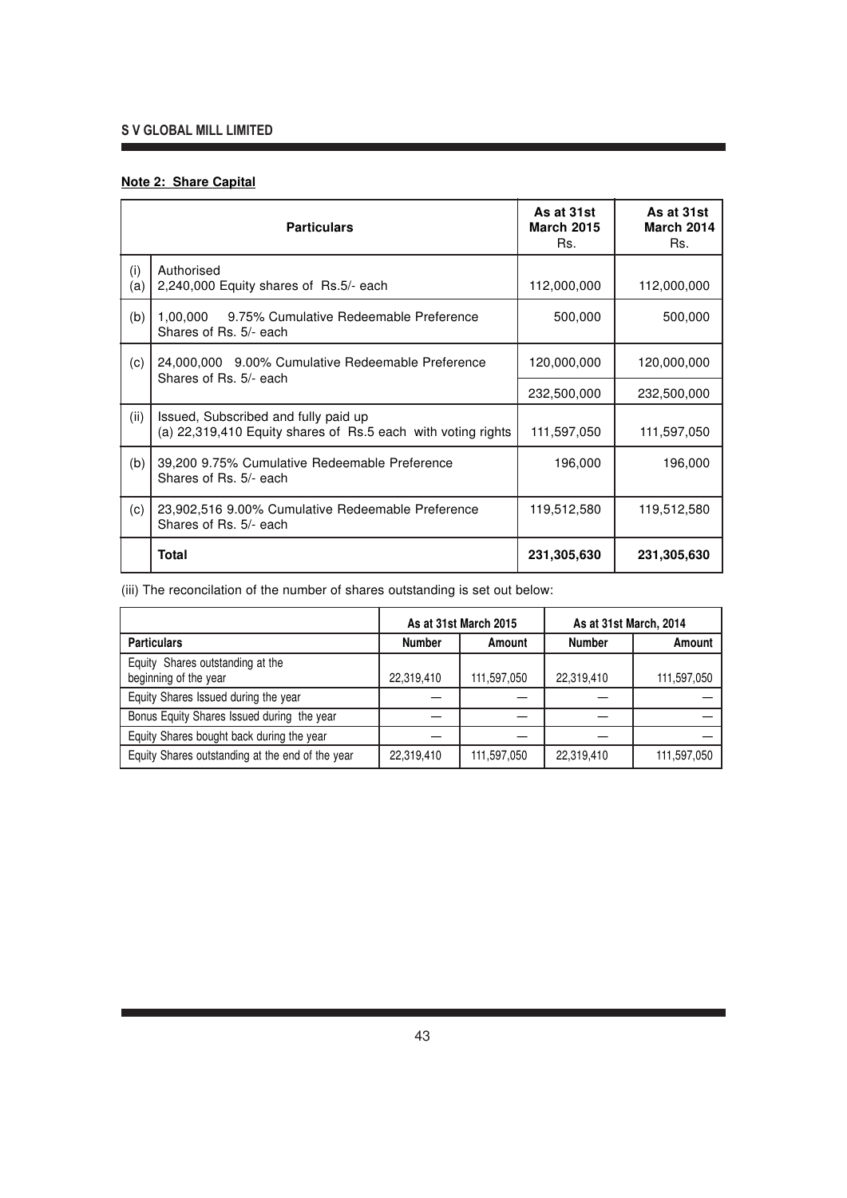**Note 2: Share Capital**

| | Particulars | As at 31st March 2015 Rs. | As at 31st March 2014 Rs. |
|---|---|---|---|
| (i) (a) | Authorised<br>2,240,000 Equity shares of Rs.5/- each | 112,000,000 | 112,000,000 |
| (b) | 1,00,000 9.75% Cumulative Redeemable Preference Shares of Rs. 5/- each | 500,000 | 500,000 |
| (c) | 24,000,000 9.00% Cumulative Redeemable Preference Shares of Rs. 5/- each | 120,000,000 | 120,000,000 |
| | | 232,500,000 | 232,500,000 |
| (ii) | Issued, Subscribed and fully paid up<br>(a) 22,319,410 Equity shares of Rs.5 each with voting rights | 111,597,050 | 111,597,050 |
| (b) | 39,200 9.75% Cumulative Redeemable Preference Shares of Rs. 5/- each | 196,000 | 196,000 |
| (c) | 23,902,516 9.00% Cumulative Redeemable Preference Shares of Rs. 5/- each | 119,512,580 | 119,512,580 |
| | **Total** | **231,305,630** | **231,305,630** |

(iii) The reconcilation of the number of shares outstanding is set out below:

| | As at 31st March 2015 | | As at 31st March, 2014 | |
|---|---|---|---|---|
| **Particulars** | **Number** | **Amount** | **Number** | **Amount** |
| Equity Shares outstanding at the beginning of the year | 22,319,410 | 111,597,050 | 22,319,410 | 111,597,050 |
| Equity Shares Issued during the year | — | — | — | — |
| Bonus Equity Shares Issued during the year | — | — | — | — |
| Equity Shares bought back during the year | — | — | — | — |
| Equity Shares outstanding at the end of the year | 22,319,410 | 111,597,050 | 22,319,410 | 111,597,050 |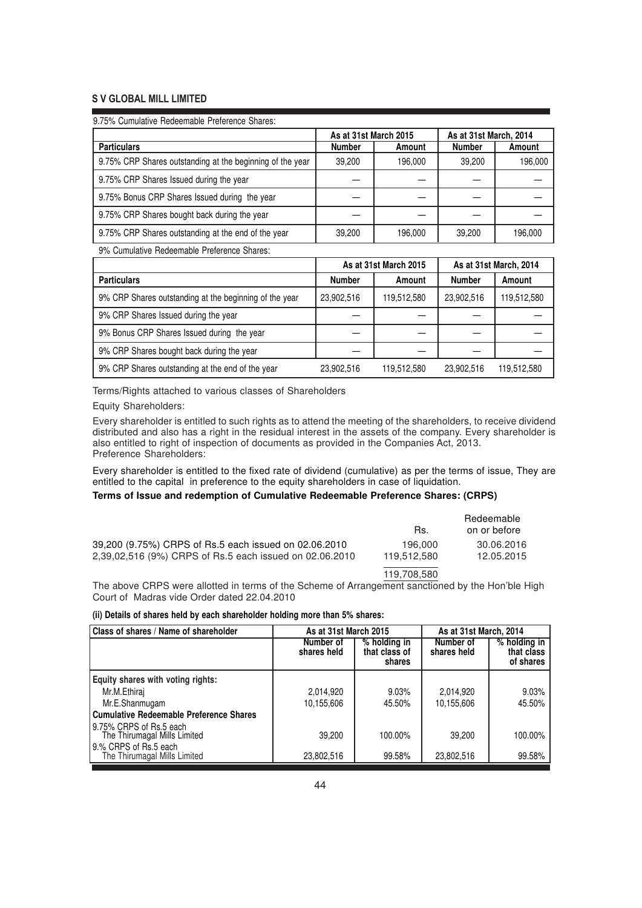## S V GLOBAL MILL LIMITED

9.75% Cumulative Redeemable Preference Shares:

| Particulars | As at 31st March 2015 | | As at 31st March, 2014 | |
|---|---|---|---|---|
| | Number | Amount | Number | Amount |
| 9.75% CRP Shares outstanding at the beginning of the year | 39,200 | 196,000 | 39,200 | 196,000 |
| 9.75% CRP Shares Issued during the year | — | — | — | — |
| 9.75% Bonus CRP Shares Issued during the year | — | — | — | — |
| 9.75% CRP Shares bought back during the year | — | — | — | — |
| 9.75% CRP Shares outstanding at the end of the year | 39,200 | 196,000 | 39,200 | 196,000 |

9% Cumulative Redeemable Preference Shares:

| Particulars | As at 31st March 2015 | | As at 31st March, 2014 | |
|---|---|---|---|---|
| | Number | Amount | Number | Amount |
| 9% CRP Shares outstanding at the beginning of the year | 23,902,516 | 119,512,580 | 23,902,516 | 119,512,580 |
| 9% CRP Shares Issued during the year | — | — | — | — |
| 9% Bonus CRP Shares Issued during the year | — | — | — | — |
| 9% CRP Shares bought back during the year | — | — | — | — |
| 9% CRP Shares outstanding at the end of the year | 23,902,516 | 119,512,580 | 23,902,516 | 119,512,580 |

Terms/Rights attached to various classes of Shareholders

Equity Shareholders:

Every shareholder is entitled to such rights as to attend the meeting of the shareholders, to receive dividend distributed and also has a right in the residual interest in the assets of the company. Every shareholder is also entitled to right of inspection of documents as provided in the Companies Act, 2013.

Preference Shareholders:

Every shareholder is entitled to the fixed rate of dividend (cumulative) as per the terms of issue, They are entitled to the capital in preference to the equity shareholders in case of liquidation.

**Terms of Issue and redemption of Cumulative Redeemable Preference Shares: (CRPS)**

| | Rs. | Redeemable on or before |
|---|---|---|
| 39,200 (9.75%) CRPS of Rs.5 each issued on 02.06.2010 | 196,000 | 30.06.2016 |
| 2,39,02,516 (9%) CRPS of Rs.5 each issued on 02.06.2010 | 119,512,580 | 12.05.2015 |
| | 119,708,580 | |

The above CRPS were allotted in terms of the Scheme of Arrangement sanctioned by the Hon'ble High Court of Madras vide Order dated 22.04.2010

**(ii) Details of shares held by each shareholder holding more than 5% shares:**

| Class of shares / Name of shareholder | As at 31st March 2015 | | As at 31st March, 2014 | |
|---|---|---|---|---|
| | Number of shares held | % holding in that class of shares | Number of shares held | % holding in that class of shares |
| **Equity shares with voting rights:** | | | | |
| Mr.M.Ethiraj | 2,014,920 | 9.03% | 2,014,920 | 9.03% |
| Mr.E.Shanmugam | 10,155,606 | 45.50% | 10,155,606 | 45.50% |
| **Cumulative Redeemable Preference Shares** | | | | |
| 9.75% CRPS of Rs.5 each The Thirumagal Mills Limited | 39,200 | 100.00% | 39,200 | 100.00% |
| 9.% CRPS of Rs.5 each The Thirumagal Mills Limited | 23,802,516 | 99.58% | 23,802,516 | 99.58% |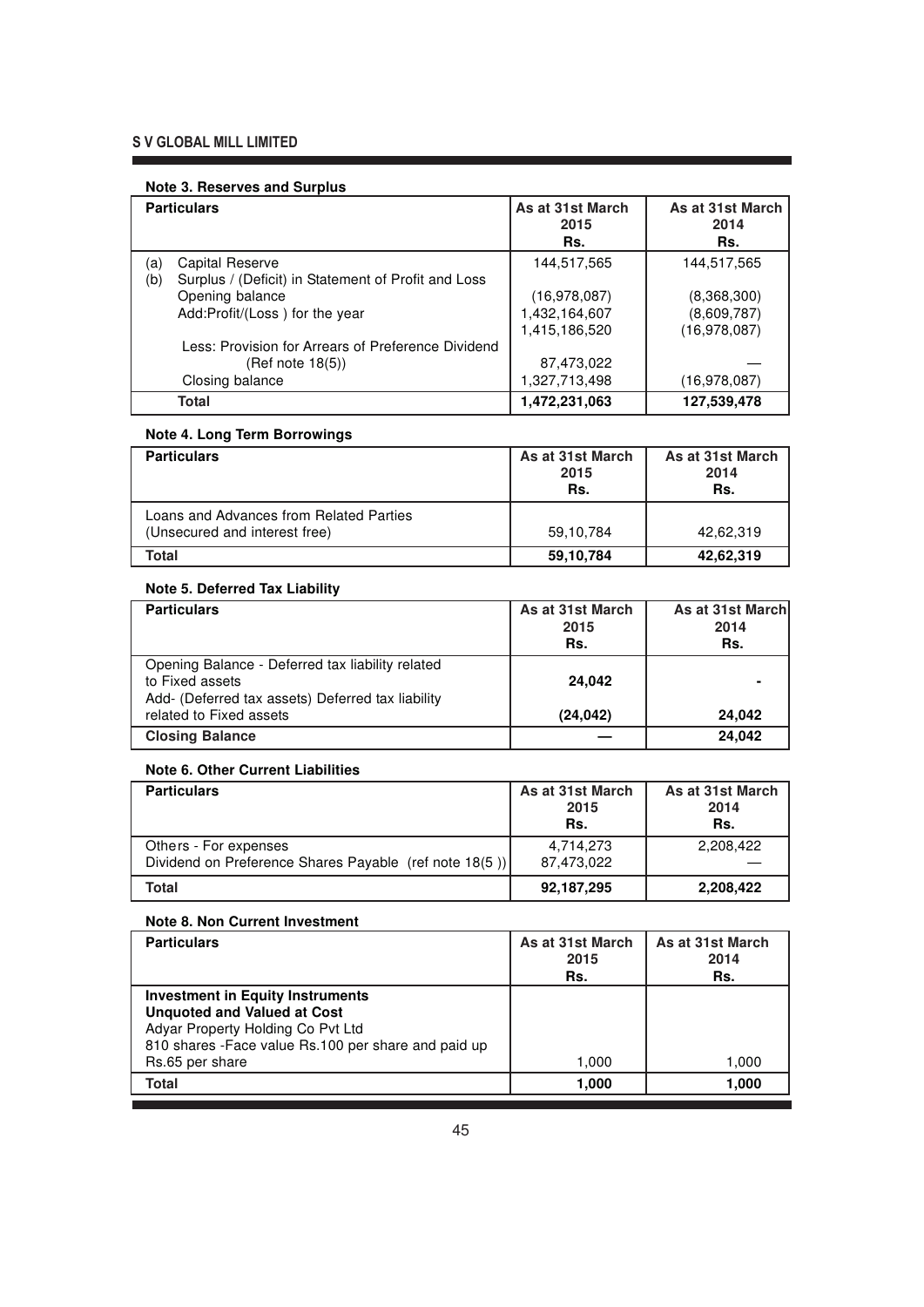## Note 3. Reserves and Surplus

| Particulars | As at 31st March 2015 Rs. | As at 31st March 2014 Rs. |
|---|---|---|
| (a) Capital Reserve | 144,517,565 | 144,517,565 |
| (b) Surplus / (Deficit) in Statement of Profit and Loss | | |
| Opening balance | (16,978,087) | (8,368,300) |
| Add:Profit/(Loss ) for the year | 1,432,164,607 | (8,609,787) |
| | 1,415,186,520 | (16,978,087) |
| Less: Provision for Arrears of Preference Dividend (Ref note 18(5)) | 87,473,022 | — |
| Closing balance | 1,327,713,498 | (16,978,087) |
| **Total** | **1,472,231,063** | **127,539,478** |

## Note 4. Long Term Borrowings

| Particulars | As at 31st March 2015 Rs. | As at 31st March 2014 Rs. |
|---|---|---|
| Loans and Advances from Related Parties (Unsecured and interest free) | 59,10,784 | 42,62,319 |
| **Total** | **59,10,784** | **42,62,319** |

## Note 5. Deferred Tax Liability

| Particulars | As at 31st March 2015 Rs. | As at 31st March 2014 Rs. |
|---|---|---|
| Opening Balance - Deferred tax liability related to Fixed assets | **24,042** | **-** |
| Add- (Deferred tax assets) Deferred tax liability related to Fixed assets | **(24,042)** | **24,042** |
| **Closing Balance** | **—** | **24,042** |

## Note 6. Other Current Liabilities

| Particulars | As at 31st March 2015 Rs. | As at 31st March 2014 Rs. |
|---|---|---|
| Others - For expenses | 4,714,273 | 2,208,422 |
| Dividend on Preference Shares Payable (ref note 18(5 )) | 87,473,022 | — |
| **Total** | **92,187,295** | **2,208,422** |

## Note 8. Non Current Investment

| Particulars | As at 31st March 2015 Rs. | As at 31st March 2014 Rs. |
|---|---|---|
| **Investment in Equity Instruments** | | |
| **Unquoted and Valued at Cost** | | |
| Adyar Property Holding Co Pvt Ltd | | |
| 810 shares -Face value Rs.100 per share and paid up Rs.65 per share | 1,000 | 1,000 |
| **Total** | **1,000** | **1,000** |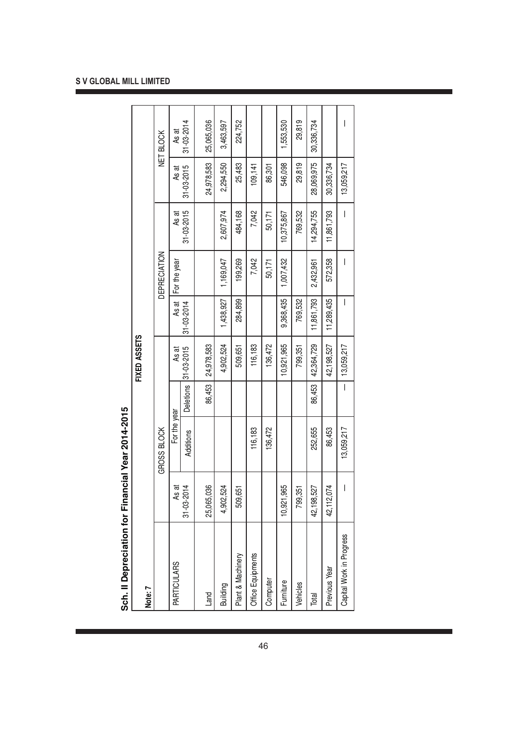## Sch. II Depreciation for Financial Year 2014-2015

**Note: 7**

**FIXED ASSETS**

| PARTICULARS | GROSS BLOCK | | | | DEPRECIATION | | | NET BLOCK | |
|---|---|---|---|---|---|---|---|---|---|
| | As at 31-03-2014 | For the year Additions | For the year Deletions | As at 31-03-2015 | As at 31-03-2014 | For the year | As at 31-03-2015 | As at 31-03-2015 | As at 31-03-2014 |
| Land | 25,065,036 | | 86,453 | 24,978,583 | | | | 24,978,583 | 25,065,036 |
| Building | 4,902,524 | | | 4,902,524 | 1,438,927 | 1,169,047 | 2,607,974 | 2,294,550 | 3,463,597 |
| Plant & Machinery | 509,651 | | | 509,651 | 284,899 | 199,269 | 484,168 | 25,483 | 224,752 |
| Office Equipments | | 116,183 | | 116,183 | | 7,042 | 7,042 | 109,141 | |
| Computer | | 136,472 | | 136,472 | | 50,171 | 50,171 | 86,301 | |
| Furniture | 10,921,965 | | | 10,921,965 | 9,368,435 | 1,007,432 | 10,375,867 | 546,098 | 1,553,530 |
| Vehicles | 799,351 | | | 799,351 | 769,532 | | 769,532 | 29,819 | 29,819 |
| Total | 42,198,527 | 252,655 | 86,453 | 42,364,729 | 11,861,793 | 2,432,961 | 14,294,755 | 28,069,975 | 30,336,734 |
| Previous Year | 42,112,074 | 86,453 | | 42,198,527 | 11,289,435 | 572,358 | 11,861,793 | 30,336,734 | |
| Capital Work in Progress | — | 13,059,217 | — | 13,059,217 | — | — | — | 13,059,217 | — |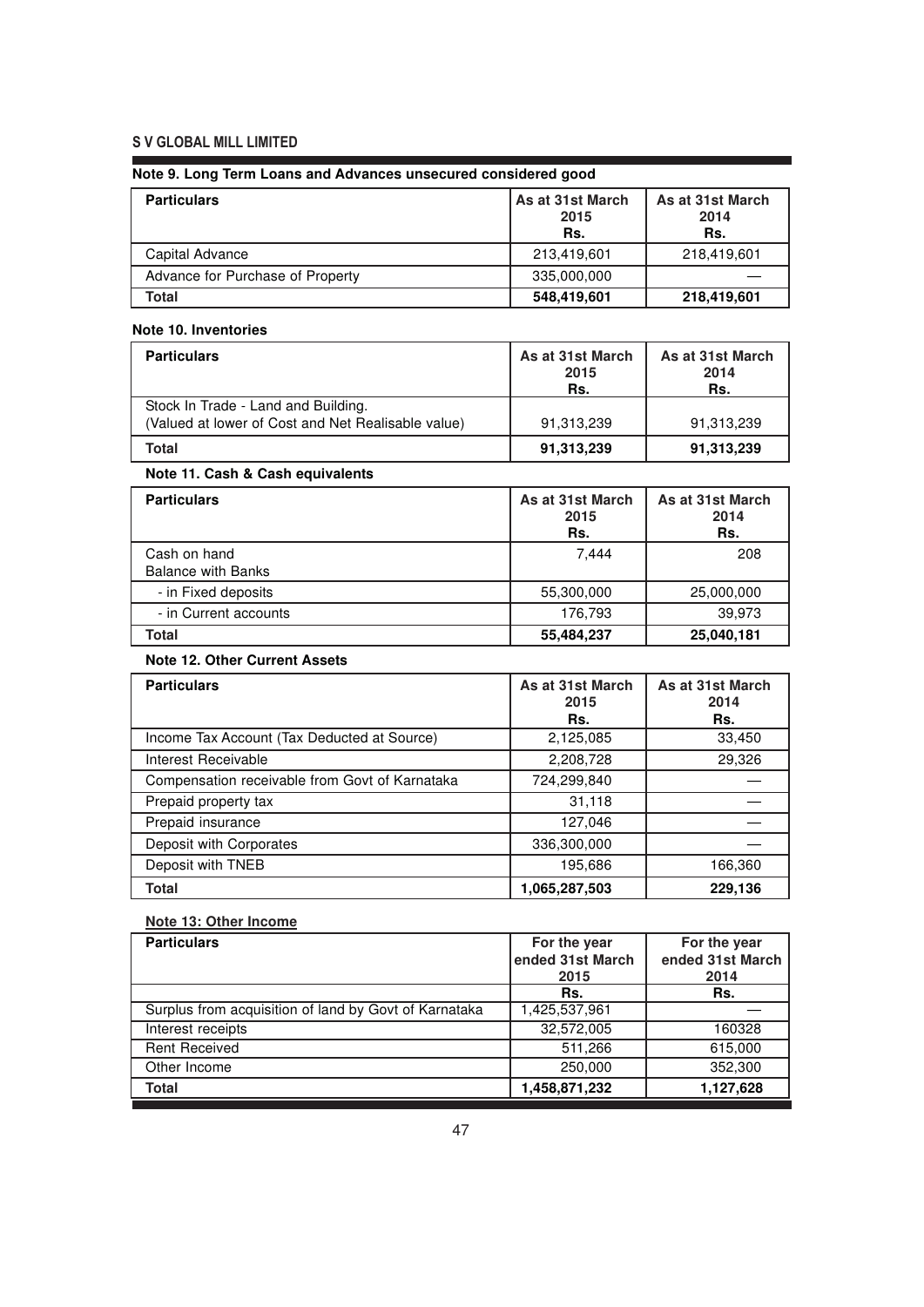**S V GLOBAL MILL LIMITED**

### Note 9. Long Term Loans and Advances unsecured considered good

| Particulars | As at 31st March 2015 Rs. | As at 31st March 2014 Rs. |
|---|---|---|
| Capital Advance | 213,419,601 | 218,419,601 |
| Advance for Purchase of Property | 335,000,000 | — |
| **Total** | **548,419,601** | **218,419,601** |

### Note 10. Inventories

| Particulars | As at 31st March 2015 Rs. | As at 31st March 2014 Rs. |
|---|---|---|
| Stock In Trade - Land and Building. (Valued at lower of Cost and Net Realisable value) | 91,313,239 | 91,313,239 |
| **Total** | **91,313,239** | **91,313,239** |

### Note 11. Cash & Cash equivalents

| Particulars | As at 31st March 2015 Rs. | As at 31st March 2014 Rs. |
|---|---|---|
| Cash on hand | 7,444 | 208 |
| Balance with Banks | | |
| - in Fixed deposits | 55,300,000 | 25,000,000 |
| - in Current accounts | 176,793 | 39,973 |
| **Total** | **55,484,237** | **25,040,181** |

### Note 12. Other Current Assets

| Particulars | As at 31st March 2015 Rs. | As at 31st March 2014 Rs. |
|---|---|---|
| Income Tax Account (Tax Deducted at Source) | 2,125,085 | 33,450 |
| Interest Receivable | 2,208,728 | 29,326 |
| Compensation receivable from Govt of Karnataka | 724,299,840 | — |
| Prepaid property tax | 31,118 | — |
| Prepaid insurance | 127,046 | — |
| Deposit with Corporates | 336,300,000 | — |
| Deposit with TNEB | 195,686 | 166,360 |
| **Total** | **1,065,287,503** | **229,136** |

### Note 13: Other Income

| Particulars | For the year ended 31st March 2015 | For the year ended 31st March 2014 |
|---|---|---|
| | Rs. | Rs. |
| Surplus from acquisition of land by Govt of Karnataka | 1,425,537,961 | — |
| Interest receipts | 32,572,005 | 160328 |
| Rent Received | 511,266 | 615,000 |
| Other Income | 250,000 | 352,300 |
| **Total** | **1,458,871,232** | **1,127,628** |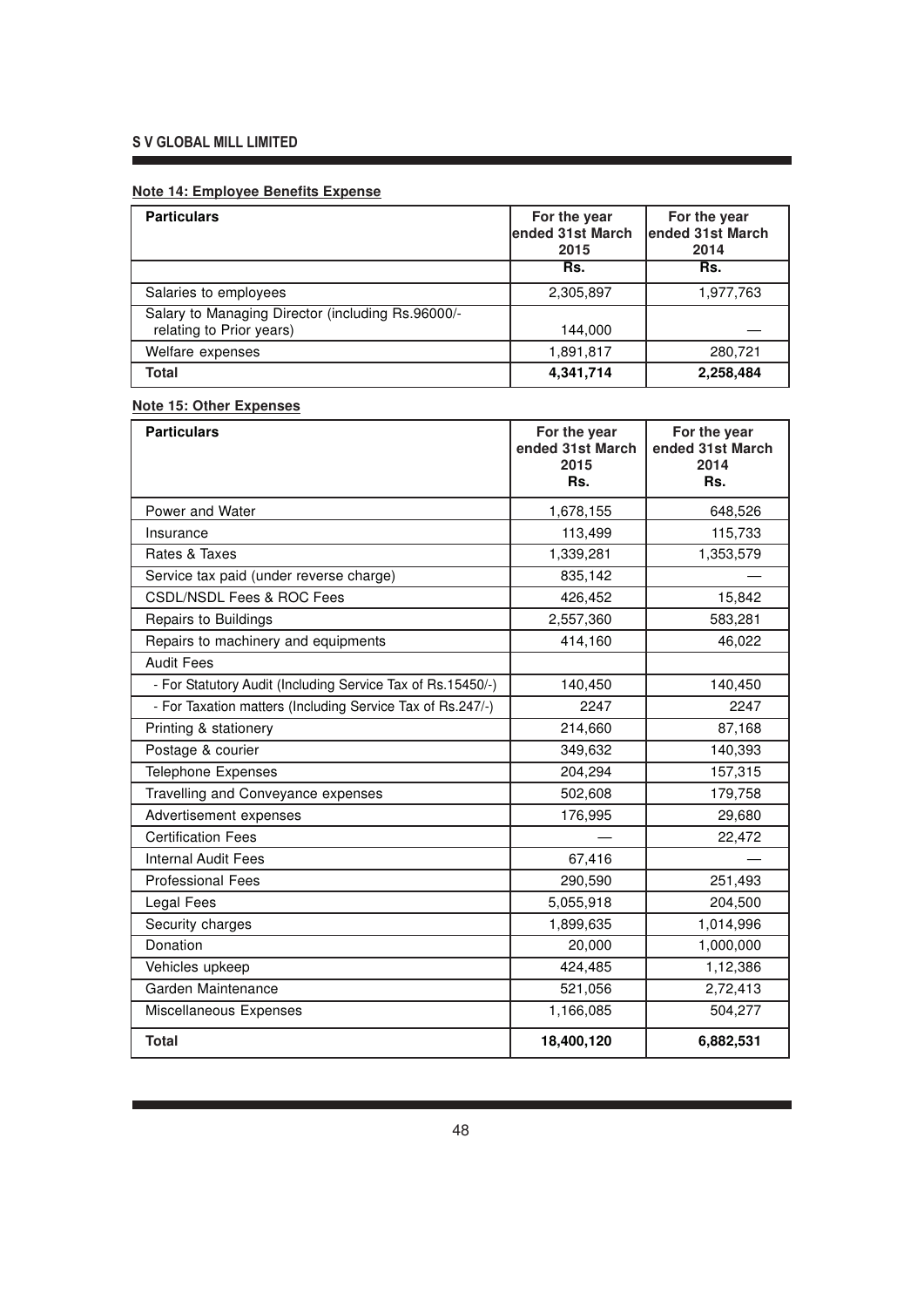S V GLOBAL MILL LIMITED

**Note 14: Employee Benefits Expense**

| Particulars | For the year ended 31st March 2015 | For the year ended 31st March 2014 |
|---|---|---|
| | Rs. | Rs. |
| Salaries to employees | 2,305,897 | 1,977,763 |
| Salary to Managing Director (including Rs.96000/- relating to Prior years) | 144,000 | — |
| Welfare expenses | 1,891,817 | 280,721 |
| **Total** | **4,341,714** | **2,258,484** |

**Note 15: Other Expenses**

| Particulars | For the year ended 31st March 2015 Rs. | For the year ended 31st March 2014 Rs. |
|---|---|---|
| Power and Water | 1,678,155 | 648,526 |
| Insurance | 113,499 | 115,733 |
| Rates & Taxes | 1,339,281 | 1,353,579 |
| Service tax paid (under reverse charge) | 835,142 | — |
| CSDL/NSDL Fees & ROC Fees | 426,452 | 15,842 |
| Repairs to Buildings | 2,557,360 | 583,281 |
| Repairs to machinery and equipments | 414,160 | 46,022 |
| Audit Fees | | |
| - For Statutory Audit (Including Service Tax of Rs.15450/-) | 140,450 | 140,450 |
| - For Taxation matters (Including Service Tax of Rs.247/-) | 2247 | 2247 |
| Printing & stationery | 214,660 | 87,168 |
| Postage & courier | 349,632 | 140,393 |
| Telephone Expenses | 204,294 | 157,315 |
| Travelling and Conveyance expenses | 502,608 | 179,758 |
| Advertisement expenses | 176,995 | 29,680 |
| Certification Fees | — | 22,472 |
| Internal Audit Fees | 67,416 | — |
| Professional Fees | 290,590 | 251,493 |
| Legal Fees | 5,055,918 | 204,500 |
| Security charges | 1,899,635 | 1,014,996 |
| Donation | 20,000 | 1,000,000 |
| Vehicles upkeep | 424,485 | 1,12,386 |
| Garden Maintenance | 521,056 | 2,72,413 |
| Miscellaneous Expenses | 1,166,085 | 504,277 |
| **Total** | **18,400,120** | **6,882,531** |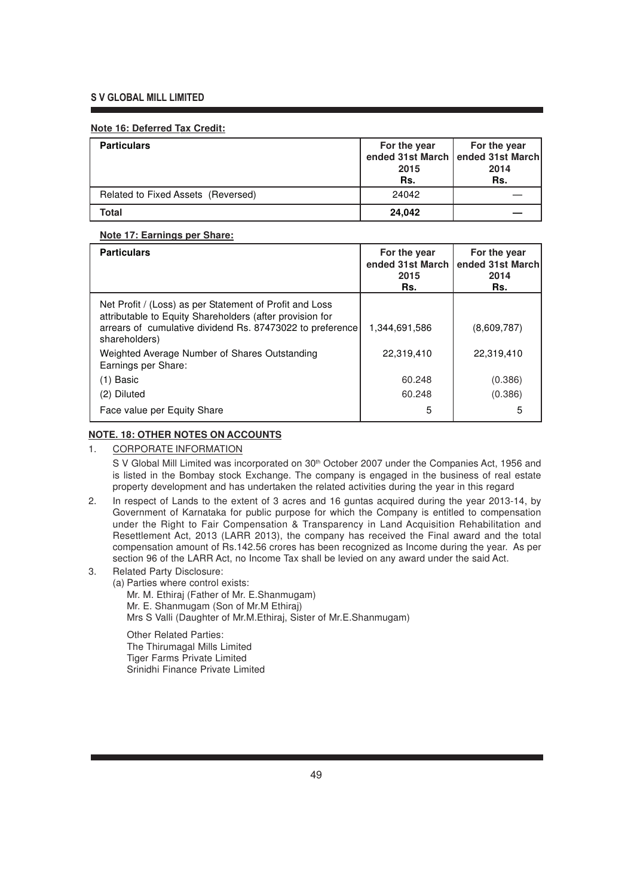**Note 16: Deferred Tax Credit:**

| Particulars | For the year ended 31st March 2015 Rs. | For the year ended 31st March 2014 Rs. |
|---|---|---|
| Related to Fixed Assets (Reversed) | 24042 | — |
| **Total** | **24,042** | **—** |

**Note 17: Earnings per Share:**

| Particulars | For the year ended 31st March 2015 Rs. | For the year ended 31st March 2014 Rs. |
|---|---|---|
| Net Profit / (Loss) as per Statement of Profit and Loss attributable to Equity Shareholders (after provision for arrears of cumulative dividend Rs. 87473022 to preference shareholders) | 1,344,691,586 | (8,609,787) |
| Weighted Average Number of Shares Outstanding | 22,319,410 | 22,319,410 |
| Earnings per Share: | | |
| (1) Basic | 60.248 | (0.386) |
| (2) Diluted | 60.248 | (0.386) |
| Face value per Equity Share | 5 | 5 |

**NOTE. 18: OTHER NOTES ON ACCOUNTS**

1. CORPORATE INFORMATION

   S V Global Mill Limited was incorporated on 30th October 2007 under the Companies Act, 1956 and is listed in the Bombay stock Exchange. The company is engaged in the business of real estate property development and has undertaken the related activities during the year in this regard

2. In respect of Lands to the extent of 3 acres and 16 guntas acquired during the year 2013-14, by Government of Karnataka for public purpose for which the Company is entitled to compensation under the Right to Fair Compensation & Transparency in Land Acquisition Rehabilitation and Resettlement Act, 2013 (LARR 2013), the company has received the Final award and the total compensation amount of Rs.142.56 crores has been recognized as Income during the year. As per section 96 of the LARR Act, no Income Tax shall be levied on any award under the said Act.

3. Related Party Disclosure:

   (a) Parties where control exists:

   Mr. M. Ethiraj (Father of Mr. E.Shanmugam)
   Mr. E. Shanmugam (Son of Mr.M Ethiraj)
   Mrs S Valli (Daughter of Mr.M.Ethiraj, Sister of Mr.E.Shanmugam)

   Other Related Parties:
   The Thirumagal Mills Limited
   Tiger Farms Private Limited
   Srinidhi Finance Private Limited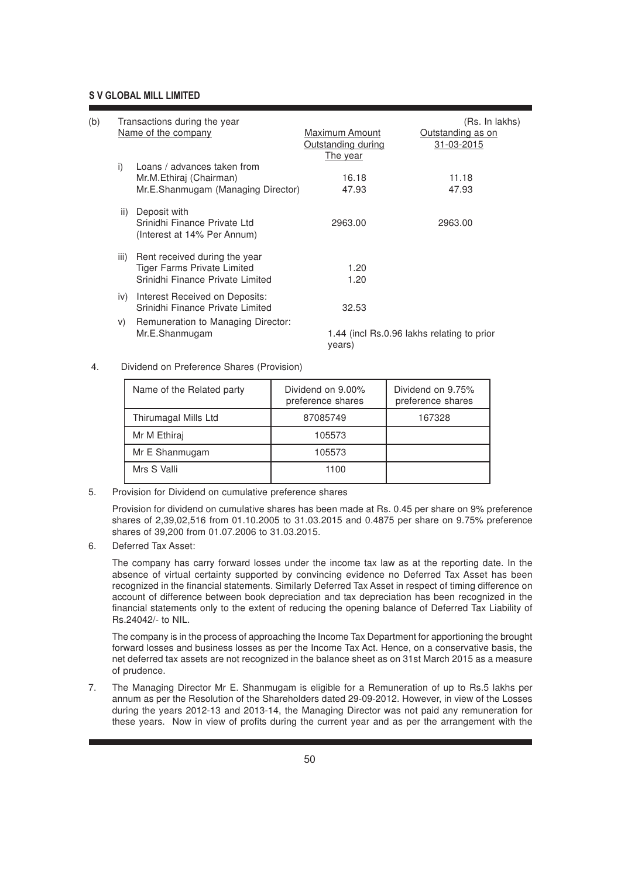(b) Transactions during the year (Rs. In lakhs)

| | Name of the company | Maximum Amount Outstanding during The year | Outstanding as on 31-03-2015 |
|---|---|---|---|
| i) | Loans / advances taken from | | |
| | Mr.M.Ethiraj (Chairman) | 16.18 | 11.18 |
| | Mr.E.Shanmugam (Managing Director) | 47.93 | 47.93 |
| ii) | Deposit with Srinidhi Finance Private Ltd (Interest at 14% Per Annum) | 2963.00 | 2963.00 |
| iii) | Rent received during the year | | |
| | Tiger Farms Private Limited | 1.20 | |
| | Srinidhi Finance Private Limited | 1.20 | |
| iv) | Interest Received on Deposits: Srinidhi Finance Private Limited | 32.53 | |
| v) | Remuneration to Managing Director: Mr.E.Shanmugam | 1.44 (incl Rs.0.96 lakhs relating to prior years) | |

4. Dividend on Preference Shares (Provision)

| Name of the Related party | Dividend on 9.00% preference shares | Dividend on 9.75% preference shares |
|---|---|---|
| Thirumagal Mills Ltd | 87085749 | 167328 |
| Mr M Ethiraj | 105573 | |
| Mr E Shanmugam | 105573 | |
| Mrs S Valli | 1100 | |

5. Provision for Dividend on cumulative preference shares

Provision for dividend on cumulative shares has been made at Rs. 0.45 per share on 9% preference shares of 2,39,02,516 from 01.10.2005 to 31.03.2015 and 0.4875 per share on 9.75% preference shares of 39,200 from 01.07.2006 to 31.03.2015.

6. Deferred Tax Asset:

The company has carry forward losses under the income tax law as at the reporting date. In the absence of virtual certainty supported by convincing evidence no Deferred Tax Asset has been recognized in the financial statements. Similarly Deferred Tax Asset in respect of timing difference on account of difference between book depreciation and tax depreciation has been recognized in the financial statements only to the extent of reducing the opening balance of Deferred Tax Liability of Rs.24042/- to NIL.

The company is in the process of approaching the Income Tax Department for apportioning the brought forward losses and business losses as per the Income Tax Act. Hence, on a conservative basis, the net deferred tax assets are not recognized in the balance sheet as on 31st March 2015 as a measure of prudence.

7. The Managing Director Mr E. Shanmugam is eligible for a Remuneration of up to Rs.5 lakhs per annum as per the Resolution of the Shareholders dated 29-09-2012. However, in view of the Losses during the years 2012-13 and 2013-14, the Managing Director was not paid any remuneration for these years. Now in view of profits during the current year and as per the arrangement with the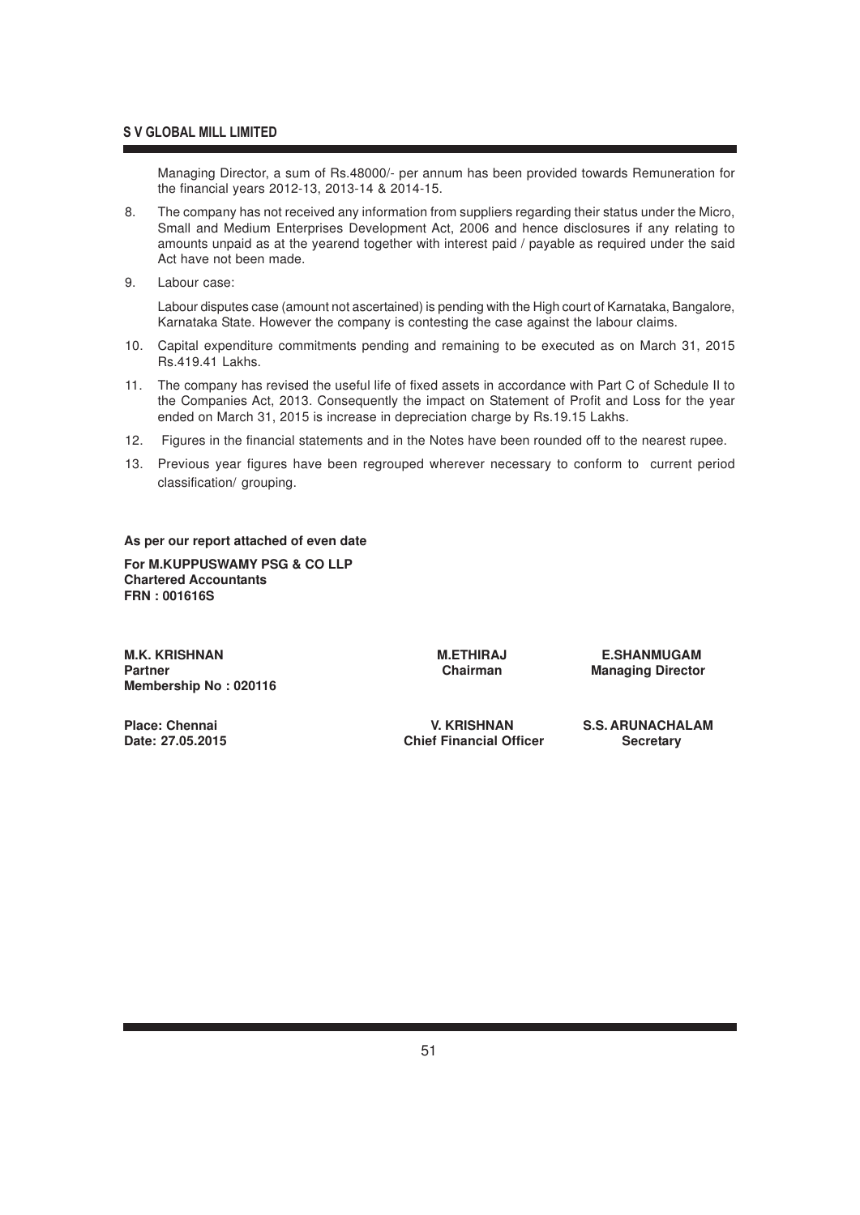Managing Director, a sum of Rs.48000/- per annum has been provided towards Remuneration for the financial years 2012-13, 2013-14 & 2014-15.

8. The company has not received any information from suppliers regarding their status under the Micro, Small and Medium Enterprises Development Act, 2006 and hence disclosures if any relating to amounts unpaid as at the yearend together with interest paid / payable as required under the said Act have not been made.

9. Labour case:

   Labour disputes case (amount not ascertained) is pending with the High court of Karnataka, Bangalore, Karnataka State. However the company is contesting the case against the labour claims.

10. Capital expenditure commitments pending and remaining to be executed as on March 31, 2015 Rs.419.41 Lakhs.

11. The company has revised the useful life of fixed assets in accordance with Part C of Schedule II to the Companies Act, 2013. Consequently the impact on Statement of Profit and Loss for the year ended on March 31, 2015 is increase in depreciation charge by Rs.19.15 Lakhs.

12. Figures in the financial statements and in the Notes have been rounded off to the nearest rupee.

13. Previous year figures have been regrouped wherever necessary to conform to current period classification/ grouping.

**As per our report attached of even date**

**For M.KUPPUSWAMY PSG & CO LLP**
**Chartered Accountants**
**FRN : 001616S**

**M.K. KRISHNAN**
**Partner**
**Membership No : 020116**

**M.ETHIRAJ**
**Chairman**

**E.SHANMUGAM**
**Managing Director**

**Place: Chennai**
**Date: 27.05.2015**

**V. KRISHNAN**
**Chief Financial Officer**

**S.S. ARUNACHALAM**
**Secretary**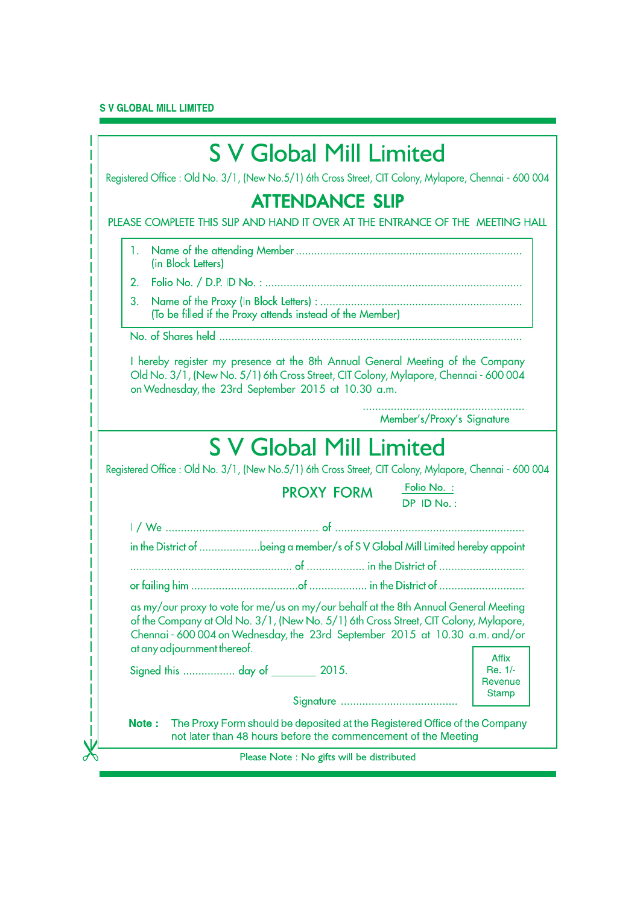# S V Global Mill Limited

Registered Office : Old No. 3/1, (New No.5/1) 6th Cross Street, CIT Colony, Mylapore, Chennai - 600 004

## ATTENDANCE SLIP

PLEASE COMPLETE THIS SLIP AND HAND IT OVER AT THE ENTRANCE OF THE MEETING HALL

1. Name of the attending Member ........................................................................
   (in Block Letters)
2. Folio No. / D.P. ID No. : ..................................................................................
3. Name of the Proxy (In Block Letters) : ................................................................
   (To be filled if the Proxy attends instead of the Member)

No. of Shares held ..................................................................................................

I hereby register my presence at the 8th Annual General Meeting of the Company Old No. 3/1, (New No. 5/1) 6th Cross Street, CIT Colony, Mylapore, Chennai - 600 004 on Wednesday, the 23rd September 2015 at 10.30 a.m.

....................................................
Member's/Proxy's Signature

# S V Global Mill Limited

Registered Office : Old No. 3/1, (New No.5/1) 6th Cross Street, CIT Colony, Mylapore, Chennai - 600 004

## PROXY FORM

Folio No. :
DP ID No. :

I / We ................................................. of .............................................................

in the District of ....................being a member/s of S V Global Mill Limited hereby appoint

.................................................... of .................. in the District of ...........................

or failing him ..................................of .................. in the District of ...........................

as my/our proxy to vote for me/us on my/our behalf at the 8th Annual General Meeting of the Company at Old No. 3/1, (New No. 5/1) 6th Cross Street, CIT Colony, Mylapore, Chennai - 600 004 on Wednesday, the 23rd September 2015 at 10.30 a.m. and/or at any adjournment thereof.

Signed this ................ day of ________ 2015.

Affix Re. 1/- Revenue Stamp

Signature .....................................

**Note :** The Proxy Form should be deposited at the Registered Office of the Company not later than 48 hours before the commencement of the Meeting

Please Note : No gifts will be distributed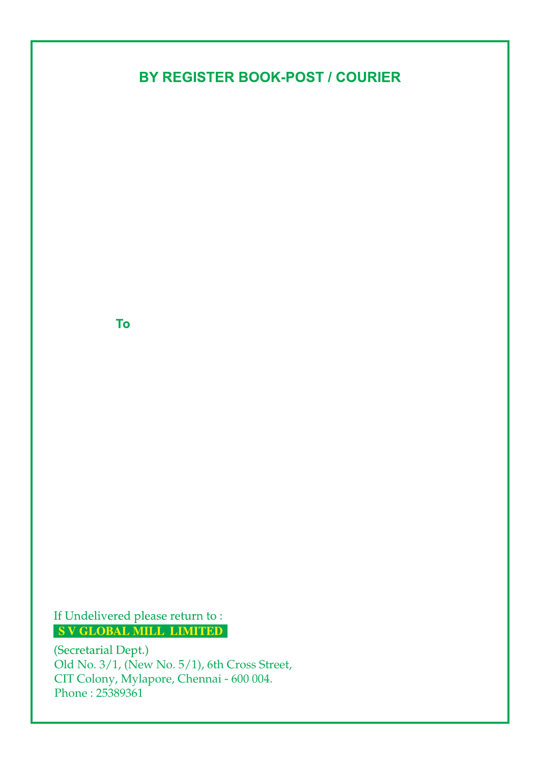**BY REGISTER BOOK-POST / COURIER**

**To**

If Undelivered please return to :

**S V GLOBAL MILL LIMITED**

(Secretarial Dept.)
Old No. 3/1, (New No. 5/1), 6th Cross Street,
CIT Colony, Mylapore, Chennai - 600 004.
Phone : 25389361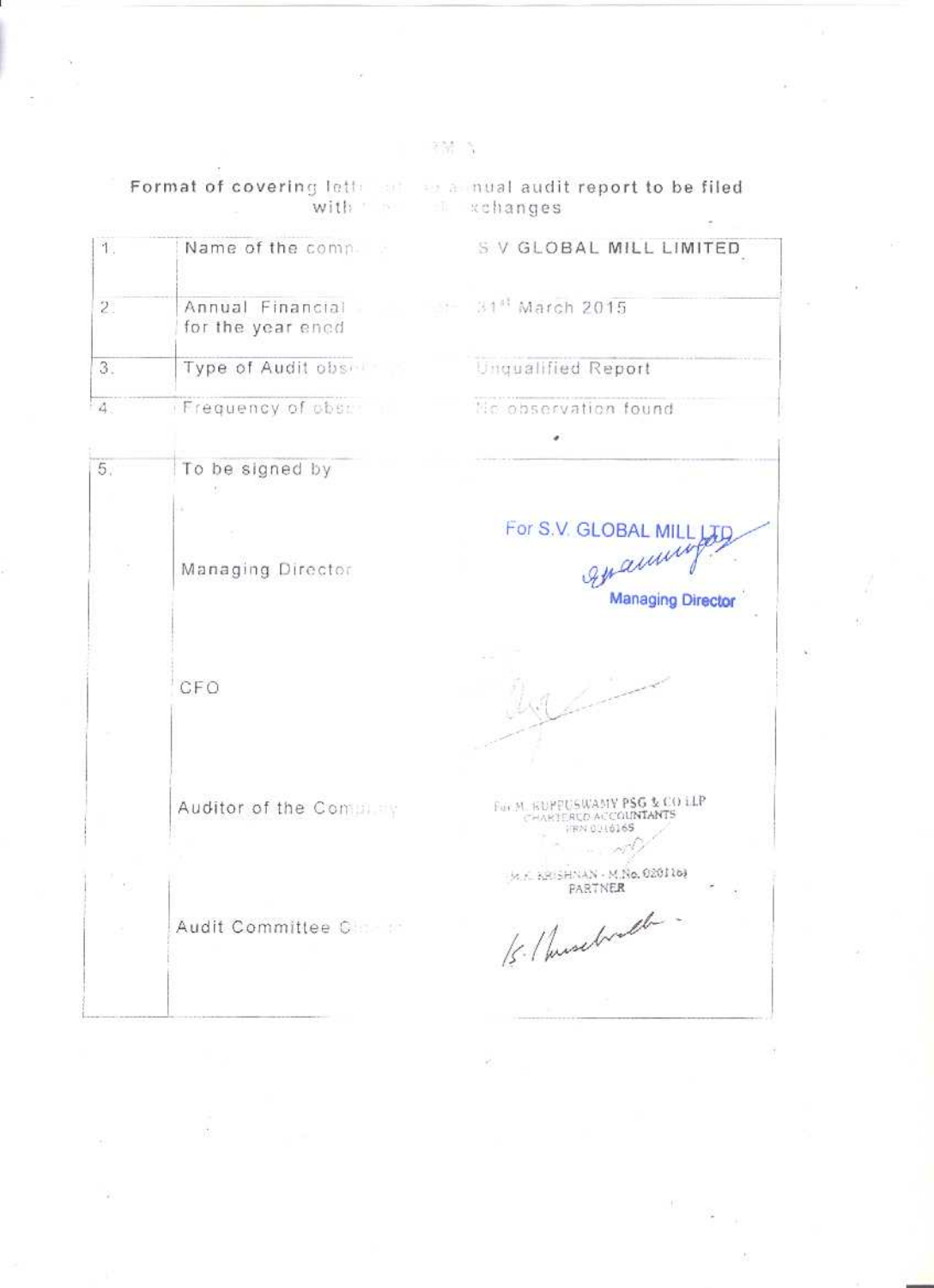FORM A

Format of covering letter of the annual audit report to be filed with the stock exchanges

| | | |
|---|---|---|
| 1. | Name of the company | S V GLOBAL MILL LIMITED |
| 2. | Annual Financial statements for the year ended | 31st March 2015 |
| 3. | Type of Audit observation | Unqualified Report |
| 4. | Frequency of observation | No observation found |
| 5. | To be signed by | |
| | Managing Director | For S.V. GLOBAL MILL LTD<br>Managing Director |
| | CFO | |
| | Auditor of the Company | For M. KUPPUSWAMY PSG & CO LLP<br>CHARTERED ACCOUNTANTS<br>FRN 001616S<br>M.K. KRISHNAN - M.No. 020116<br>PARTNER |
| | Audit Committee Chairman | |